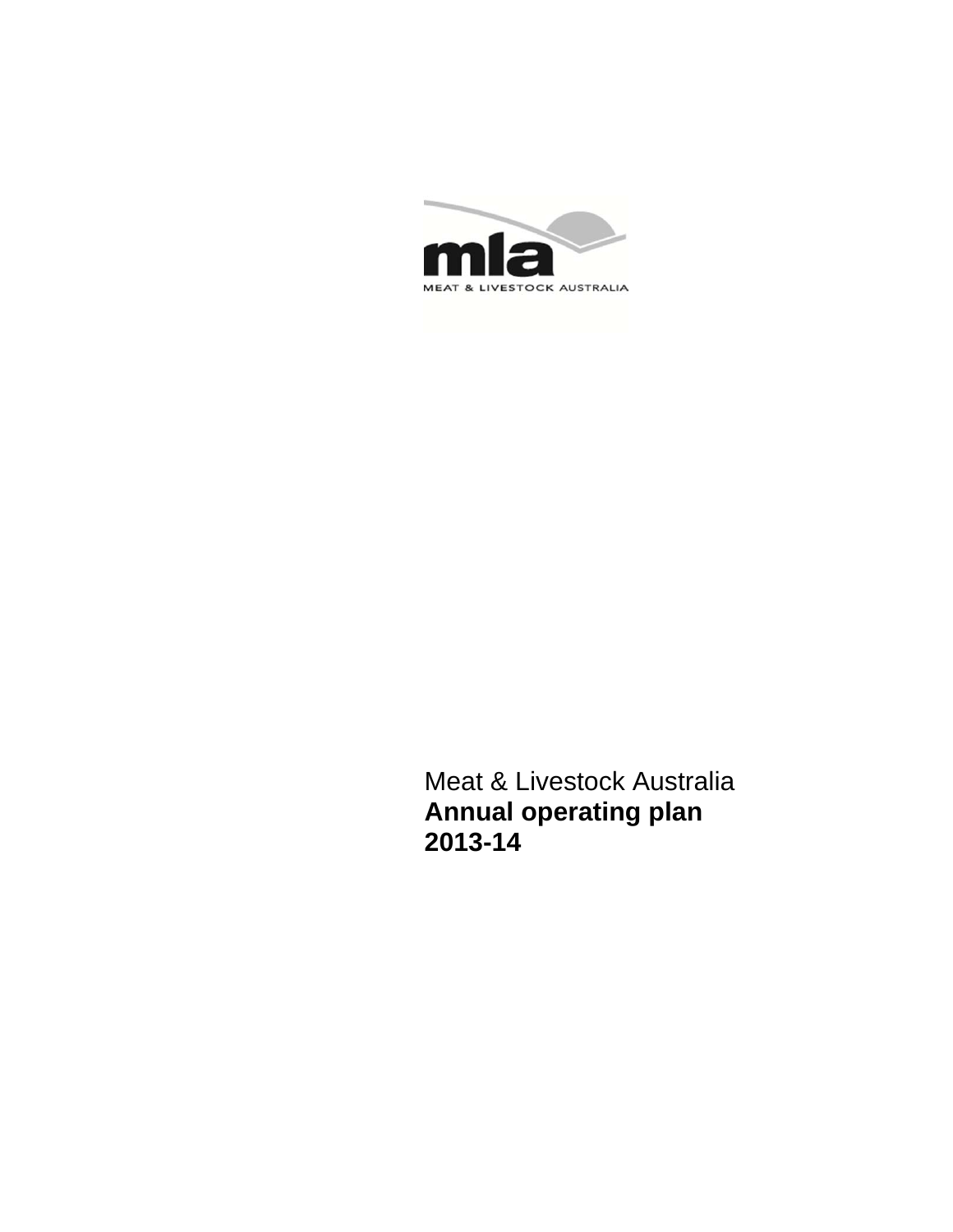mla

MEAT & LIVESTOCK AUSTRALIA

Meat & Livestock Australia

# Annual operating plan 2013-14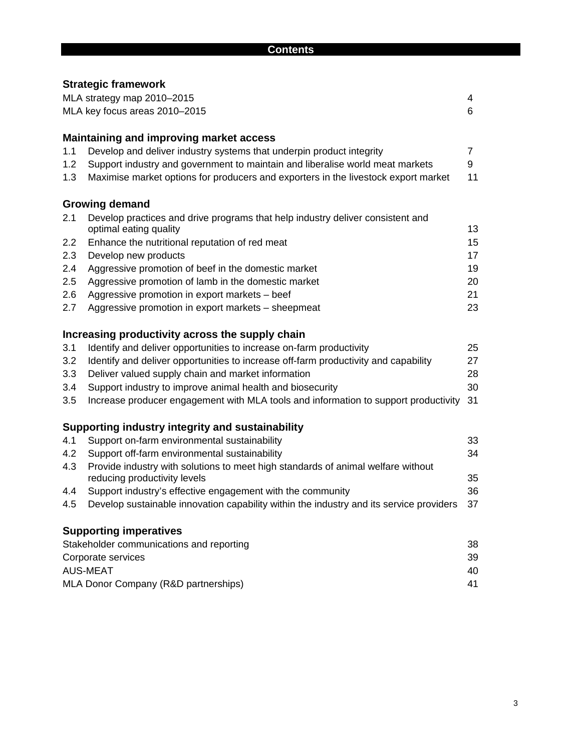# Contents

### Strategic framework

| | | |
|---|---|---|
| MLA strategy map 2010–2015 | | 4 |
| MLA key focus areas 2010–2015 | | 6 |

### Maintaining and improving market access

| | | |
|---|---|---|
| 1.1 | Develop and deliver industry systems that underpin product integrity | 7 |
| 1.2 | Support industry and government to maintain and liberalise world meat markets | 9 |
| 1.3 | Maximise market options for producers and exporters in the livestock export market | 11 |

### Growing demand

| | | |
|---|---|---|
| 2.1 | Develop practices and drive programs that help industry deliver consistent and optimal eating quality | 13 |
| 2.2 | Enhance the nutritional reputation of red meat | 15 |
| 2.3 | Develop new products | 17 |
| 2.4 | Aggressive promotion of beef in the domestic market | 19 |
| 2.5 | Aggressive promotion of lamb in the domestic market | 20 |
| 2.6 | Aggressive promotion in export markets – beef | 21 |
| 2.7 | Aggressive promotion in export markets – sheepmeat | 23 |

### Increasing productivity across the supply chain

| | | |
|---|---|---|
| 3.1 | Identify and deliver opportunities to increase on-farm productivity | 25 |
| 3.2 | Identify and deliver opportunities to increase off-farm productivity and capability | 27 |
| 3.3 | Deliver valued supply chain and market information | 28 |
| 3.4 | Support industry to improve animal health and biosecurity | 30 |
| 3.5 | Increase producer engagement with MLA tools and information to support productivity | 31 |

### Supporting industry integrity and sustainability

| | | |
|---|---|---|
| 4.1 | Support on-farm environmental sustainability | 33 |
| 4.2 | Support off-farm environmental sustainability | 34 |
| 4.3 | Provide industry with solutions to meet high standards of animal welfare without reducing productivity levels | 35 |
| 4.4 | Support industry's effective engagement with the community | 36 |
| 4.5 | Develop sustainable innovation capability within the industry and its service providers | 37 |

### Supporting imperatives

| | | |
|---|---|---|
| Stakeholder communications and reporting | | 38 |
| Corporate services | | 39 |
| AUS-MEAT | | 40 |
| MLA Donor Company (R&D partnerships) | | 41 |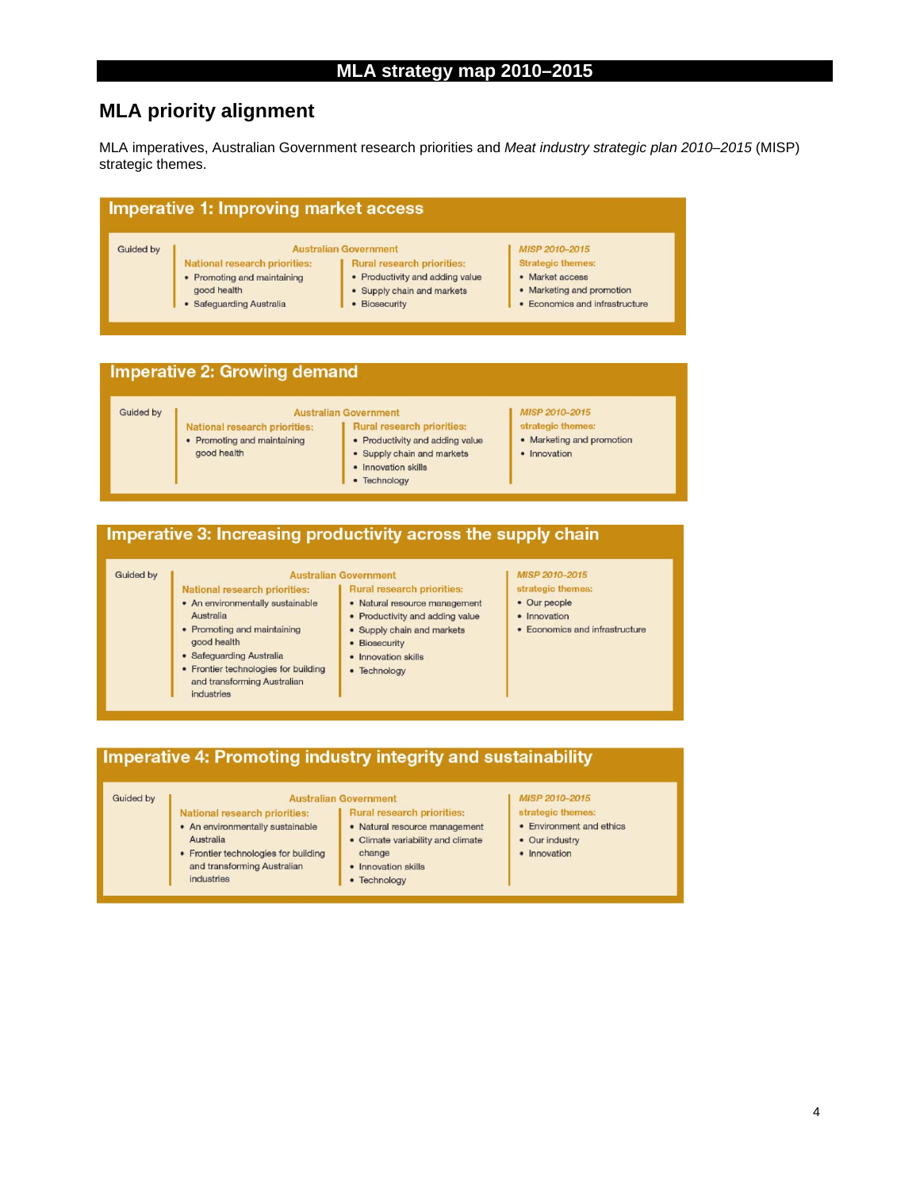# MLA strategy map 2010–2015

## MLA priority alignment

MLA imperatives, Australian Government research priorities and *Meat industry strategic plan 2010–2015* (MISP) strategic themes.

### Imperative 1: Improving market access

Guided by

**Australian Government**

**National research priorities:**
- Promoting and maintaining good health
- Safeguarding Australia

**Rural research priorities:**
- Productivity and adding value
- Supply chain and markets
- Biosecurity

***MISP 2010–2015***
**Strategic themes:**
- Market access
- Marketing and promotion
- Economics and infrastructure

### Imperative 2: Growing demand

Guided by

**Australian Government**

**National research priorities:**
- Promoting and maintaining good health

**Rural research priorities:**
- Productivity and adding value
- Supply chain and markets
- Innovation skills
- Technology

***MISP 2010–2015***
**strategic themes:**
- Marketing and promotion
- Innovation

### Imperative 3: Increasing productivity across the supply chain

Guided by

**Australian Government**

**National research priorities:**
- An environmentally sustainable Australia
- Promoting and maintaining good health
- Safeguarding Australia
- Frontier technologies for building and transforming Australian industries

**Rural research priorities:**
- Natural resource management
- Productivity and adding value
- Supply chain and markets
- Biosecurity
- Innovation skills
- Technology

***MISP 2010–2015***
**strategic themes:**
- Our people
- Innovation
- Economics and infrastructure

### Imperative 4: Promoting industry integrity and sustainability

Guided by

**Australian Government**

**National research priorities:**
- An environmentally sustainable Australia
- Frontier technologies for building and transforming Australian industries

**Rural research priorities:**
- Natural resource management
- Climate variability and climate change
- Innovation skills
- Technology

***MISP 2010–2015***
**strategic themes:**
- Environment and ethics
- Our industry
- Innovation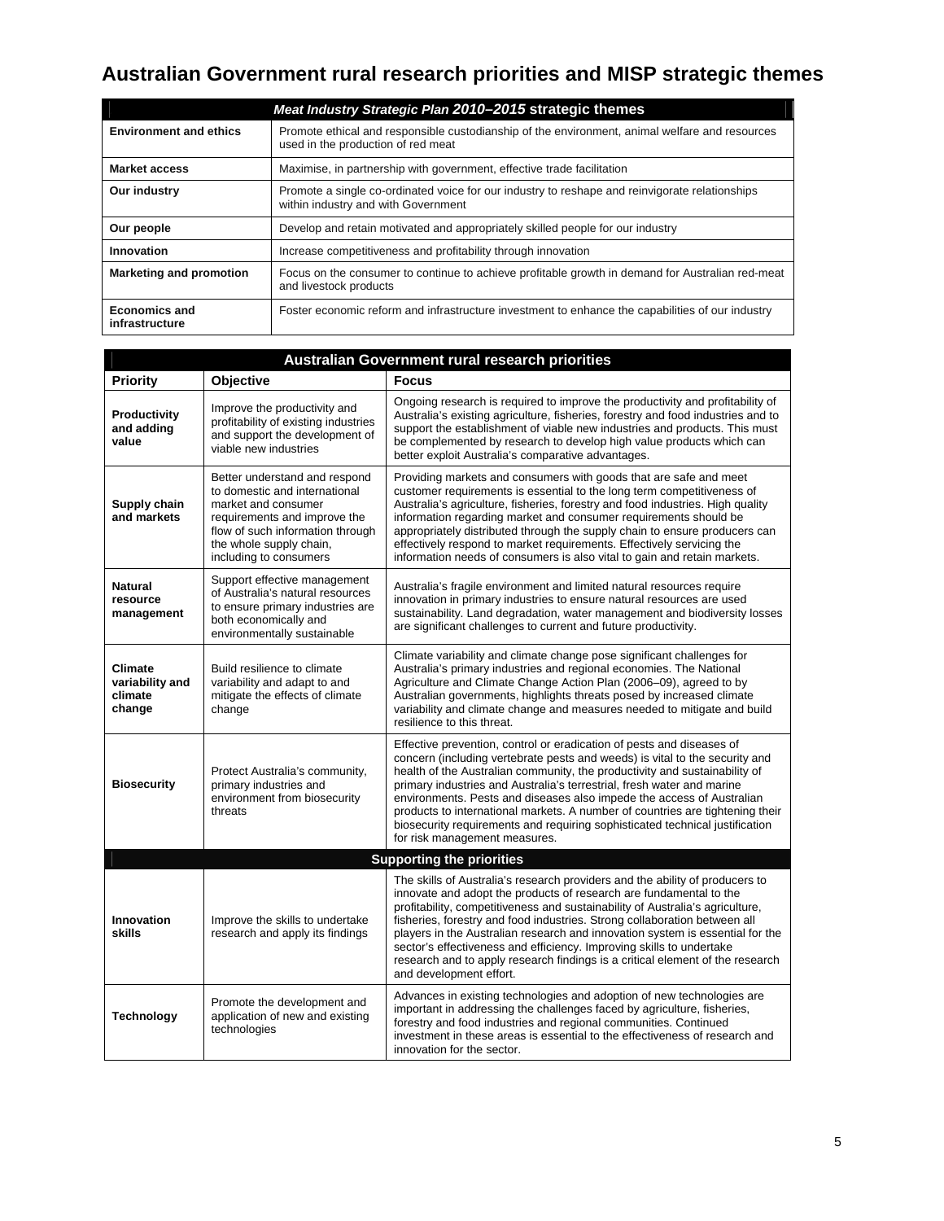# Australian Government rural research priorities and MISP strategic themes

| *Meat Industry Strategic Plan 2010–2015* **strategic themes** | |
|---|---|
| **Environment and ethics** | Promote ethical and responsible custodianship of the environment, animal welfare and resources used in the production of red meat |
| **Market access** | Maximise, in partnership with government, effective trade facilitation |
| **Our industry** | Promote a single co-ordinated voice for our industry to reshape and reinvigorate relationships within industry and with Government |
| **Our people** | Develop and retain motivated and appropriately skilled people for our industry |
| **Innovation** | Increase competitiveness and profitability through innovation |
| **Marketing and promotion** | Focus on the consumer to continue to achieve profitable growth in demand for Australian red-meat and livestock products |
| **Economics and infrastructure** | Foster economic reform and infrastructure investment to enhance the capabilities of our industry |

| **Australian Government rural research priorities** | | |
|---|---|---|
| **Priority** | **Objective** | **Focus** |
| **Productivity and adding value** | Improve the productivity and profitability of existing industries and support the development of viable new industries | Ongoing research is required to improve the productivity and profitability of Australia's existing agriculture, fisheries, forestry and food industries and to support the establishment of viable new industries and products. This must be complemented by research to develop high value products which can better exploit Australia's comparative advantages. |
| **Supply chain and markets** | Better understand and respond to domestic and international market and consumer requirements and improve the flow of such information through the whole supply chain, including to consumers | Providing markets and consumers with goods that are safe and meet customer requirements is essential to the long term competitiveness of Australia's agriculture, fisheries, forestry and food industries. High quality information regarding market and consumer requirements should be appropriately distributed through the supply chain to ensure producers can effectively respond to market requirements. Effectively servicing the information needs of consumers is also vital to gain and retain markets. |
| **Natural resource management** | Support effective management of Australia's natural resources to ensure primary industries are both economically and environmentally sustainable | Australia's fragile environment and limited natural resources require innovation in primary industries to ensure natural resources are used sustainability. Land degradation, water management and biodiversity losses are significant challenges to current and future productivity. |
| **Climate variability and climate change** | Build resilience to climate variability and adapt to and mitigate the effects of climate change | Climate variability and climate change pose significant challenges for Australia's primary industries and regional economies. The National Agriculture and Climate Change Action Plan (2006–09), agreed to by Australian governments, highlights threats posed by increased climate variability and climate change and measures needed to mitigate and build resilience to this threat. |
| **Biosecurity** | Protect Australia's community, primary industries and environment from biosecurity threats | Effective prevention, control or eradication of pests and diseases of concern (including vertebrate pests and weeds) is vital to the security and health of the Australian community, the productivity and sustainability of primary industries and Australia's terrestrial, fresh water and marine environments. Pests and diseases also impede the access of Australian products to international markets. A number of countries are tightening their biosecurity requirements and requiring sophisticated technical justification for risk management measures. |
| **Supporting the priorities** | | |
| **Innovation skills** | Improve the skills to undertake research and apply its findings | The skills of Australia's research providers and the ability of producers to innovate and adopt the products of research are fundamental to the profitability, competitiveness and sustainability of Australia's agriculture, fisheries, forestry and food industries. Strong collaboration between all players in the Australian research and innovation system is essential for the sector's effectiveness and efficiency. Improving skills to undertake research and to apply research findings is a critical element of the research and development effort. |
| **Technology** | Promote the development and application of new and existing technologies | Advances in existing technologies and adoption of new technologies are important in addressing the challenges faced by agriculture, fisheries, forestry and food industries and regional communities. Continued investment in these areas is essential to the effectiveness of research and innovation for the sector. |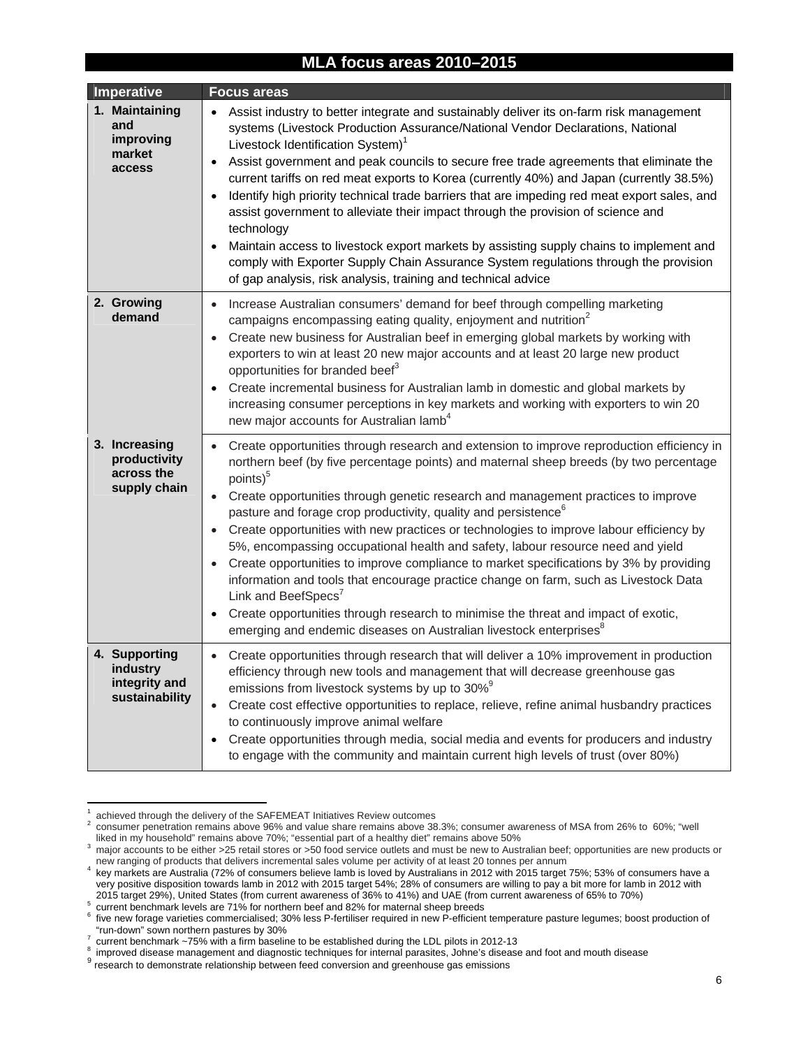## MLA focus areas 2010–2015

| Imperative | Focus areas |
|---|---|
| 1. Maintaining and improving market access | • Assist industry to better integrate and sustainably deliver its on-farm risk management systems (Livestock Production Assurance/National Vendor Declarations, National Livestock Identification System)[1]<br>• Assist government and peak councils to secure free trade agreements that eliminate the current tariffs on red meat exports to Korea (currently 40%) and Japan (currently 38.5%)<br>• Identify high priority technical trade barriers that are impeding red meat export sales, and assist government to alleviate their impact through the provision of science and technology<br>• Maintain access to livestock export markets by assisting supply chains to implement and comply with Exporter Supply Chain Assurance System regulations through the provision of gap analysis, risk analysis, training and technical advice |
| 2. Growing demand | • Increase Australian consumers' demand for beef through compelling marketing campaigns encompassing eating quality, enjoyment and nutrition[2]<br>• Create new business for Australian beef in emerging global markets by working with exporters to win at least 20 new major accounts and at least 20 large new product opportunities for branded beef[3]<br>• Create incremental business for Australian lamb in domestic and global markets by increasing consumer perceptions in key markets and working with exporters to win 20 new major accounts for Australian lamb[4] |
| 3. Increasing productivity across the supply chain | • Create opportunities through research and extension to improve reproduction efficiency in northern beef (by five percentage points) and maternal sheep breeds (by two percentage points)[5]<br>• Create opportunities through genetic research and management practices to improve pasture and forage crop productivity, quality and persistence[6]<br>• Create opportunities with new practices or technologies to improve labour efficiency by 5%, encompassing occupational health and safety, labour resource need and yield<br>• Create opportunities to improve compliance to market specifications by 3% by providing information and tools that encourage practice change on farm, such as Livestock Data Link and BeefSpecs[7]<br>• Create opportunities through research to minimise the threat and impact of exotic, emerging and endemic diseases on Australian livestock enterprises[8] |
| 4. Supporting industry integrity and sustainability | • Create opportunities through research that will deliver a 10% improvement in production efficiency through new tools and management that will decrease greenhouse gas emissions from livestock systems by up to 30%[9]<br>• Create cost effective opportunities to replace, relieve, refine animal husbandry practices to continuously improve animal welfare<br>• Create opportunities through media, social media and events for producers and industry to engage with the community and maintain current high levels of trust (over 80%) |

[1] achieved through the delivery of the SAFEMEAT Initiatives Review outcomes

[2] consumer penetration remains above 96% and value share remains above 38.3%; consumer awareness of MSA from 26% to 60%; "well liked in my household" remains above 70%; "essential part of a healthy diet" remains above 50%

[3] major accounts to be either >25 retail stores or >50 food service outlets and must be new to Australian beef; opportunities are new products or new ranging of products that delivers incremental sales volume per activity of at least 20 tonnes per annum

[4] key markets are Australia (72% of consumers believe lamb is loved by Australians in 2012 with 2015 target 75%; 53% of consumers have a very positive disposition towards lamb in 2012 with 2015 target 54%; 28% of consumers are willing to pay a bit more for lamb in 2012 with 2015 target 29%), United States (from current awareness of 36% to 41%) and UAE (from current awareness of 65% to 70%)

[5] current benchmark levels are 71% for northern beef and 82% for maternal sheep breeds

[6] five new forage varieties commercialised; 30% less P-fertiliser required in new P-efficient temperature pasture legumes; boost production of "run-down" sown northern pastures by 30%

[7] current benchmark ~75% with a firm baseline to be established during the LDL pilots in 2012-13

[8] improved disease management and diagnostic techniques for internal parasites, Johne's disease and foot and mouth disease

[9] research to demonstrate relationship between feed conversion and greenhouse gas emissions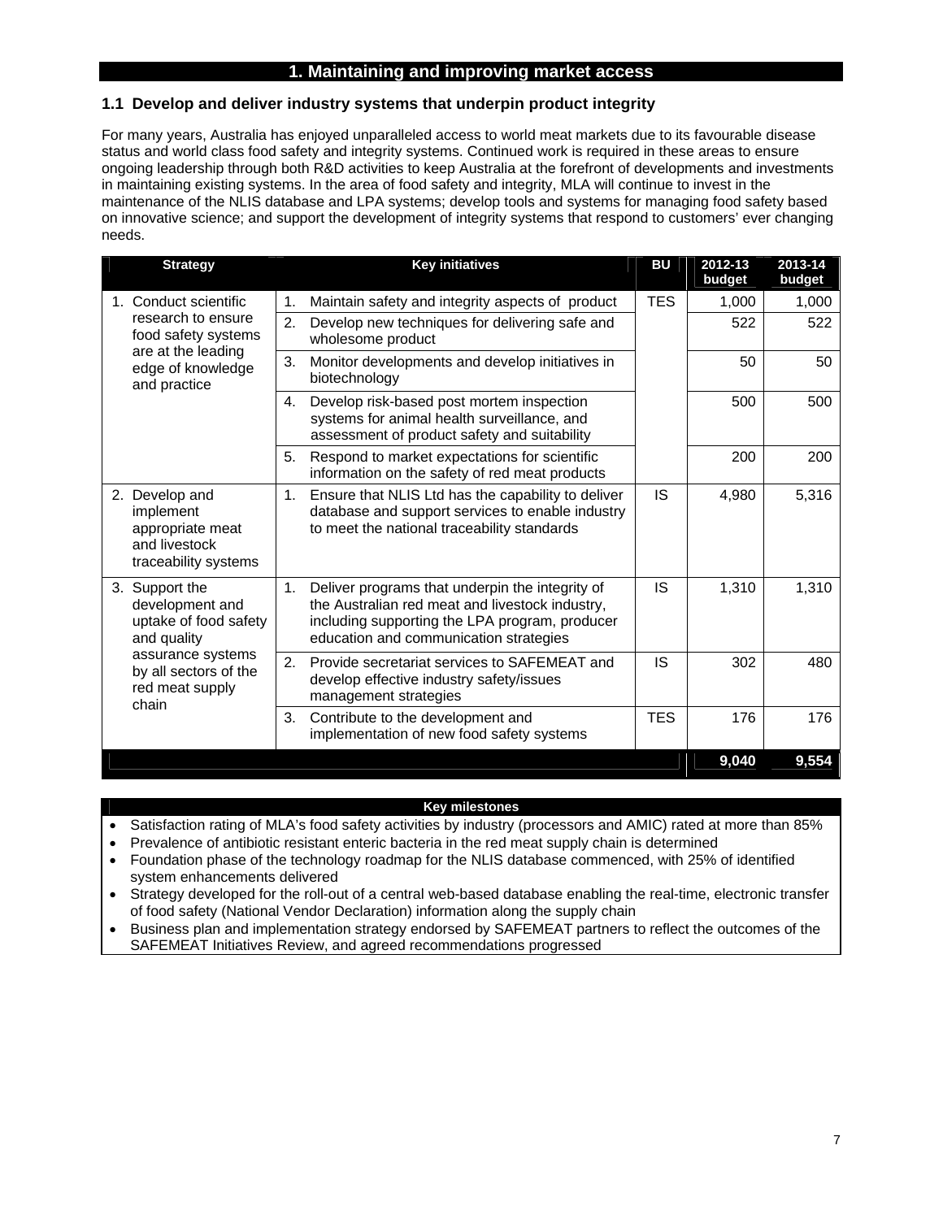# 1. Maintaining and improving market access

## 1.1 Develop and deliver industry systems that underpin product integrity

For many years, Australia has enjoyed unparalleled access to world meat markets due to its favourable disease status and world class food safety and integrity systems. Continued work is required in these areas to ensure ongoing leadership through both R&D activities to keep Australia at the forefront of developments and investments in maintaining existing systems. In the area of food safety and integrity, MLA will continue to invest in the maintenance of the NLIS database and LPA systems; develop tools and systems for managing food safety based on innovative science; and support the development of integrity systems that respond to customers' ever changing needs.

| Strategy | Key initiatives | BU | 2012-13 budget | 2013-14 budget |
|---|---|---|---|---|
| 1. Conduct scientific research to ensure food safety systems are at the leading edge of knowledge and practice | 1. Maintain safety and integrity aspects of product | TES | 1,000 | 1,000 |
| | 2. Develop new techniques for delivering safe and wholesome product | | 522 | 522 |
| | 3. Monitor developments and develop initiatives in biotechnology | | 50 | 50 |
| | 4. Develop risk-based post mortem inspection systems for animal health surveillance, and assessment of product safety and suitability | | 500 | 500 |
| | 5. Respond to market expectations for scientific information on the safety of red meat products | | 200 | 200 |
| 2. Develop and implement appropriate meat and livestock traceability systems | 1. Ensure that NLIS Ltd has the capability to deliver database and support services to enable industry to meet the national traceability standards | IS | 4,980 | 5,316 |
| 3. Support the development and uptake of food safety and quality assurance systems by all sectors of the red meat supply chain | 1. Deliver programs that underpin the integrity of the Australian red meat and livestock industry, including supporting the LPA program, producer education and communication strategies | IS | 1,310 | 1,310 |
| | 2. Provide secretariat services to SAFEMEAT and develop effective industry safety/issues management strategies | IS | 302 | 480 |
| | 3. Contribute to the development and implementation of new food safety systems | TES | 176 | 176 |
| | | | **9,040** | **9,554** |

**Key milestones**

- Satisfaction rating of MLA's food safety activities by industry (processors and AMIC) rated at more than 85%
- Prevalence of antibiotic resistant enteric bacteria in the red meat supply chain is determined
- Foundation phase of the technology roadmap for the NLIS database commenced, with 25% of identified system enhancements delivered
- Strategy developed for the roll-out of a central web-based database enabling the real-time, electronic transfer of food safety (National Vendor Declaration) information along the supply chain
- Business plan and implementation strategy endorsed by SAFEMEAT partners to reflect the outcomes of the SAFEMEAT Initiatives Review, and agreed recommendations progressed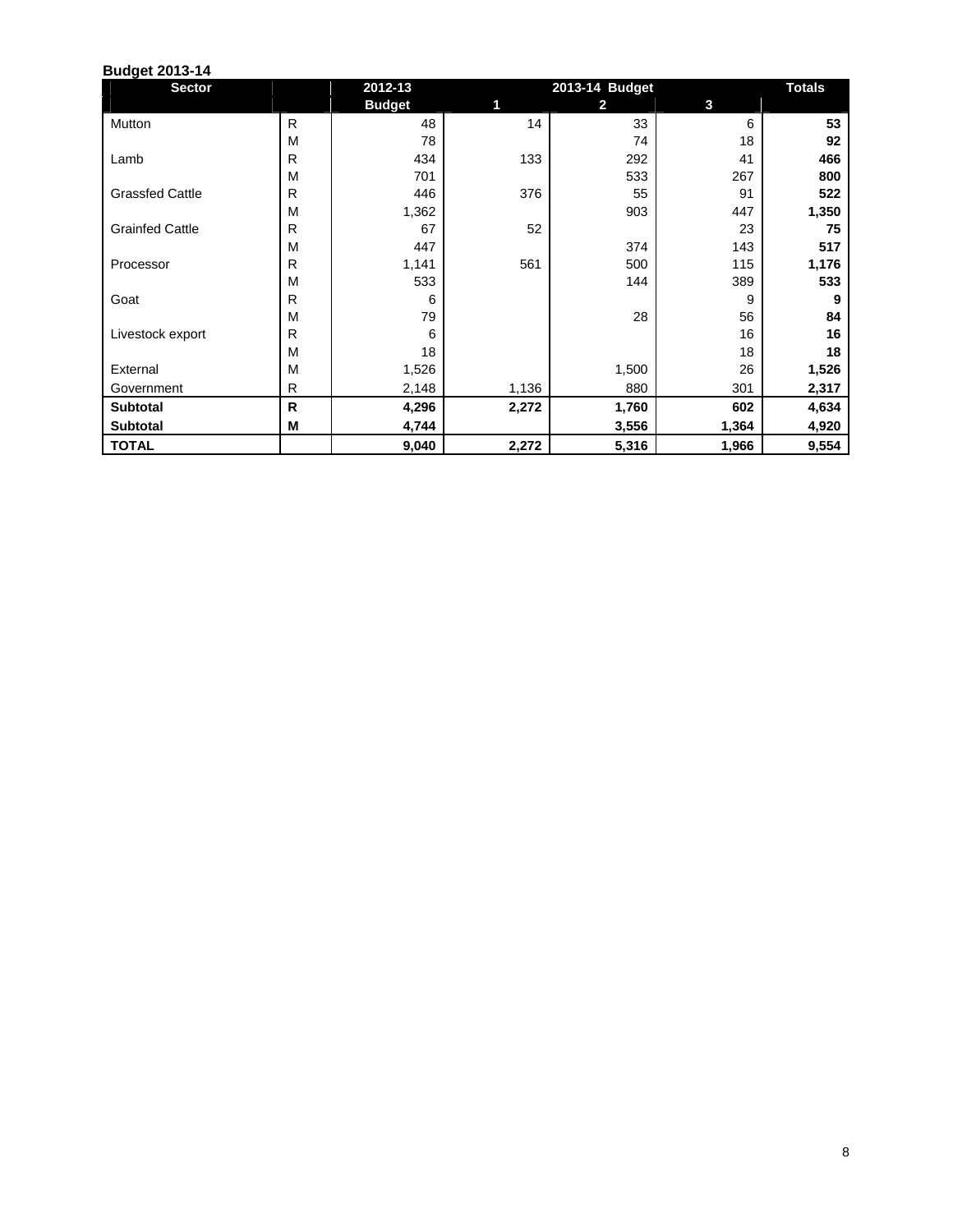**Budget 2013-14**

| Sector | | 2012-13 | 2013-14 Budget | | | Totals |
|---|---|---|---|---|---|---|
| | | Budget | 1 | 2 | 3 | |
| Mutton | R | 48 | 14 | 33 | 6 | **53** |
| | M | 78 | | 74 | 18 | **92** |
| Lamb | R | 434 | 133 | 292 | 41 | **466** |
| | M | 701 | | 533 | 267 | **800** |
| Grassfed Cattle | R | 446 | 376 | 55 | 91 | **522** |
| | M | 1,362 | | 903 | 447 | **1,350** |
| Grainfed Cattle | R | 67 | 52 | | 23 | **75** |
| | M | 447 | | 374 | 143 | **517** |
| Processor | R | 1,141 | 561 | 500 | 115 | **1,176** |
| | M | 533 | | 144 | 389 | **533** |
| Goat | R | 6 | | | 9 | **9** |
| | M | 79 | | 28 | 56 | **84** |
| Livestock export | R | 6 | | | 16 | **16** |
| | M | 18 | | | 18 | **18** |
| External | M | 1,526 | | 1,500 | 26 | **1,526** |
| Government | R | 2,148 | 1,136 | 880 | 301 | **2,317** |
| **Subtotal** | **R** | **4,296** | **2,272** | **1,760** | **602** | **4,634** |
| **Subtotal** | **M** | **4,744** | | **3,556** | **1,364** | **4,920** |
| **TOTAL** | | **9,040** | **2,272** | **5,316** | **1,966** | **9,554** |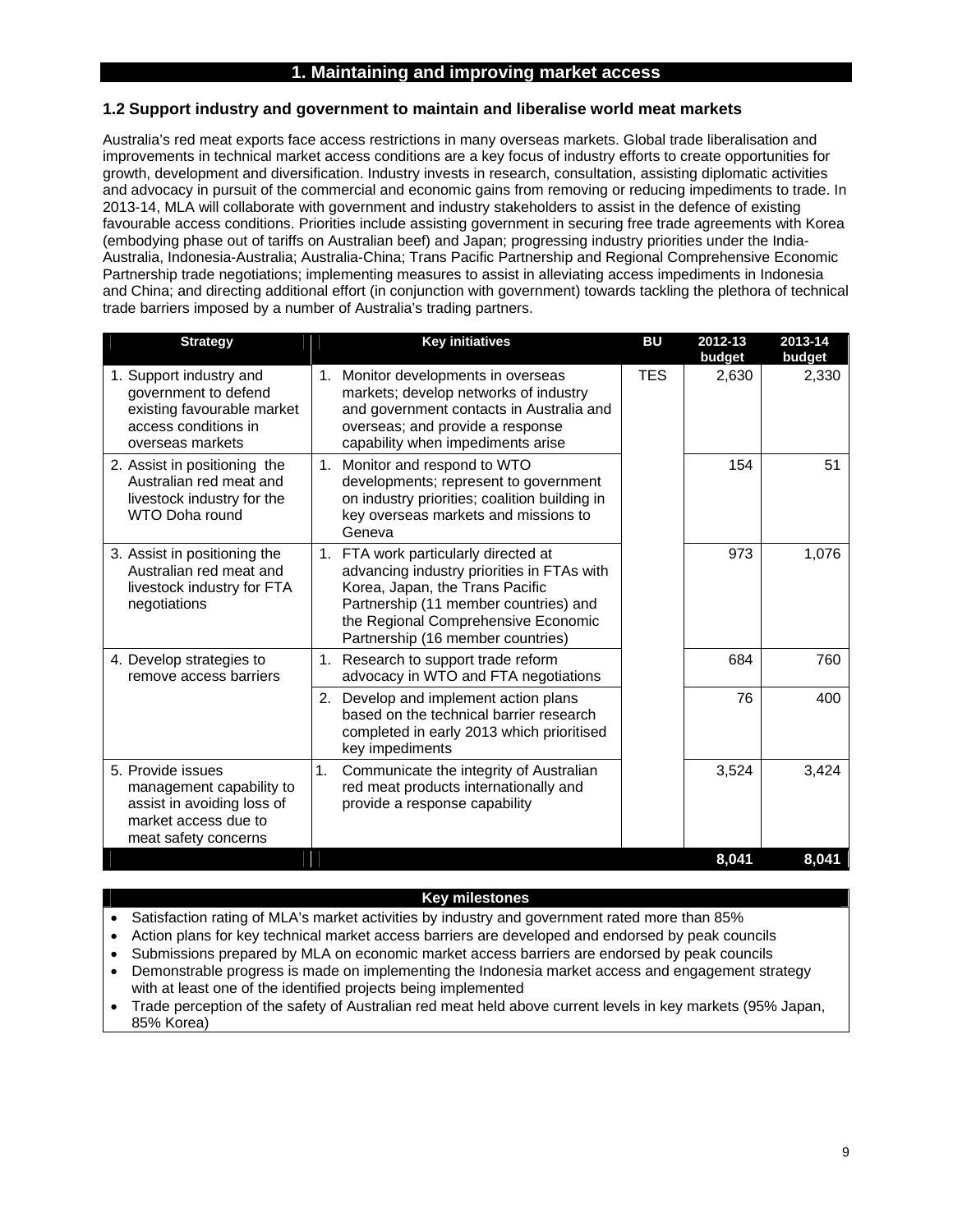## 1. Maintaining and improving market access

### 1.2 Support industry and government to maintain and liberalise world meat markets

Australia's red meat exports face access restrictions in many overseas markets. Global trade liberalisation and improvements in technical market access conditions are a key focus of industry efforts to create opportunities for growth, development and diversification. Industry invests in research, consultation, assisting diplomatic activities and advocacy in pursuit of the commercial and economic gains from removing or reducing impediments to trade. In 2013-14, MLA will collaborate with government and industry stakeholders to assist in the defence of existing favourable access conditions. Priorities include assisting government in securing free trade agreements with Korea (embodying phase out of tariffs on Australian beef) and Japan; progressing industry priorities under the India-Australia, Indonesia-Australia; Australia-China; Trans Pacific Partnership and Regional Comprehensive Economic Partnership trade negotiations; implementing measures to assist in alleviating access impediments in Indonesia and China; and directing additional effort (in conjunction with government) towards tackling the plethora of technical trade barriers imposed by a number of Australia's trading partners.

| Strategy | Key initiatives | BU | 2012-13 budget | 2013-14 budget |
|---|---|---|---|---|
| 1. Support industry and government to defend existing favourable market access conditions in overseas markets | 1. Monitor developments in overseas markets; develop networks of industry and government contacts in Australia and overseas; and provide a response capability when impediments arise | TES | 2,630 | 2,330 |
| 2. Assist in positioning the Australian red meat and livestock industry for the WTO Doha round | 1. Monitor and respond to WTO developments; represent to government on industry priorities; coalition building in key overseas markets and missions to Geneva | | 154 | 51 |
| 3. Assist in positioning the Australian red meat and livestock industry for FTA negotiations | 1. FTA work particularly directed at advancing industry priorities in FTAs with Korea, Japan, the Trans Pacific Partnership (11 member countries) and the Regional Comprehensive Economic Partnership (16 member countries) | | 973 | 1,076 |
| 4. Develop strategies to remove access barriers | 1. Research to support trade reform advocacy in WTO and FTA negotiations | | 684 | 760 |
| | 2. Develop and implement action plans based on the technical barrier research completed in early 2013 which prioritised key impediments | | 76 | 400 |
| 5. Provide issues management capability to assist in avoiding loss of market access due to meat safety concerns | 1. Communicate the integrity of Australian red meat products internationally and provide a response capability | | 3,524 | 3,424 |
| | | | **8,041** | **8,041** |

**Key milestones**

- Satisfaction rating of MLA's market activities by industry and government rated more than 85%
- Action plans for key technical market access barriers are developed and endorsed by peak councils
- Submissions prepared by MLA on economic market access barriers are endorsed by peak councils
- Demonstrable progress is made on implementing the Indonesia market access and engagement strategy with at least one of the identified projects being implemented
- Trade perception of the safety of Australian red meat held above current levels in key markets (95% Japan, 85% Korea)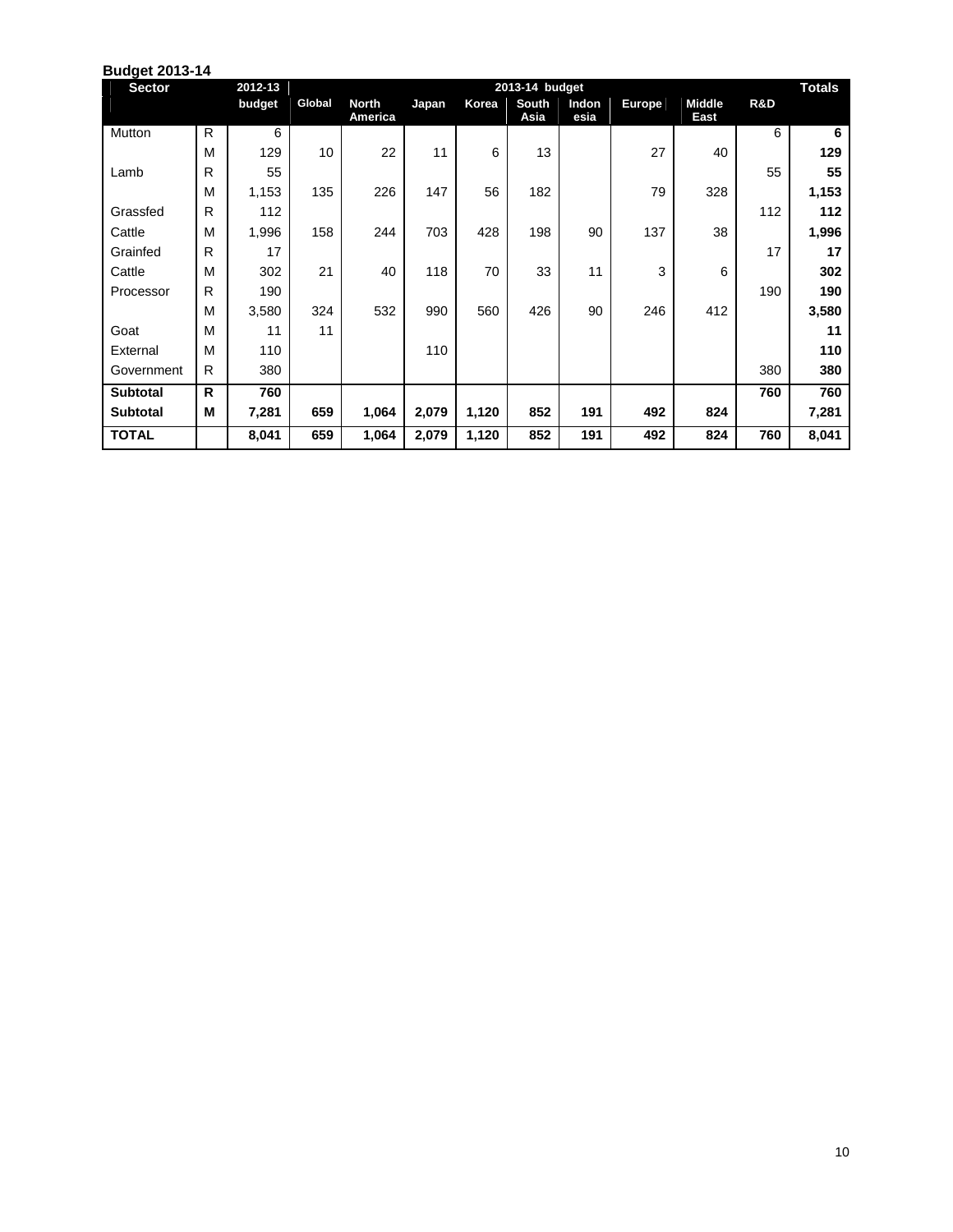**Budget 2013-14**

| Sector | | 2012-13 | 2013-14 budget | | | | | | | | | Totals |
|---|---|---|---|---|---|---|---|---|---|---|---|---|
| | | budget | Global | North America | Japan | Korea | South Asia | Indonesia | Europe | Middle East | R&D | |
| Mutton | R | 6 | | | | | | | | | 6 | **6** |
| | M | 129 | 10 | 22 | 11 | 6 | 13 | | 27 | 40 | | **129** |
| Lamb | R | 55 | | | | | | | | | 55 | **55** |
| | M | 1,153 | 135 | 226 | 147 | 56 | 182 | | 79 | 328 | | **1,153** |
| Grassfed | R | 112 | | | | | | | | | 112 | **112** |
| Cattle | M | 1,996 | 158 | 244 | 703 | 428 | 198 | 90 | 137 | 38 | | **1,996** |
| Grainfed | R | 17 | | | | | | | | | 17 | **17** |
| Cattle | M | 302 | 21 | 40 | 118 | 70 | 33 | 11 | 3 | 6 | | **302** |
| Processor | R | 190 | | | | | | | | | 190 | **190** |
| | M | 3,580 | 324 | 532 | 990 | 560 | 426 | 90 | 246 | 412 | | **3,580** |
| Goat | M | 11 | 11 | | | | | | | | | **11** |
| External | M | 110 | | | 110 | | | | | | | **110** |
| Government | R | 380 | | | | | | | | | 380 | **380** |
| **Subtotal** | **R** | **760** | | | | | | | | | **760** | **760** |
| **Subtotal** | **M** | **7,281** | **659** | **1,064** | **2,079** | **1,120** | **852** | **191** | **492** | **824** | | **7,281** |
| **TOTAL** | | **8,041** | **659** | **1,064** | **2,079** | **1,120** | **852** | **191** | **492** | **824** | **760** | **8,041** |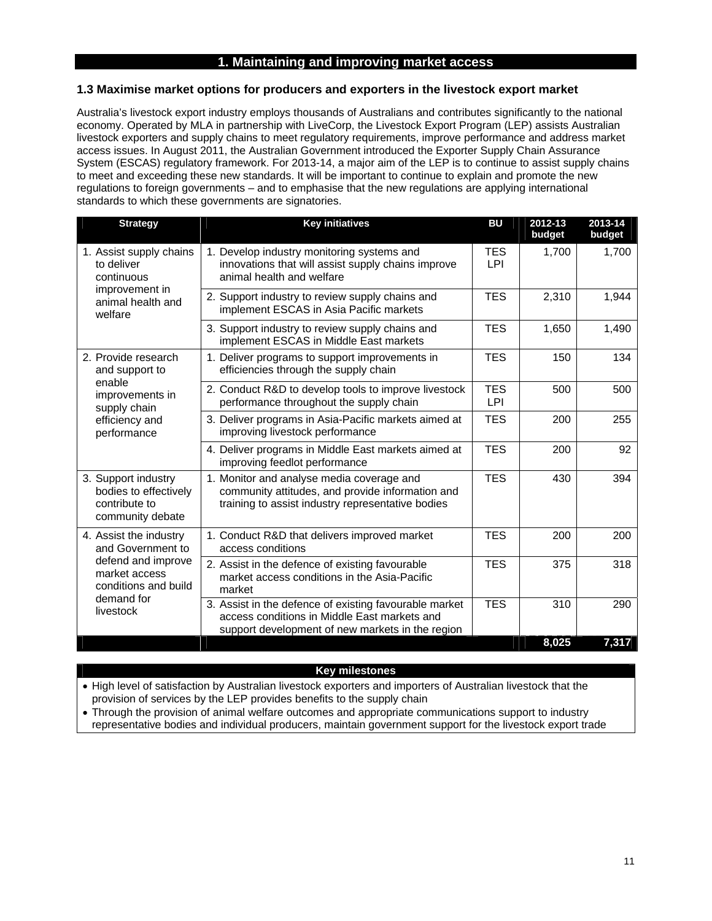# 1. Maintaining and improving market access

## 1.3 Maximise market options for producers and exporters in the livestock export market

Australia's livestock export industry employs thousands of Australians and contributes significantly to the national economy. Operated by MLA in partnership with LiveCorp, the Livestock Export Program (LEP) assists Australian livestock exporters and supply chains to meet regulatory requirements, improve performance and address market access issues. In August 2011, the Australian Government introduced the Exporter Supply Chain Assurance System (ESCAS) regulatory framework. For 2013-14, a major aim of the LEP is to continue to assist supply chains to meet and exceeding these new standards. It will be important to continue to explain and promote the new regulations to foreign governments – and to emphasise that the new regulations are applying international standards to which these governments are signatories.

| Strategy | Key initiatives | BU | 2012-13 budget | 2013-14 budget |
|---|---|---|---|---|
| 1. Assist supply chains to deliver continuous improvement in animal health and welfare | 1. Develop industry monitoring systems and innovations that will assist supply chains improve animal health and welfare | TES LPI | 1,700 | 1,700 |
| | 2. Support industry to review supply chains and implement ESCAS in Asia Pacific markets | TES | 2,310 | 1,944 |
| | 3. Support industry to review supply chains and implement ESCAS in Middle East markets | TES | 1,650 | 1,490 |
| 2. Provide research and support to enable improvements in supply chain efficiency and performance | 1. Deliver programs to support improvements in efficiencies through the supply chain | TES | 150 | 134 |
| | 2. Conduct R&D to develop tools to improve livestock performance throughout the supply chain | TES LPI | 500 | 500 |
| | 3. Deliver programs in Asia-Pacific markets aimed at improving livestock performance | TES | 200 | 255 |
| | 4. Deliver programs in Middle East markets aimed at improving feedlot performance | TES | 200 | 92 |
| 3. Support industry bodies to effectively contribute to community debate | 1. Monitor and analyse media coverage and community attitudes, and provide information and training to assist industry representative bodies | TES | 430 | 394 |
| 4. Assist the industry and Government to defend and improve market access conditions and build demand for livestock | 1. Conduct R&D that delivers improved market access conditions | TES | 200 | 200 |
| | 2. Assist in the defence of existing favourable market access conditions in the Asia-Pacific market | TES | 375 | 318 |
| | 3. Assist in the defence of existing favourable market access conditions in Middle East markets and support development of new markets in the region | TES | 310 | 290 |
| | | | **8,025** | **7,317** |

| Key milestones |
|---|
| • High level of satisfaction by Australian livestock exporters and importers of Australian livestock that the provision of services by the LEP provides benefits to the supply chain<br>• Through the provision of animal welfare outcomes and appropriate communications support to industry representative bodies and individual producers, maintain government support for the livestock export trade |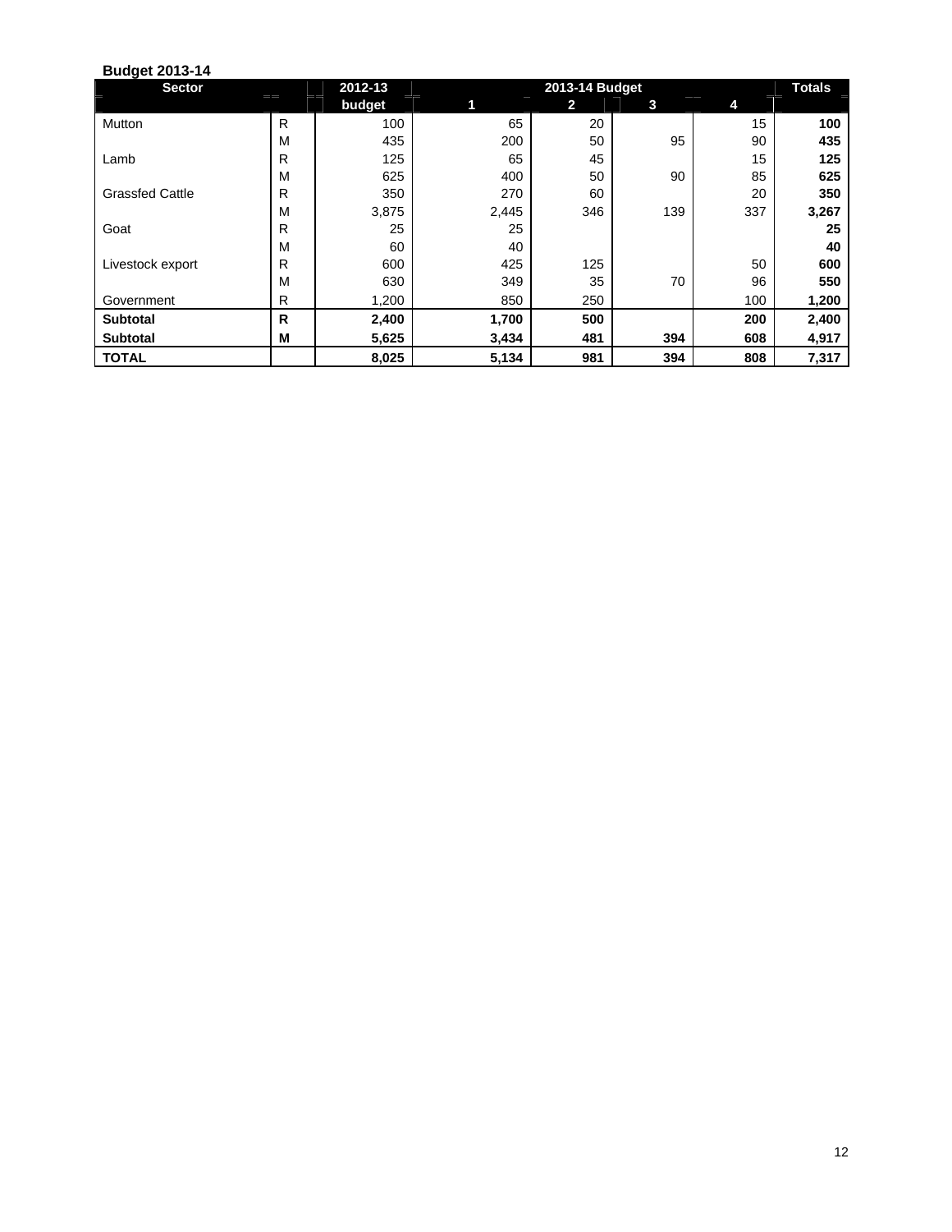**Budget 2013-14**

| Sector | | 2012-13 budget | 2013-14 Budget | | | | Totals |
|---|---|---|---|---|---|---|---|
| | | | 1 | 2 | 3 | 4 | |
| Mutton | R | 100 | 65 | 20 | | 15 | **100** |
| | M | 435 | 200 | 50 | 95 | 90 | **435** |
| Lamb | R | 125 | 65 | 45 | | 15 | **125** |
| | M | 625 | 400 | 50 | 90 | 85 | **625** |
| Grassfed Cattle | R | 350 | 270 | 60 | | 20 | **350** |
| | M | 3,875 | 2,445 | 346 | 139 | 337 | **3,267** |
| Goat | R | 25 | 25 | | | | **25** |
| | M | 60 | 40 | | | | **40** |
| Livestock export | R | 600 | 425 | 125 | | 50 | **600** |
| | M | 630 | 349 | 35 | 70 | 96 | **550** |
| Government | R | 1,200 | 850 | 250 | | 100 | **1,200** |
| **Subtotal** | **R** | **2,400** | **1,700** | **500** | | **200** | **2,400** |
| **Subtotal** | **M** | **5,625** | **3,434** | **481** | **394** | **608** | **4,917** |
| **TOTAL** | | **8,025** | **5,134** | **981** | **394** | **808** | **7,317** |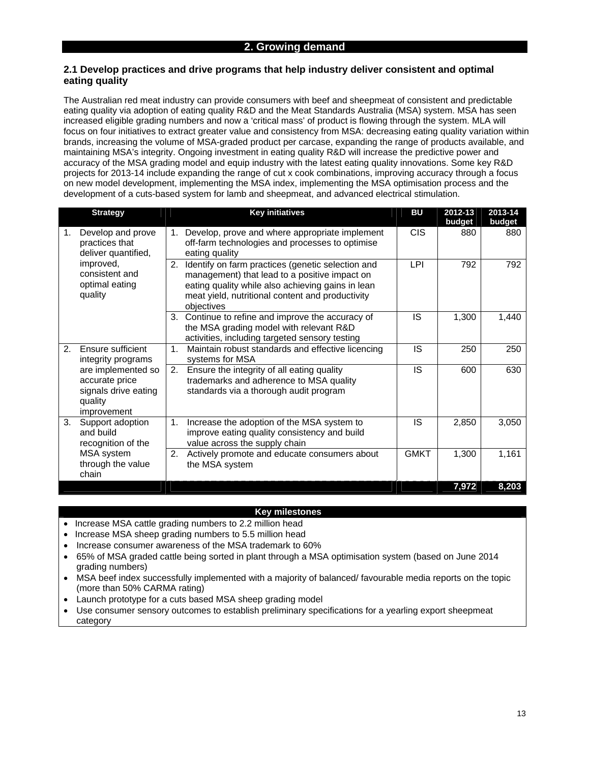## 2. Growing demand

### 2.1 Develop practices and drive programs that help industry deliver consistent and optimal eating quality

The Australian red meat industry can provide consumers with beef and sheepmeat of consistent and predictable eating quality via adoption of eating quality R&D and the Meat Standards Australia (MSA) system. MSA has seen increased eligible grading numbers and now a 'critical mass' of product is flowing through the system. MLA will focus on four initiatives to extract greater value and consistency from MSA: decreasing eating quality variation within brands, increasing the volume of MSA-graded product per carcase, expanding the range of products available, and maintaining MSA's integrity. Ongoing investment in eating quality R&D will increase the predictive power and accuracy of the MSA grading model and equip industry with the latest eating quality innovations. Some key R&D projects for 2013-14 include expanding the range of cut x cook combinations, improving accuracy through a focus on new model development, implementing the MSA index, implementing the MSA optimisation process and the development of a cuts-based system for lamb and sheepmeat, and advanced electrical stimulation.

| Strategy | Key initiatives | BU | 2012-13 budget | 2013-14 budget |
|---|---|---|---|---|
| 1. Develop and prove practices that deliver quantified, improved, consistent and optimal eating quality | 1. Develop, prove and where appropriate implement off-farm technologies and processes to optimise eating quality | CIS | 880 | 880 |
| | 2. Identify on farm practices (genetic selection and management) that lead to a positive impact on eating quality while also achieving gains in lean meat yield, nutritional content and productivity objectives | LPI | 792 | 792 |
| | 3. Continue to refine and improve the accuracy of the MSA grading model with relevant R&D activities, including targeted sensory testing | IS | 1,300 | 1,440 |
| 2. Ensure sufficient integrity programs are implemented so accurate price signals drive eating quality improvement | 1. Maintain robust standards and effective licencing systems for MSA | IS | 250 | 250 |
| | 2. Ensure the integrity of all eating quality trademarks and adherence to MSA quality standards via a thorough audit program | IS | 600 | 630 |
| 3. Support adoption and build recognition of the MSA system through the value chain | 1. Increase the adoption of the MSA system to improve eating quality consistency and build value across the supply chain | IS | 2,850 | 3,050 |
| | 2. Actively promote and educate consumers about the MSA system | GMKT | 1,300 | 1,161 |
| | | | **7,972** | **8,203** |

**Key milestones**

- Increase MSA cattle grading numbers to 2.2 million head
- Increase MSA sheep grading numbers to 5.5 million head
- Increase consumer awareness of the MSA trademark to 60%
- 65% of MSA graded cattle being sorted in plant through a MSA optimisation system (based on June 2014 grading numbers)
- MSA beef index successfully implemented with a majority of balanced/ favourable media reports on the topic (more than 50% CARMA rating)
- Launch prototype for a cuts based MSA sheep grading model
- Use consumer sensory outcomes to establish preliminary specifications for a yearling export sheepmeat category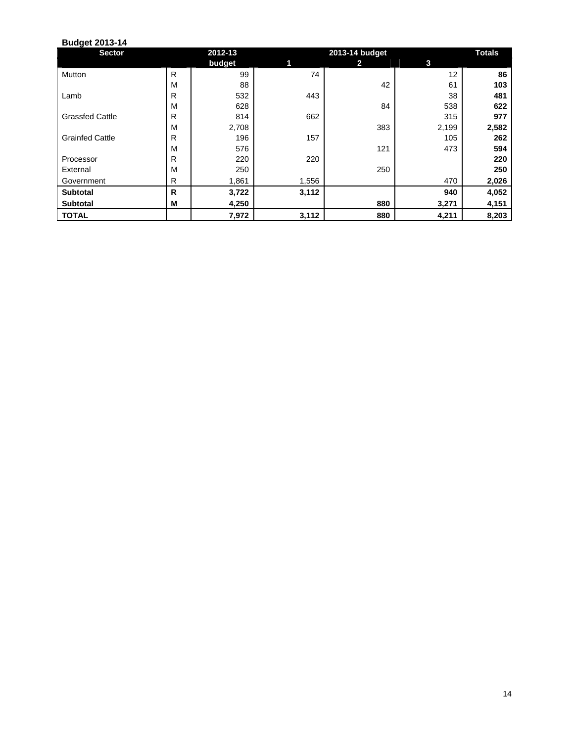**Budget 2013-14**

| Sector | | 2012-13 budget | 2013-14 budget 1 | 2 | 3 | Totals |
|---|---|---|---|---|---|---|
| Mutton | R | 99 | 74 | | 12 | **86** |
| | M | 88 | | 42 | 61 | **103** |
| Lamb | R | 532 | 443 | | 38 | **481** |
| | M | 628 | | 84 | 538 | **622** |
| Grassfed Cattle | R | 814 | 662 | | 315 | **977** |
| | M | 2,708 | | 383 | 2,199 | **2,582** |
| Grainfed Cattle | R | 196 | 157 | | 105 | **262** |
| | M | 576 | | 121 | 473 | **594** |
| Processor | R | 220 | 220 | | | **220** |
| External | M | 250 | | 250 | | **250** |
| Government | R | 1,861 | 1,556 | | 470 | **2,026** |
| **Subtotal** | **R** | **3,722** | **3,112** | | **940** | **4,052** |
| **Subtotal** | **M** | **4,250** | | **880** | **3,271** | **4,151** |
| **TOTAL** | | **7,972** | **3,112** | **880** | **4,211** | **8,203** |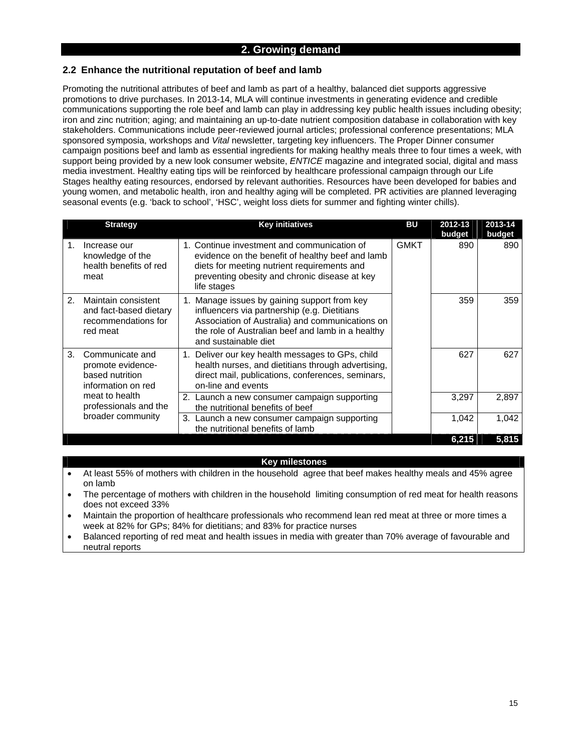## 2. Growing demand

### 2.2 Enhance the nutritional reputation of beef and lamb

Promoting the nutritional attributes of beef and lamb as part of a healthy, balanced diet supports aggressive promotions to drive purchases. In 2013-14, MLA will continue investments in generating evidence and credible communications supporting the role beef and lamb can play in addressing key public health issues including obesity; iron and zinc nutrition; aging; and maintaining an up-to-date nutrient composition database in collaboration with key stakeholders. Communications include peer-reviewed journal articles; professional conference presentations; MLA sponsored symposia, workshops and *Vital* newsletter, targeting key influencers. The Proper Dinner consumer campaign positions beef and lamb as essential ingredients for making healthy meals three to four times a week, with support being provided by a new look consumer website, *ENTICE* magazine and integrated social, digital and mass media investment. Healthy eating tips will be reinforced by healthcare professional campaign through our Life Stages healthy eating resources, endorsed by relevant authorities. Resources have been developed for babies and young women, and metabolic health, iron and healthy aging will be completed. PR activities are planned leveraging seasonal events (e.g. 'back to school', 'HSC', weight loss diets for summer and fighting winter chills).

| Strategy | Key initiatives | BU | 2012-13 budget | 2013-14 budget |
|---|---|---|---|---|
| 1. Increase our knowledge of the health benefits of red meat | 1. Continue investment and communication of evidence on the benefit of healthy beef and lamb diets for meeting nutrient requirements and preventing obesity and chronic disease at key life stages | GMKT | 890 | 890 |
| 2. Maintain consistent and fact-based dietary recommendations for red meat | 1. Manage issues by gaining support from key influencers via partnership (e.g. Dietitians Association of Australia) and communications on the role of Australian beef and lamb in a healthy and sustainable diet | | 359 | 359 |
| 3. Communicate and promote evidence-based nutrition information on red meat to health professionals and the broader community | 1. Deliver our key health messages to GPs, child health nurses, and dietitians through advertising, direct mail, publications, conferences, seminars, on-line and events | | 627 | 627 |
| | 2. Launch a new consumer campaign supporting the nutritional benefits of beef | | 3,297 | 2,897 |
| | 3. Launch a new consumer campaign supporting the nutritional benefits of lamb | | 1,042 | 1,042 |
| | | | **6,215** | **5,815** |

**Key milestones**

- At least 55% of mothers with children in the household agree that beef makes healthy meals and 45% agree on lamb
- The percentage of mothers with children in the household limiting consumption of red meat for health reasons does not exceed 33%
- Maintain the proportion of healthcare professionals who recommend lean red meat at three or more times a week at 82% for GPs; 84% for dietitians; and 83% for practice nurses
- Balanced reporting of red meat and health issues in media with greater than 70% average of favourable and neutral reports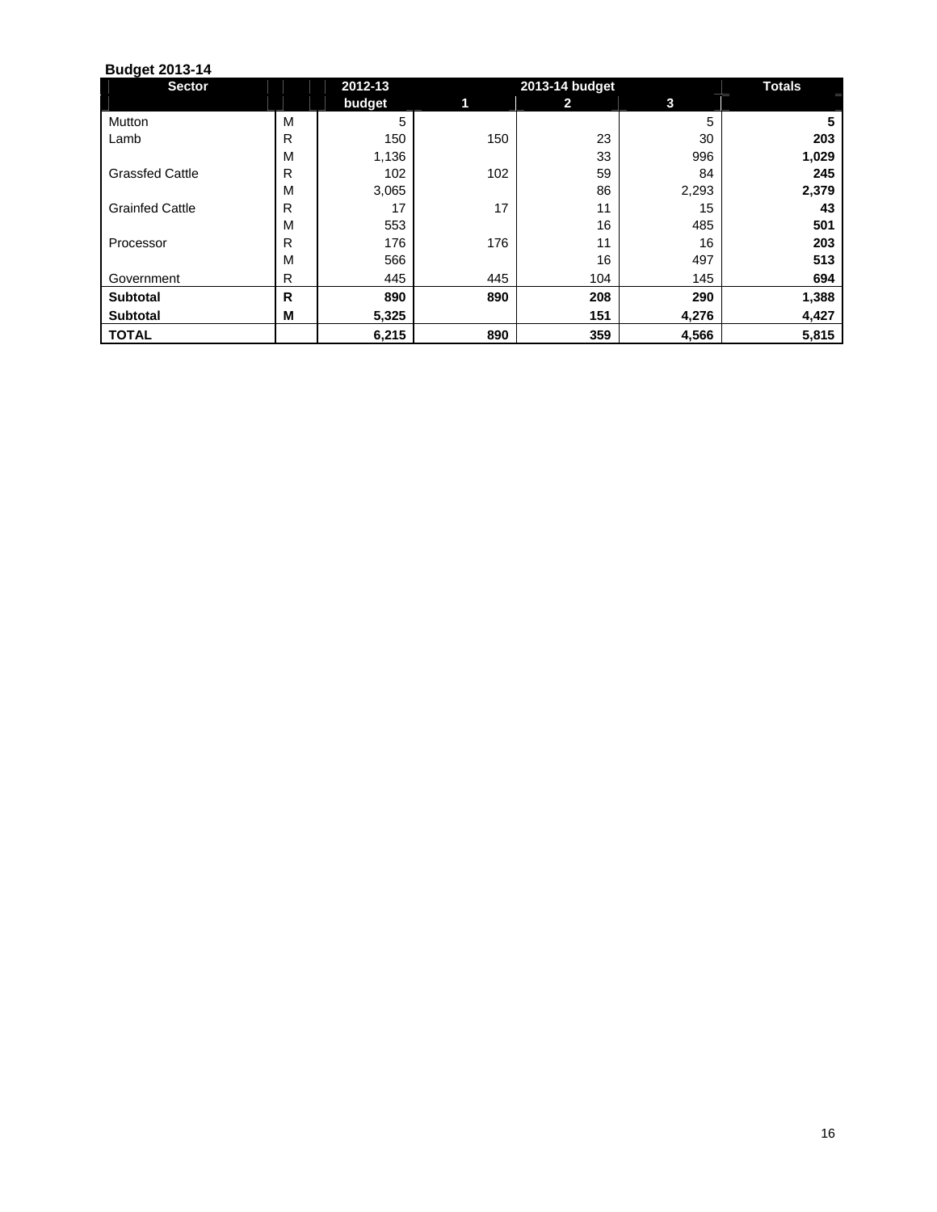**Budget 2013-14**

| Sector | | 2012-13 | 2013-14 budget | | | Totals |
|---|---|---|---|---|---|---|
| | | budget | 1 | 2 | 3 | |
| Mutton | M | 5 | | | 5 | **5** |
| Lamb | R | 150 | 150 | 23 | 30 | **203** |
| | M | 1,136 | | 33 | 996 | **1,029** |
| Grassfed Cattle | R | 102 | 102 | 59 | 84 | **245** |
| | M | 3,065 | | 86 | 2,293 | **2,379** |
| Grainfed Cattle | R | 17 | 17 | 11 | 15 | **43** |
| | M | 553 | | 16 | 485 | **501** |
| Processor | R | 176 | 176 | 11 | 16 | **203** |
| | M | 566 | | 16 | 497 | **513** |
| Government | R | 445 | 445 | 104 | 145 | **694** |
| **Subtotal** | **R** | **890** | **890** | **208** | **290** | **1,388** |
| **Subtotal** | **M** | **5,325** | | **151** | **4,276** | **4,427** |
| **TOTAL** | | **6,215** | **890** | **359** | **4,566** | **5,815** |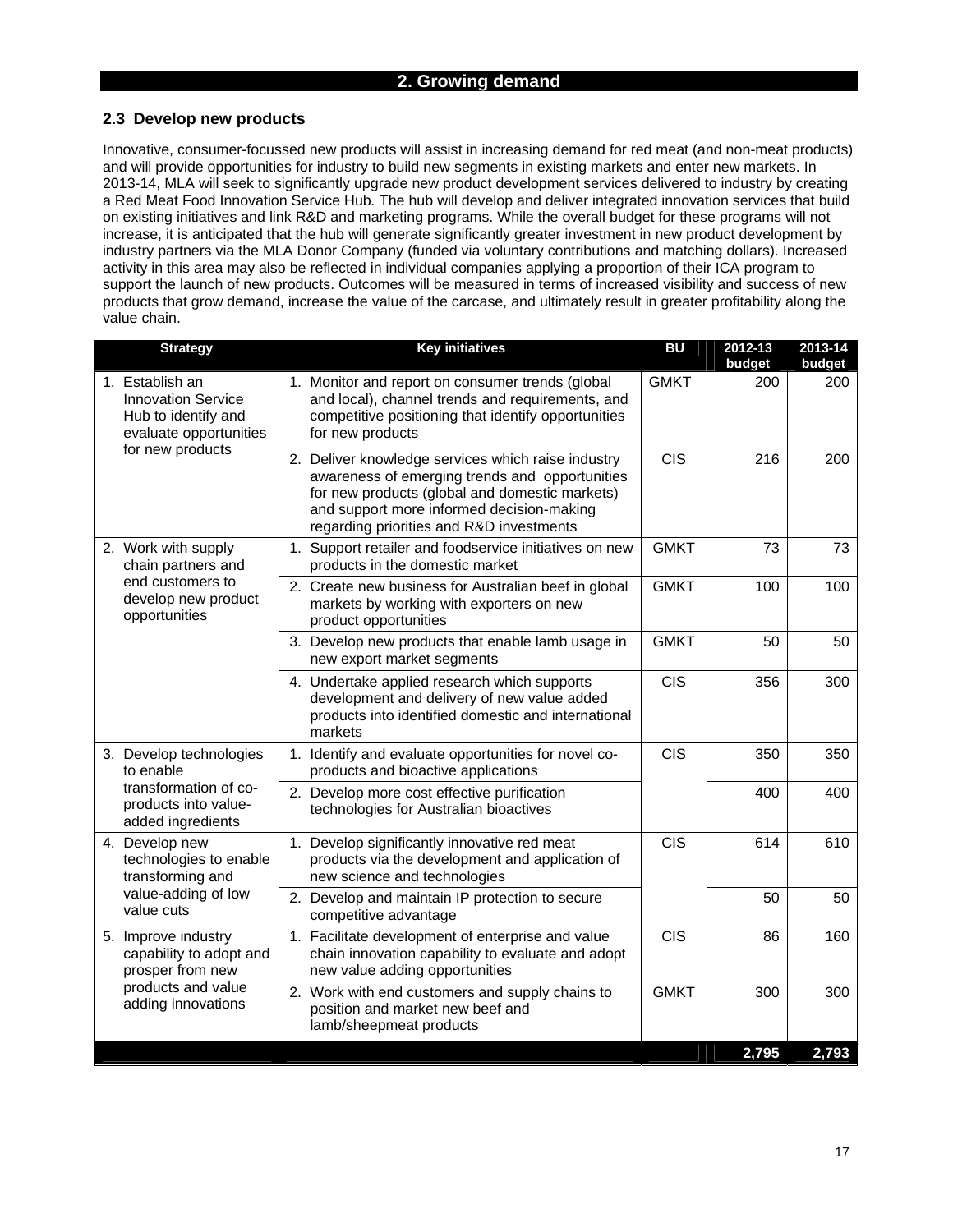## 2. Growing demand

### 2.3 Develop new products

Innovative, consumer-focussed new products will assist in increasing demand for red meat (and non-meat products) and will provide opportunities for industry to build new segments in existing markets and enter new markets. In 2013-14, MLA will seek to significantly upgrade new product development services delivered to industry by creating a Red Meat Food Innovation Service Hub. The hub will develop and deliver integrated innovation services that build on existing initiatives and link R&D and marketing programs. While the overall budget for these programs will not increase, it is anticipated that the hub will generate significantly greater investment in new product development by industry partners via the MLA Donor Company (funded via voluntary contributions and matching dollars). Increased activity in this area may also be reflected in individual companies applying a proportion of their ICA program to support the launch of new products. Outcomes will be measured in terms of increased visibility and success of new products that grow demand, increase the value of the carcase, and ultimately result in greater profitability along the value chain.

| Strategy | Key initiatives | BU | 2012-13 budget | 2013-14 budget |
|---|---|---|---|---|
| 1. Establish an Innovation Service Hub to identify and evaluate opportunities for new products | 1. Monitor and report on consumer trends (global and local), channel trends and requirements, and competitive positioning that identify opportunities for new products | GMKT | 200 | 200 |
| | 2. Deliver knowledge services which raise industry awareness of emerging trends and opportunities for new products (global and domestic markets) and support more informed decision-making regarding priorities and R&D investments | CIS | 216 | 200 |
| 2. Work with supply chain partners and end customers to develop new product opportunities | 1. Support retailer and foodservice initiatives on new products in the domestic market | GMKT | 73 | 73 |
| | 2. Create new business for Australian beef in global markets by working with exporters on new product opportunities | GMKT | 100 | 100 |
| | 3. Develop new products that enable lamb usage in new export market segments | GMKT | 50 | 50 |
| | 4. Undertake applied research which supports development and delivery of new value added products into identified domestic and international markets | CIS | 356 | 300 |
| 3. Develop technologies to enable transformation of co-products into value-added ingredients | 1. Identify and evaluate opportunities for novel co-products and bioactive applications | CIS | 350 | 350 |
| | 2. Develop more cost effective purification technologies for Australian bioactives | | 400 | 400 |
| 4. Develop new technologies to enable transforming and value-adding of low value cuts | 1. Develop significantly innovative red meat products via the development and application of new science and technologies | CIS | 614 | 610 |
| | 2. Develop and maintain IP protection to secure competitive advantage | | 50 | 50 |
| 5. Improve industry capability to adopt and prosper from new products and value adding innovations | 1. Facilitate development of enterprise and value chain innovation capability to evaluate and adopt new value adding opportunities | CIS | 86 | 160 |
| | 2. Work with end customers and supply chains to position and market new beef and lamb/sheepmeat products | GMKT | 300 | 300 |
| | | | **2,795** | **2,793** |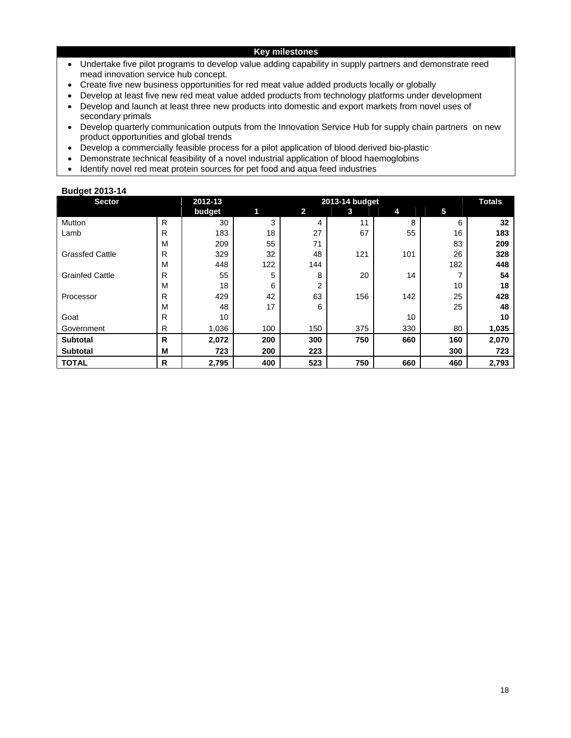**Key milestones**

- Undertake five pilot programs to develop value adding capability in supply partners and demonstrate reed mead innovation service hub concept.
- Create five new business opportunities for red meat value added products locally or globally
- Develop at least five new red meat value added products from technology platforms under development
- Develop and launch at least three new products into domestic and export markets from novel uses of secondary primals
- Develop quarterly communication outputs from the Innovation Service Hub for supply chain partners on new product opportunities and global trends
- Develop a commercially feasible process for a pilot application of blood derived bio-plastic
- Demonstrate technical feasibility of a novel industrial application of blood haemoglobins
- Identify novel red meat protein sources for pet food and aqua feed industries

**Budget 2013-14**

| Sector | | 2012-13 budget | 2013-14 budget 1 | 2 | 3 | 4 | 5 | Totals |
|---|---|---|---|---|---|---|---|---|
| Mutton | R | 30 | 3 | 4 | 11 | 8 | 6 | **32** |
| Lamb | R | 183 | 18 | 27 | 67 | 55 | 16 | **183** |
| | M | 209 | 55 | 71 | | | 83 | **209** |
| Grassfed Cattle | R | 329 | 32 | 48 | 121 | 101 | 26 | **328** |
| | M | 448 | 122 | 144 | | | 182 | **448** |
| Grainfed Cattle | R | 55 | 5 | 8 | 20 | 14 | 7 | **54** |
| | M | 18 | 6 | 2 | | | 10 | **18** |
| Processor | R | 429 | 42 | 63 | 156 | 142 | 25 | **428** |
| | M | 48 | 17 | 6 | | | 25 | **48** |
| Goat | R | 10 | | | | 10 | | **10** |
| Government | R | 1,036 | 100 | 150 | 375 | 330 | 80 | **1,035** |
| **Subtotal** | **R** | **2,072** | **200** | **300** | **750** | **660** | **160** | **2,070** |
| **Subtotal** | **M** | **723** | **200** | **223** | | | **300** | **723** |
| **TOTAL** | **R** | **2,795** | **400** | **523** | **750** | **660** | **460** | **2,793** |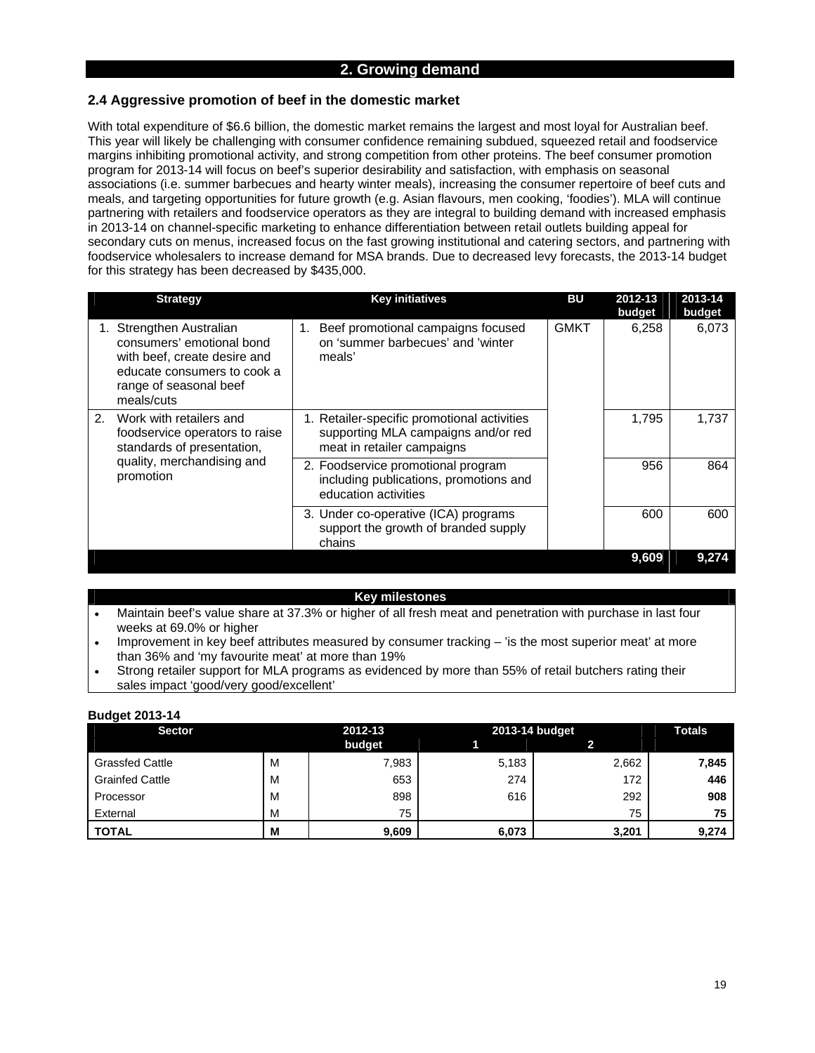# 2. Growing demand

## 2.4 Aggressive promotion of beef in the domestic market

With total expenditure of $6.6 billion, the domestic market remains the largest and most loyal for Australian beef. This year will likely be challenging with consumer confidence remaining subdued, squeezed retail and foodservice margins inhibiting promotional activity, and strong competition from other proteins. The beef consumer promotion program for 2013-14 will focus on beef's superior desirability and satisfaction, with emphasis on seasonal associations (i.e. summer barbecues and hearty winter meals), increasing the consumer repertoire of beef cuts and meals, and targeting opportunities for future growth (e.g. Asian flavours, men cooking, 'foodies'). MLA will continue partnering with retailers and foodservice operators as they are integral to building demand with increased emphasis in 2013-14 on channel-specific marketing to enhance differentiation between retail outlets building appeal for secondary cuts on menus, increased focus on the fast growing institutional and catering sectors, and partnering with foodservice wholesalers to increase demand for MSA brands. Due to decreased levy forecasts, the 2013-14 budget for this strategy has been decreased by $435,000.

| Strategy | Key initiatives | BU | 2012-13 budget | 2013-14 budget |
|---|---|---|---|---|
| 1. Strengthen Australian consumers' emotional bond with beef, create desire and educate consumers to cook a range of seasonal beef meals/cuts | 1. Beef promotional campaigns focused on 'summer barbecues' and 'winter meals' | GMKT | 6,258 | 6,073 |
| 2. Work with retailers and foodservice operators to raise standards of presentation, quality, merchandising and promotion | 1. Retailer-specific promotional activities supporting MLA campaigns and/or red meat in retailer campaigns | | 1,795 | 1,737 |
| | 2. Foodservice promotional program including publications, promotions and education activities | | 956 | 864 |
| | 3. Under co-operative (ICA) programs support the growth of branded supply chains | | 600 | 600 |
| | | | **9,609** | **9,274** |

**Key milestones**

- Maintain beef's value share at 37.3% or higher of all fresh meat and penetration with purchase in last four weeks at 69.0% or higher
- Improvement in key beef attributes measured by consumer tracking – 'is the most superior meat' at more than 36% and 'my favourite meat' at more than 19%
- Strong retailer support for MLA programs as evidenced by more than 55% of retail butchers rating their sales impact 'good/very good/excellent'

**Budget 2013-14**

| Sector | | 2012-13 budget | 2013-14 budget 1 | 2013-14 budget 2 | Totals |
|---|---|---|---|---|---|
| Grassfed Cattle | M | 7,983 | 5,183 | 2,662 | **7,845** |
| Grainfed Cattle | M | 653 | 274 | 172 | **446** |
| Processor | M | 898 | 616 | 292 | **908** |
| External | M | 75 | | 75 | **75** |
| **TOTAL** | **M** | **9,609** | **6,073** | **3,201** | **9,274** |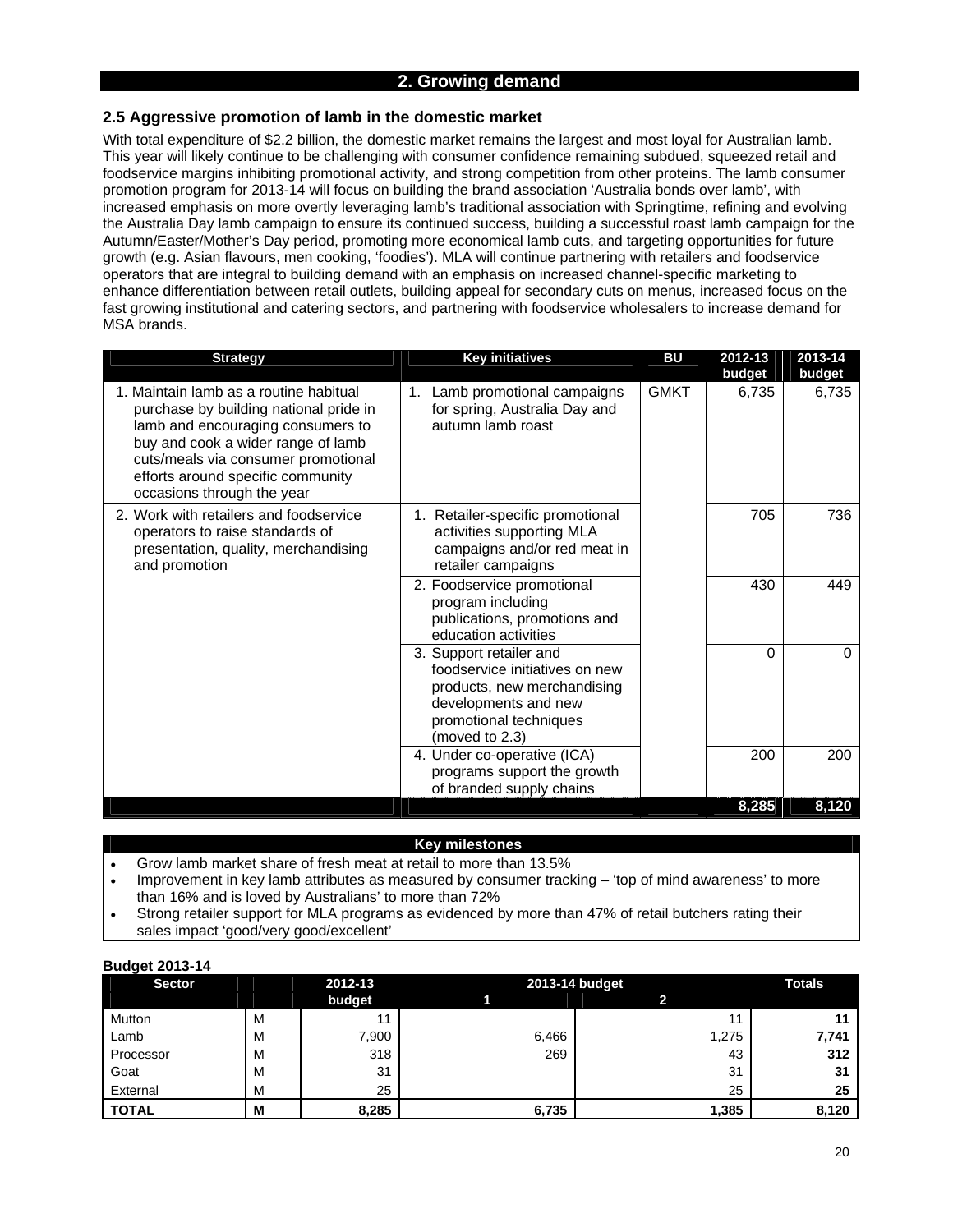## 2. Growing demand

### 2.5 Aggressive promotion of lamb in the domestic market

With total expenditure of $2.2 billion, the domestic market remains the largest and most loyal for Australian lamb. This year will likely continue to be challenging with consumer confidence remaining subdued, squeezed retail and foodservice margins inhibiting promotional activity, and strong competition from other proteins. The lamb consumer promotion program for 2013-14 will focus on building the brand association 'Australia bonds over lamb', with increased emphasis on more overtly leveraging lamb's traditional association with Springtime, refining and evolving the Australia Day lamb campaign to ensure its continued success, building a successful roast lamb campaign for the Autumn/Easter/Mother's Day period, promoting more economical lamb cuts, and targeting opportunities for future growth (e.g. Asian flavours, men cooking, 'foodies'). MLA will continue partnering with retailers and foodservice operators that are integral to building demand with an emphasis on increased channel-specific marketing to enhance differentiation between retail outlets, building appeal for secondary cuts on menus, increased focus on the fast growing institutional and catering sectors, and partnering with foodservice wholesalers to increase demand for MSA brands.

| Strategy | Key initiatives | BU | 2012-13 budget | 2013-14 budget |
|---|---|---|---|---|
| 1. Maintain lamb as a routine habitual purchase by building national pride in lamb and encouraging consumers to buy and cook a wider range of lamb cuts/meals via consumer promotional efforts around specific community occasions through the year | 1. Lamb promotional campaigns for spring, Australia Day and autumn lamb roast | GMKT | 6,735 | 6,735 |
| 2. Work with retailers and foodservice operators to raise standards of presentation, quality, merchandising and promotion | 1. Retailer-specific promotional activities supporting MLA campaigns and/or red meat in retailer campaigns | | 705 | 736 |
| | 2. Foodservice promotional program including publications, promotions and education activities | | 430 | 449 |
| | 3. Support retailer and foodservice initiatives on new products, new merchandising developments and new promotional techniques (moved to 2.3) | | 0 | 0 |
| | 4. Under co-operative (ICA) programs support the growth of branded supply chains | | 200 | 200 |
| | | | **8,285** | **8,120** |

**Key milestones**

- Grow lamb market share of fresh meat at retail to more than 13.5%
- Improvement in key lamb attributes as measured by consumer tracking – 'top of mind awareness' to more than 16% and is loved by Australians' to more than 72%
- Strong retailer support for MLA programs as evidenced by more than 47% of retail butchers rating their sales impact 'good/very good/excellent'

**Budget 2013-14**

| Sector | | 2012-13 budget | 2013-14 budget 1 | 2013-14 budget 2 | Totals |
|---|---|---|---|---|---|
| Mutton | M | 11 | | 11 | **11** |
| Lamb | M | 7,900 | 6,466 | 1,275 | **7,741** |
| Processor | M | 318 | 269 | 43 | **312** |
| Goat | M | 31 | | 31 | **31** |
| External | M | 25 | | 25 | **25** |
| **TOTAL** | **M** | **8,285** | **6,735** | **1,385** | **8,120** |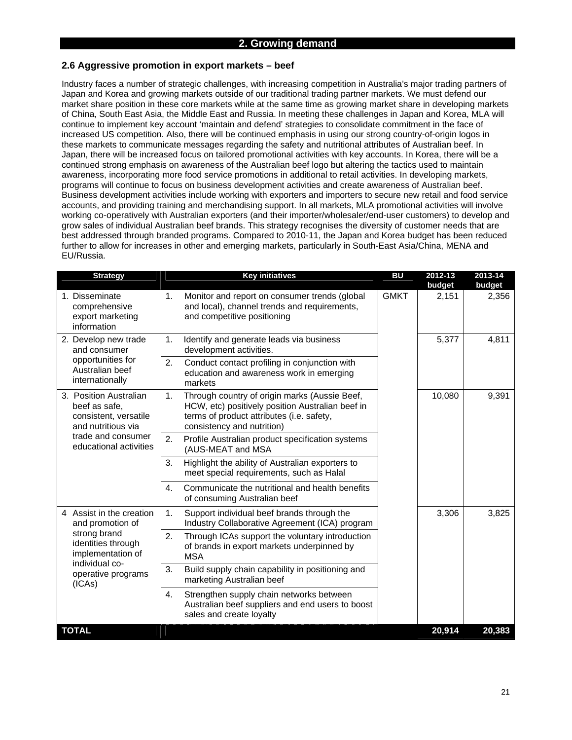## 2. Growing demand

### 2.6 Aggressive promotion in export markets – beef

Industry faces a number of strategic challenges, with increasing competition in Australia's major trading partners of Japan and Korea and growing markets outside of our traditional trading partner markets. We must defend our market share position in these core markets while at the same time as growing market share in developing markets of China, South East Asia, the Middle East and Russia. In meeting these challenges in Japan and Korea, MLA will continue to implement key account 'maintain and defend' strategies to consolidate commitment in the face of increased US competition. Also, there will be continued emphasis in using our strong country-of-origin logos in these markets to communicate messages regarding the safety and nutritional attributes of Australian beef. In Japan, there will be increased focus on tailored promotional activities with key accounts. In Korea, there will be a continued strong emphasis on awareness of the Australian beef logo but altering the tactics used to maintain awareness, incorporating more food service promotions in additional to retail activities. In developing markets, programs will continue to focus on business development activities and create awareness of Australian beef. Business development activities include working with exporters and importers to secure new retail and food service accounts, and providing training and merchandising support. In all markets, MLA promotional activities will involve working co-operatively with Australian exporters (and their importer/wholesaler/end-user customers) to develop and grow sales of individual Australian beef brands. This strategy recognises the diversity of customer needs that are best addressed through branded programs. Compared to 2010-11, the Japan and Korea budget has been reduced further to allow for increases in other and emerging markets, particularly in South-East Asia/China, MENA and EU/Russia.

| Strategy | Key initiatives | BU | 2012-13 budget | 2013-14 budget |
|---|---|---|---|---|
| 1. Disseminate comprehensive export marketing information | 1. Monitor and report on consumer trends (global and local), channel trends and requirements, and competitive positioning | GMKT | 2,151 | 2,356 |
| 2. Develop new trade and consumer opportunities for Australian beef internationally | 1. Identify and generate leads via business development activities. | | 5,377 | 4,811 |
| | 2. Conduct contact profiling in conjunction with education and awareness work in emerging markets | | | |
| 3. Position Australian beef as safe, consistent, versatile and nutritious via trade and consumer educational activities | 1. Through country of origin marks (Aussie Beef, HCW, etc) positively position Australian beef in terms of product attributes (i.e. safety, consistency and nutrition) | | 10,080 | 9,391 |
| | 2. Profile Australian product specification systems (AUS-MEAT and MSA | | | |
| | 3. Highlight the ability of Australian exporters to meet special requirements, such as Halal | | | |
| | 4. Communicate the nutritional and health benefits of consuming Australian beef | | | |
| 4 Assist in the creation and promotion of strong brand identities through implementation of individual co-operative programs (ICAs) | 1. Support individual beef brands through the Industry Collaborative Agreement (ICA) program | | 3,306 | 3,825 |
| | 2. Through ICAs support the voluntary introduction of brands in export markets underpinned by MSA | | | |
| | 3. Build supply chain capability in positioning and marketing Australian beef | | | |
| | 4. Strengthen supply chain networks between Australian beef suppliers and end users to boost sales and create loyalty | | | |
| **TOTAL** | | | **20,914** | **20,383** |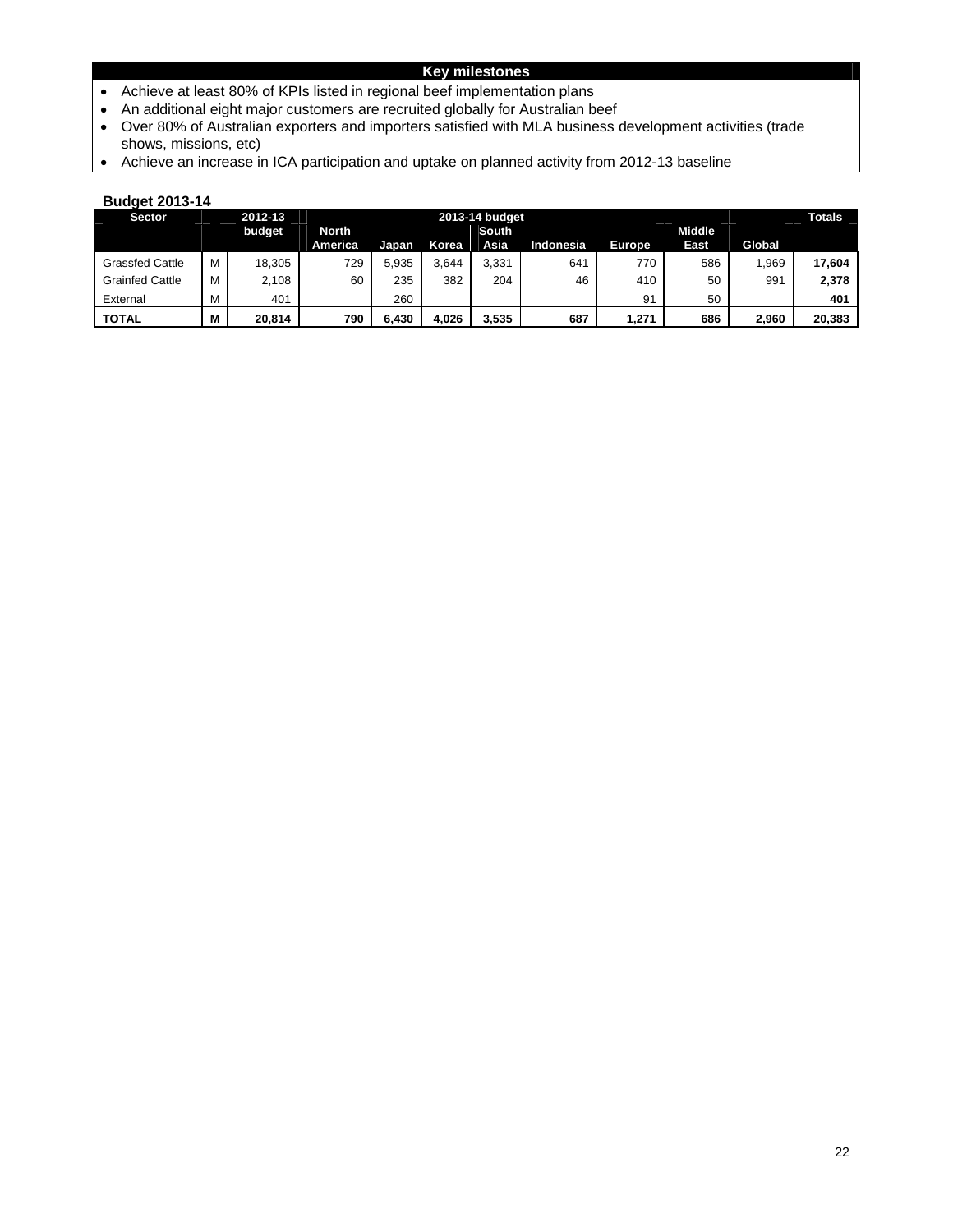## Key milestones

- Achieve at least 80% of KPIs listed in regional beef implementation plans
- An additional eight major customers are recruited globally for Australian beef
- Over 80% of Australian exporters and importers satisfied with MLA business development activities (trade shows, missions, etc)
- Achieve an increase in ICA participation and uptake on planned activity from 2012-13 baseline

**Budget 2013-14**

| Sector | | 2012-13 budget | 2013-14 budget | | | | | | | | Totals |
|---|---|---|---|---|---|---|---|---|---|---|---|
| | | | North America | Japan | Korea | South Asia | Indonesia | Europe | Middle East | Global | |
| Grassfed Cattle | M | 18,305 | 729 | 5,935 | 3,644 | 3,331 | 641 | 770 | 586 | 1,969 | **17,604** |
| Grainfed Cattle | M | 2,108 | 60 | 235 | 382 | 204 | 46 | 410 | 50 | 991 | **2,378** |
| External | M | 401 | | 260 | | | | 91 | 50 | | **401** |
| **TOTAL** | **M** | **20,814** | **790** | **6,430** | **4,026** | **3,535** | **687** | **1,271** | **686** | **2,960** | **20,383** |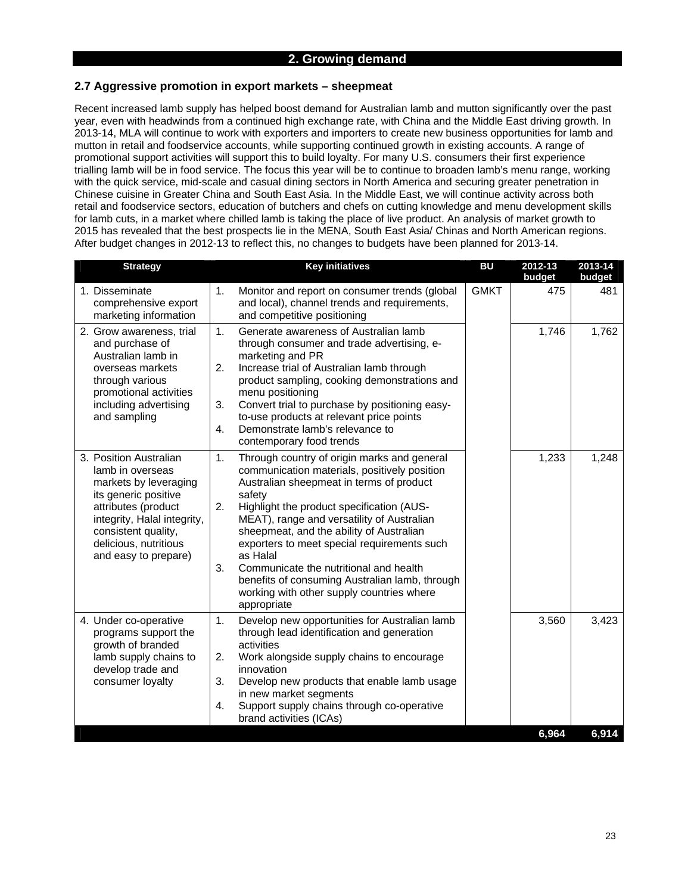## 2. Growing demand

### 2.7 Aggressive promotion in export markets – sheepmeat

Recent increased lamb supply has helped boost demand for Australian lamb and mutton significantly over the past year, even with headwinds from a continued high exchange rate, with China and the Middle East driving growth. In 2013-14, MLA will continue to work with exporters and importers to create new business opportunities for lamb and mutton in retail and foodservice accounts, while supporting continued growth in existing accounts. A range of promotional support activities will support this to build loyalty. For many U.S. consumers their first experience trialling lamb will be in food service. The focus this year will be to continue to broaden lamb's menu range, working with the quick service, mid-scale and casual dining sectors in North America and securing greater penetration in Chinese cuisine in Greater China and South East Asia. In the Middle East, we will continue activity across both retail and foodservice sectors, education of butchers and chefs on cutting knowledge and menu development skills for lamb cuts, in a market where chilled lamb is taking the place of live product. An analysis of market growth to 2015 has revealed that the best prospects lie in the MENA, South East Asia/ Chinas and North American regions. After budget changes in 2012-13 to reflect this, no changes to budgets have been planned for 2013-14.

| Strategy | Key initiatives | BU | 2012-13 budget | 2013-14 budget |
|---|---|---|---|---|
| 1. Disseminate comprehensive export marketing information | 1. Monitor and report on consumer trends (global and local), channel trends and requirements, and competitive positioning | GMKT | 475 | 481 |
| 2. Grow awareness, trial and purchase of Australian lamb in overseas markets through various promotional activities including advertising and sampling | 1. Generate awareness of Australian lamb through consumer and trade advertising, e-marketing and PR<br>2. Increase trial of Australian lamb through product sampling, cooking demonstrations and menu positioning<br>3. Convert trial to purchase by positioning easy-to-use products at relevant price points<br>4. Demonstrate lamb's relevance to contemporary food trends | | 1,746 | 1,762 |
| 3. Position Australian lamb in overseas markets by leveraging its generic positive attributes (product integrity, Halal integrity, consistent quality, delicious, nutritious and easy to prepare) | 1. Through country of origin marks and general communication materials, positively position Australian sheepmeat in terms of product safety<br>2. Highlight the product specification (AUS-MEAT), range and versatility of Australian sheepmeat, and the ability of Australian exporters to meet special requirements such as Halal<br>3. Communicate the nutritional and health benefits of consuming Australian lamb, through working with other supply countries where appropriate | | 1,233 | 1,248 |
| 4. Under co-operative programs support the growth of branded lamb supply chains to develop trade and consumer loyalty | 1. Develop new opportunities for Australian lamb through lead identification and generation activities<br>2. Work alongside supply chains to encourage innovation<br>3. Develop new products that enable lamb usage in new market segments<br>4. Support supply chains through co-operative brand activities (ICAs) | | 3,560 | 3,423 |
| | | | **6,964** | **6,914** |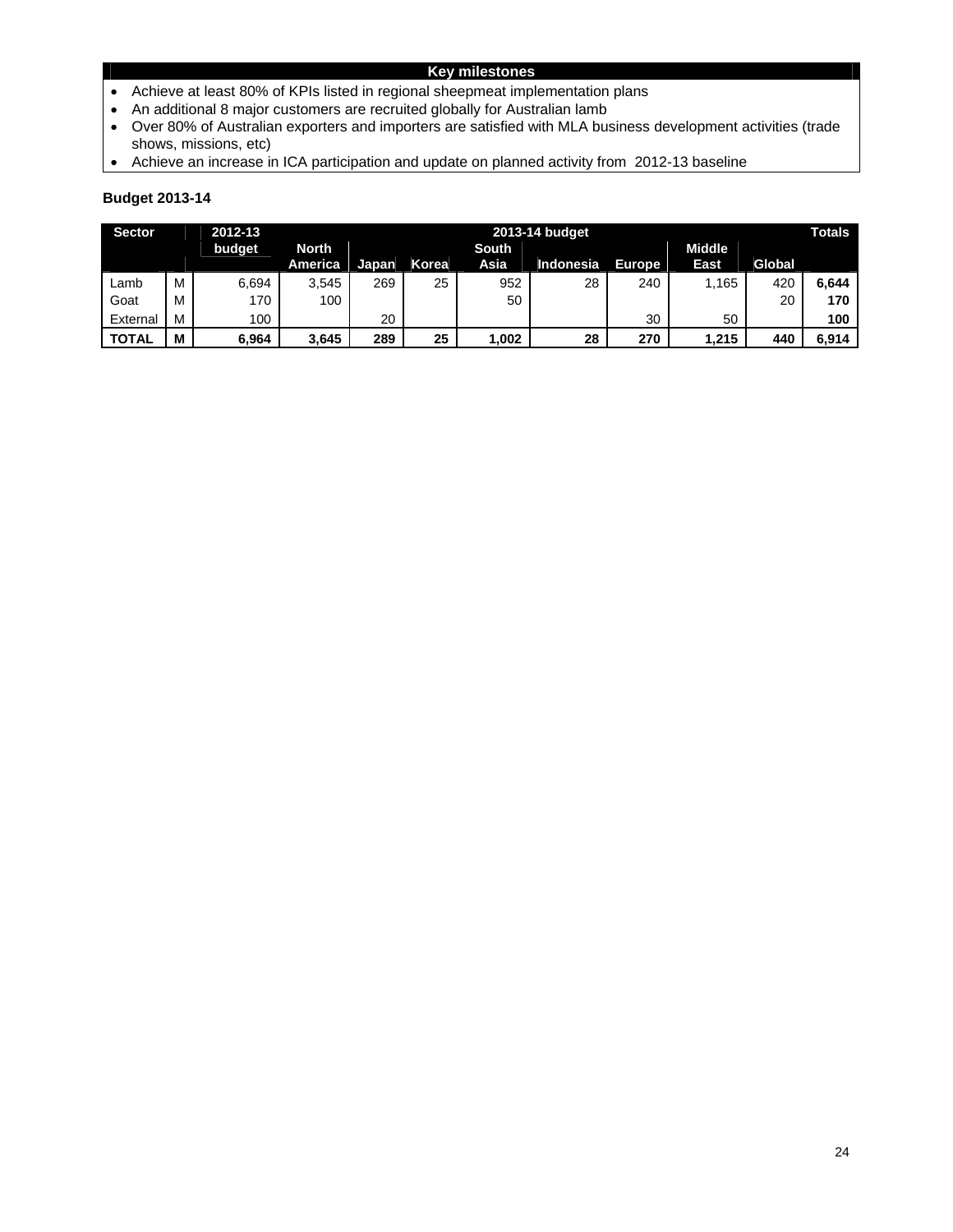| Key milestones |
| --- |

- Achieve at least 80% of KPIs listed in regional sheepmeat implementation plans
- An additional 8 major customers are recruited globally for Australian lamb
- Over 80% of Australian exporters and importers are satisfied with MLA business development activities (trade shows, missions, etc)
- Achieve an increase in ICA participation and update on planned activity from 2012-13 baseline

**Budget 2013-14**

| Sector | | 2012-13 | 2013-14 budget | | | | | | | | Totals |
| --- | --- | --- | --- | --- | --- | --- | --- | --- | --- | --- | --- |
| | | budget | North America | Japan | Korea | South Asia | Indonesia | Europe | Middle East | Global | |
| Lamb | M | 6,694 | 3,545 | 269 | 25 | 952 | 28 | 240 | 1,165 | 420 | **6,644** |
| Goat | M | 170 | 100 | | | 50 | | | | 20 | **170** |
| External | M | 100 | | 20 | | | | 30 | 50 | | **100** |
| **TOTAL** | **M** | **6,964** | **3,645** | **289** | **25** | **1,002** | **28** | **270** | **1,215** | **440** | **6,914** |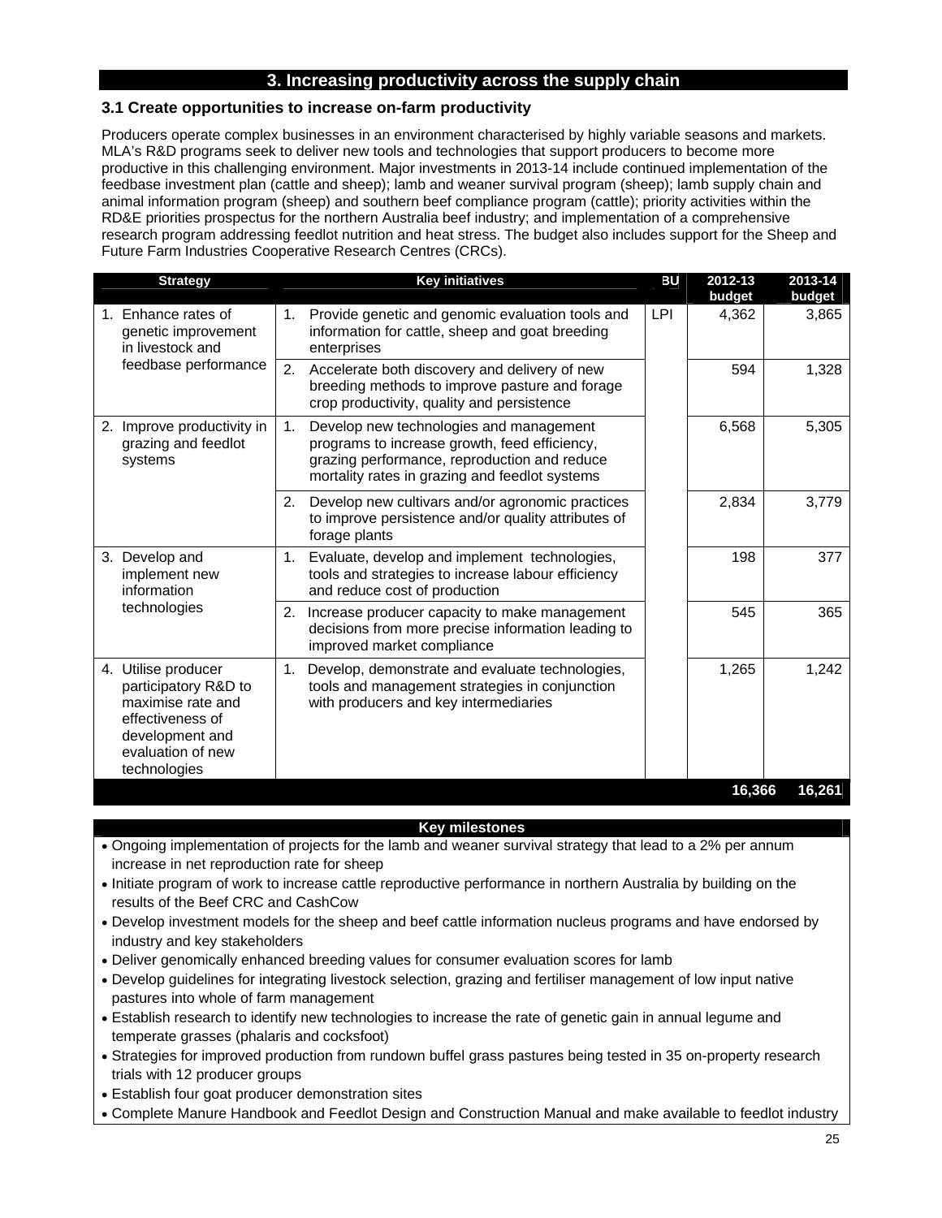## 3. Increasing productivity across the supply chain

### 3.1 Create opportunities to increase on-farm productivity

Producers operate complex businesses in an environment characterised by highly variable seasons and markets. MLA's R&D programs seek to deliver new tools and technologies that support producers to become more productive in this challenging environment. Major investments in 2013-14 include continued implementation of the feedbase investment plan (cattle and sheep); lamb and weaner survival program (sheep); lamb supply chain and animal information program (sheep) and southern beef compliance program (cattle); priority activities within the RD&E priorities prospectus for the northern Australia beef industry; and implementation of a comprehensive research program addressing feedlot nutrition and heat stress. The budget also includes support for the Sheep and Future Farm Industries Cooperative Research Centres (CRCs).

| Strategy | Key initiatives | BU | 2012-13 budget | 2013-14 budget |
|---|---|---|---|---|
| 1. Enhance rates of genetic improvement in livestock and feedbase performance | 1. Provide genetic and genomic evaluation tools and information for cattle, sheep and goat breeding enterprises | LPI | 4,362 | 3,865 |
| | 2. Accelerate both discovery and delivery of new breeding methods to improve pasture and forage crop productivity, quality and persistence | | 594 | 1,328 |
| 2. Improve productivity in grazing and feedlot systems | 1. Develop new technologies and management programs to increase growth, feed efficiency, grazing performance, reproduction and reduce mortality rates in grazing and feedlot systems | | 6,568 | 5,305 |
| | 2. Develop new cultivars and/or agronomic practices to improve persistence and/or quality attributes of forage plants | | 2,834 | 3,779 |
| 3. Develop and implement new information technologies | 1. Evaluate, develop and implement technologies, tools and strategies to increase labour efficiency and reduce cost of production | | 198 | 377 |
| | 2. Increase producer capacity to make management decisions from more precise information leading to improved market compliance | | 545 | 365 |
| 4. Utilise producer participatory R&D to maximise rate and effectiveness of development and evaluation of new technologies | 1. Develop, demonstrate and evaluate technologies, tools and management strategies in conjunction with producers and key intermediaries | | 1,265 | 1,242 |
| | | | **16,366** | **16,261** |

**Key milestones**

- Ongoing implementation of projects for the lamb and weaner survival strategy that lead to a 2% per annum increase in net reproduction rate for sheep
- Initiate program of work to increase cattle reproductive performance in northern Australia by building on the results of the Beef CRC and CashCow
- Develop investment models for the sheep and beef cattle information nucleus programs and have endorsed by industry and key stakeholders
- Deliver genomically enhanced breeding values for consumer evaluation scores for lamb
- Develop guidelines for integrating livestock selection, grazing and fertiliser management of low input native pastures into whole of farm management
- Establish research to identify new technologies to increase the rate of genetic gain in annual legume and temperate grasses (phalaris and cocksfoot)
- Strategies for improved production from rundown buffel grass pastures being tested in 35 on-property research trials with 12 producer groups
- Establish four goat producer demonstration sites
- Complete Manure Handbook and Feedlot Design and Construction Manual and make available to feedlot industry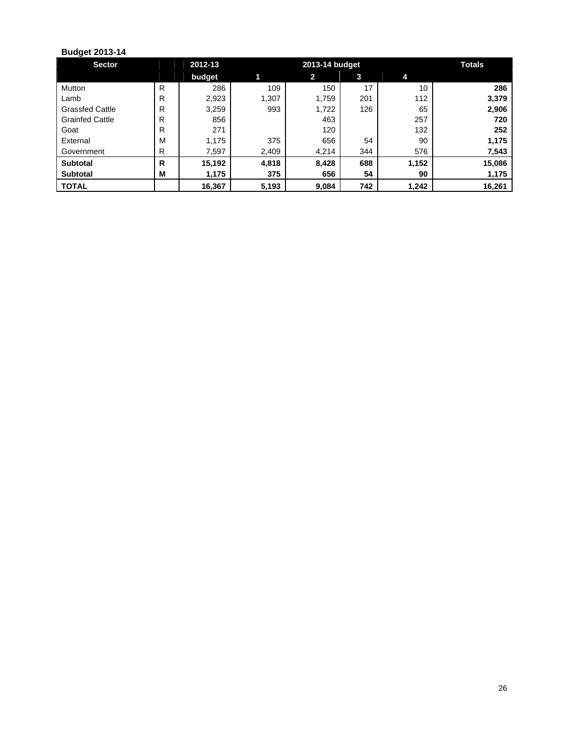**Budget 2013-14**

| Sector | | 2012-13 | 2013-14 budget | | | | Totals |
|---|---|---|---|---|---|---|---|
| | | budget | 1 | 2 | 3 | 4 | |
| Mutton | R | 286 | 109 | 150 | 17 | 10 | **286** |
| Lamb | R | 2,923 | 1,307 | 1,759 | 201 | 112 | **3,379** |
| Grassfed Cattle | R | 3,259 | 993 | 1,722 | 126 | 65 | **2,906** |
| Grainfed Cattle | R | 856 | | 463 | | 257 | **720** |
| Goat | R | 271 | | 120 | | 132 | **252** |
| External | M | 1,175 | 375 | 656 | 54 | 90 | **1,175** |
| Government | R | 7,597 | 2,409 | 4,214 | 344 | 576 | **7,543** |
| **Subtotal** | **R** | **15,192** | **4,818** | **8,428** | **688** | **1,152** | **15,086** |
| **Subtotal** | **M** | **1,175** | **375** | **656** | **54** | **90** | **1,175** |
| **TOTAL** | | **16,367** | **5,193** | **9,084** | **742** | **1,242** | **16,261** |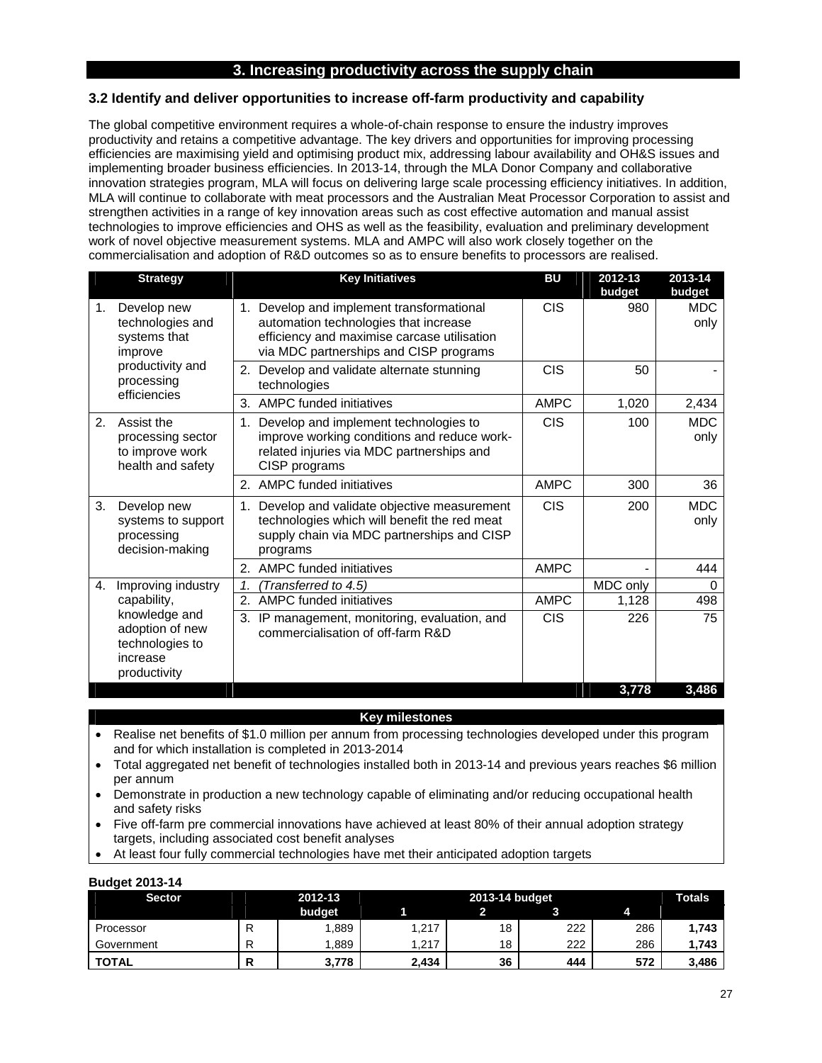## 3. Increasing productivity across the supply chain

### 3.2 Identify and deliver opportunities to increase off-farm productivity and capability

The global competitive environment requires a whole-of-chain response to ensure the industry improves productivity and retains a competitive advantage. The key drivers and opportunities for improving processing efficiencies are maximising yield and optimising product mix, addressing labour availability and OH&S issues and implementing broader business efficiencies. In 2013-14, through the MLA Donor Company and collaborative innovation strategies program, MLA will focus on delivering large scale processing efficiency initiatives. In addition, MLA will continue to collaborate with meat processors and the Australian Meat Processor Corporation to assist and strengthen activities in a range of key innovation areas such as cost effective automation and manual assist technologies to improve efficiencies and OHS as well as the feasibility, evaluation and preliminary development work of novel objective measurement systems. MLA and AMPC will also work closely together on the commercialisation and adoption of R&D outcomes so as to ensure benefits to processors are realised.

| Strategy | Key Initiatives | BU | 2012-13 budget | 2013-14 budget |
|---|---|---|---|---|
| 1. Develop new technologies and systems that improve productivity and processing efficiencies | 1. Develop and implement transformational automation technologies that increase efficiency and maximise carcase utilisation via MDC partnerships and CISP programs | CIS | 980 | MDC only |
| | 2. Develop and validate alternate stunning technologies | CIS | 50 | - |
| | 3. AMPC funded initiatives | AMPC | 1,020 | 2,434 |
| 2. Assist the processing sector to improve work health and safety | 1. Develop and implement technologies to improve working conditions and reduce work-related injuries via MDC partnerships and CISP programs | CIS | 100 | MDC only |
| | 2. AMPC funded initiatives | AMPC | 300 | 36 |
| 3. Develop new systems to support processing decision-making | 1. Develop and validate objective measurement technologies which will benefit the red meat supply chain via MDC partnerships and CISP programs | CIS | 200 | MDC only |
| | 2. AMPC funded initiatives | AMPC | - | 444 |
| 4. Improving industry capability, knowledge and adoption of new technologies to increase productivity | 1. *(Transferred to 4.5)* | | MDC only | 0 |
| | 2. AMPC funded initiatives | AMPC | 1,128 | 498 |
| | 3. IP management, monitoring, evaluation, and commercialisation of off-farm R&D | CIS | 226 | 75 |
| | | | **3,778** | **3,486** |

**Key milestones**

- Realise net benefits of $1.0 million per annum from processing technologies developed under this program and for which installation is completed in 2013-2014
- Total aggregated net benefit of technologies installed both in 2013-14 and previous years reaches $6 million per annum
- Demonstrate in production a new technology capable of eliminating and/or reducing occupational health and safety risks
- Five off-farm pre commercial innovations have achieved at least 80% of their annual adoption strategy targets, including associated cost benefit analyses
- At least four fully commercial technologies have met their anticipated adoption targets

**Budget 2013-14**

| Sector | | 2012-13 budget | 2013-14 budget 1 | 2 | 3 | 4 | Totals |
|---|---|---|---|---|---|---|---|
| Processor | R | 1,889 | 1,217 | 18 | 222 | 286 | **1,743** |
| Government | R | 1,889 | 1,217 | 18 | 222 | 286 | **1,743** |
| **TOTAL** | **R** | **3,778** | **2,434** | **36** | **444** | **572** | **3,486** |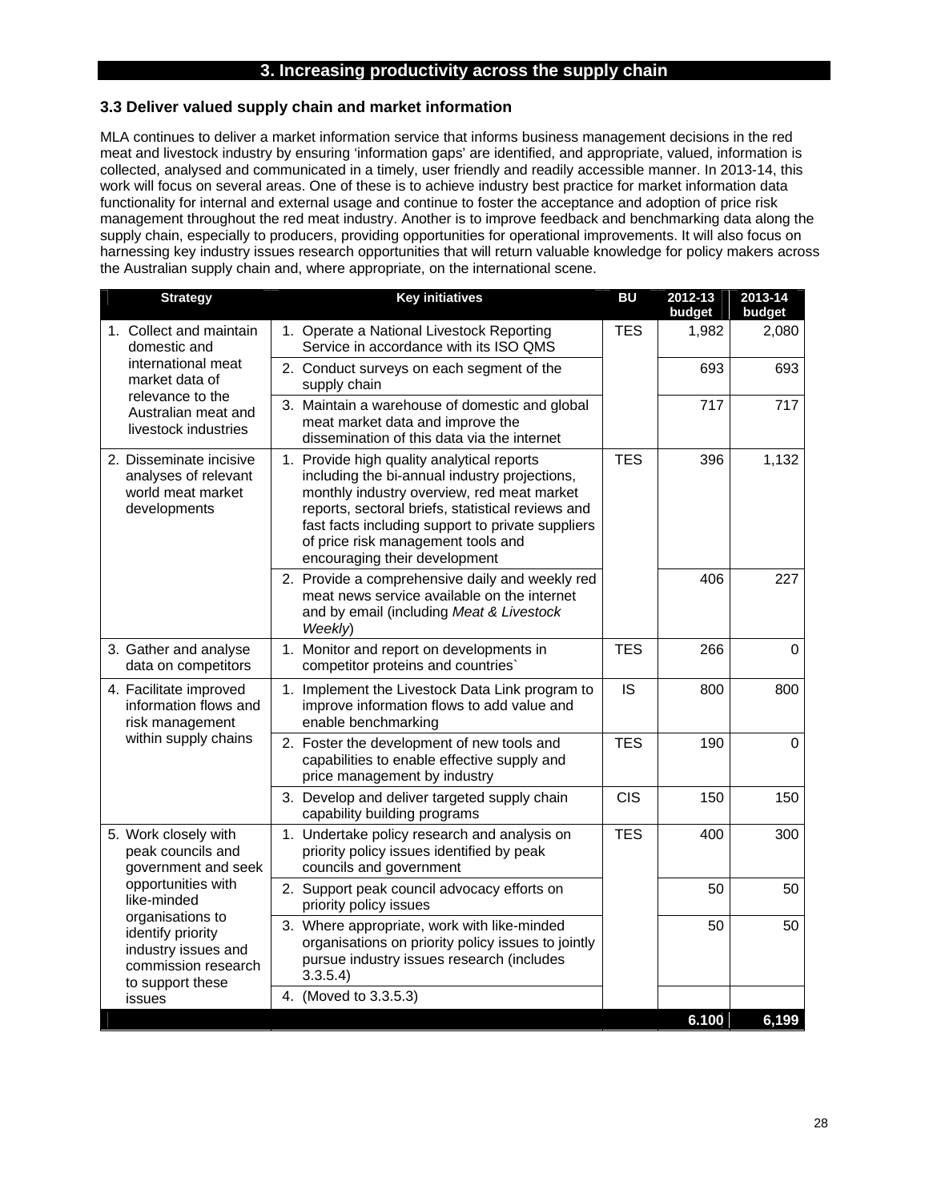## 3. Increasing productivity across the supply chain

### 3.3 Deliver valued supply chain and market information

MLA continues to deliver a market information service that informs business management decisions in the red meat and livestock industry by ensuring 'information gaps' are identified, and appropriate, valued, information is collected, analysed and communicated in a timely, user friendly and readily accessible manner. In 2013-14, this work will focus on several areas. One of these is to achieve industry best practice for market information data functionality for internal and external usage and continue to foster the acceptance and adoption of price risk management throughout the red meat industry. Another is to improve feedback and benchmarking data along the supply chain, especially to producers, providing opportunities for operational improvements. It will also focus on harnessing key industry issues research opportunities that will return valuable knowledge for policy makers across the Australian supply chain and, where appropriate, on the international scene.

| Strategy | Key initiatives | BU | 2012-13 budget | 2013-14 budget |
|---|---|---|---|---|
| 1. Collect and maintain domestic and international meat market data of relevance to the Australian meat and livestock industries | 1. Operate a National Livestock Reporting Service in accordance with its ISO QMS | TES | 1,982 | 2,080 |
| | 2. Conduct surveys on each segment of the supply chain | | 693 | 693 |
| | 3. Maintain a warehouse of domestic and global meat market data and improve the dissemination of this data via the internet | | 717 | 717 |
| 2. Disseminate incisive analyses of relevant world meat market developments | 1. Provide high quality analytical reports including the bi-annual industry projections, monthly industry overview, red meat market reports, sectoral briefs, statistical reviews and fast facts including support to private suppliers of price risk management tools and encouraging their development | TES | 396 | 1,132 |
| | 2. Provide a comprehensive daily and weekly red meat news service available on the internet and by email (including *Meat & Livestock Weekly*) | | 406 | 227 |
| 3. Gather and analyse data on competitors | 1. Monitor and report on developments in competitor proteins and countries` | TES | 266 | 0 |
| 4. Facilitate improved information flows and risk management within supply chains | 1. Implement the Livestock Data Link program to improve information flows to add value and enable benchmarking | IS | 800 | 800 |
| | 2. Foster the development of new tools and capabilities to enable effective supply and price management by industry | TES | 190 | 0 |
| | 3. Develop and deliver targeted supply chain capability building programs | CIS | 150 | 150 |
| 5. Work closely with peak councils and government and seek opportunities with like-minded organisations to identify priority industry issues and commission research to support these issues | 1. Undertake policy research and analysis on priority policy issues identified by peak councils and government | TES | 400 | 300 |
| | 2. Support peak council advocacy efforts on priority policy issues | | 50 | 50 |
| | 3. Where appropriate, work with like-minded organisations on priority policy issues to jointly pursue industry issues research (includes 3.3.5.4) | | 50 | 50 |
| | 4. (Moved to 3.3.5.3) | | | |
| | | | 6.100 | 6,199 |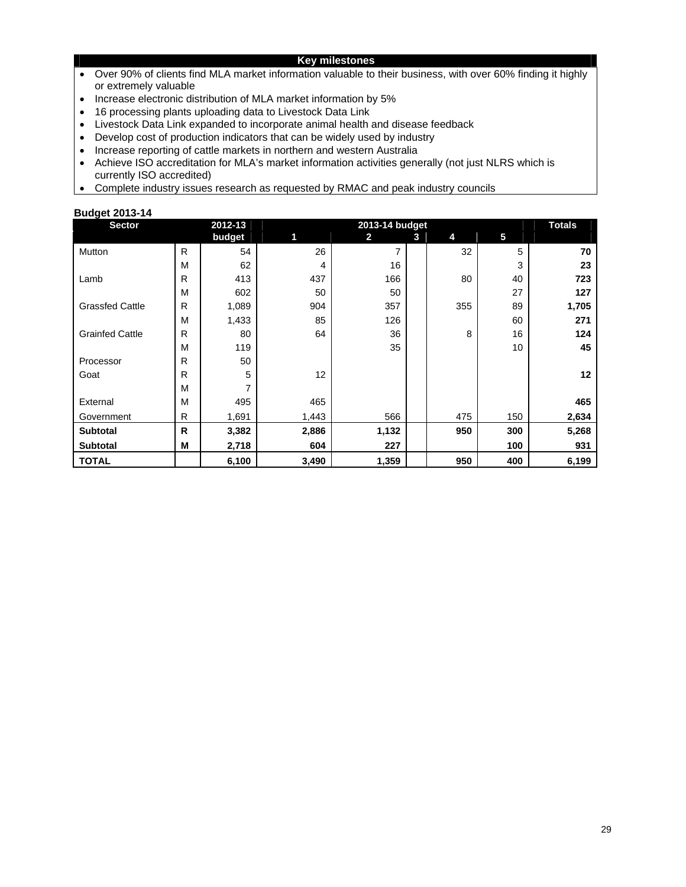## Key milestones

- Over 90% of clients find MLA market information valuable to their business, with over 60% finding it highly or extremely valuable
- Increase electronic distribution of MLA market information by 5%
- 16 processing plants uploading data to Livestock Data Link
- Livestock Data Link expanded to incorporate animal health and disease feedback
- Develop cost of production indicators that can be widely used by industry
- Increase reporting of cattle markets in northern and western Australia
- Achieve ISO accreditation for MLA's market information activities generally (not just NLRS which is currently ISO accredited)
- Complete industry issues research as requested by RMAC and peak industry councils

**Budget 2013-14**

| Sector | | 2012-13 budget | 2013-14 budget 1 | 2 | 3 | 4 | 5 | Totals |
|---|---|---|---|---|---|---|---|---|
| Mutton | R | 54 | 26 | 7 | | 32 | 5 | **70** |
| | M | 62 | 4 | 16 | | | 3 | **23** |
| Lamb | R | 413 | 437 | 166 | | 80 | 40 | **723** |
| | M | 602 | 50 | 50 | | | 27 | **127** |
| Grassfed Cattle | R | 1,089 | 904 | 357 | | 355 | 89 | **1,705** |
| | M | 1,433 | 85 | 126 | | | 60 | **271** |
| Grainfed Cattle | R | 80 | 64 | 36 | | 8 | 16 | **124** |
| | M | 119 | | 35 | | | 10 | **45** |
| Processor | R | 50 | | | | | | |
| Goat | R | 5 | 12 | | | | | **12** |
| | M | 7 | | | | | | |
| External | M | 495 | 465 | | | | | **465** |
| Government | R | 1,691 | 1,443 | 566 | | 475 | 150 | **2,634** |
| **Subtotal** | **R** | **3,382** | **2,886** | **1,132** | | **950** | **300** | **5,268** |
| **Subtotal** | **M** | **2,718** | **604** | **227** | | | **100** | **931** |
| **TOTAL** | | **6,100** | **3,490** | **1,359** | | **950** | **400** | **6,199** |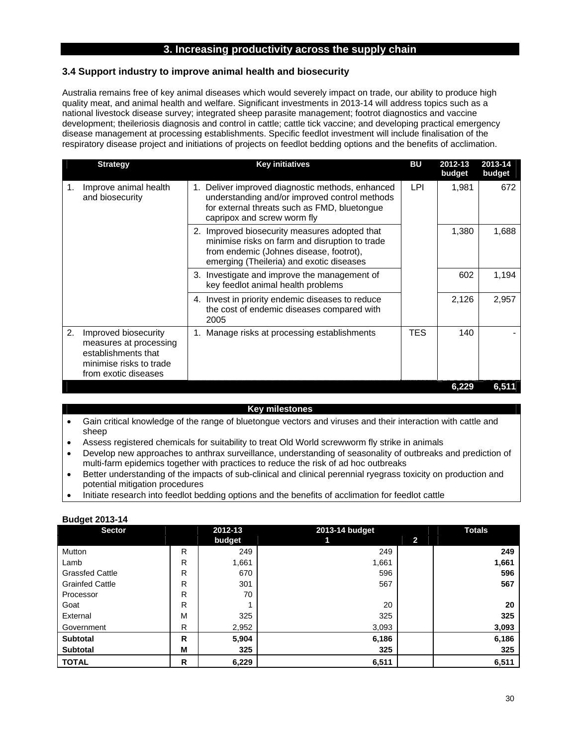## 3. Increasing productivity across the supply chain

### 3.4 Support industry to improve animal health and biosecurity

Australia remains free of key animal diseases which would severely impact on trade, our ability to produce high quality meat, and animal health and welfare. Significant investments in 2013-14 will address topics such as a national livestock disease survey; integrated sheep parasite management; footrot diagnostics and vaccine development; theileriosis diagnosis and control in cattle; cattle tick vaccine; and developing practical emergency disease management at processing establishments. Specific feedlot investment will include finalisation of the respiratory disease project and initiations of projects on feedlot bedding options and the benefits of acclimation.

| Strategy | Key initiatives | BU | 2012-13 budget | 2013-14 budget |
|---|---|---|---|---|
| 1. Improve animal health and biosecurity | 1. Deliver improved diagnostic methods, enhanced understanding and/or improved control methods for external threats such as FMD, bluetongue capripox and screw worm fly | LPI | 1,981 | 672 |
| | 2. Improved biosecurity measures adopted that minimise risks on farm and disruption to trade from endemic (Johnes disease, footrot), emerging (Theileria) and exotic diseases | | 1,380 | 1,688 |
| | 3. Investigate and improve the management of key feedlot animal health problems | | 602 | 1,194 |
| | 4. Invest in priority endemic diseases to reduce the cost of endemic diseases compared with 2005 | | 2,126 | 2,957 |
| 2. Improved biosecurity measures at processing establishments that minimise risks to trade from exotic diseases | 1. Manage risks at processing establishments | TES | 140 | - |
| | | | **6,229** | **6,511** |

**Key milestones**

- Gain critical knowledge of the range of bluetongue vectors and viruses and their interaction with cattle and sheep
- Assess registered chemicals for suitability to treat Old World screwworm fly strike in animals
- Develop new approaches to anthrax surveillance, understanding of seasonality of outbreaks and prediction of multi-farm epidemics together with practices to reduce the risk of ad hoc outbreaks
- Better understanding of the impacts of sub-clinical and clinical perennial ryegrass toxicity on production and potential mitigation procedures
- Initiate research into feedlot bedding options and the benefits of acclimation for feedlot cattle

**Budget 2013-14**

| Sector | | 2012-13 budget | 2013-14 budget 1 | 2013-14 budget 2 | Totals |
|---|---|---|---|---|---|
| Mutton | R | 249 | 249 | | **249** |
| Lamb | R | 1,661 | 1,661 | | **1,661** |
| Grassfed Cattle | R | 670 | 596 | | **596** |
| Grainfed Cattle | R | 301 | 567 | | **567** |
| Processor | R | 70 | | | |
| Goat | R | 1 | 20 | | **20** |
| External | M | 325 | 325 | | **325** |
| Government | R | 2,952 | 3,093 | | **3,093** |
| **Subtotal** | **R** | **5,904** | **6,186** | | **6,186** |
| **Subtotal** | **M** | **325** | **325** | | **325** |
| **TOTAL** | **R** | **6,229** | **6,511** | | **6,511** |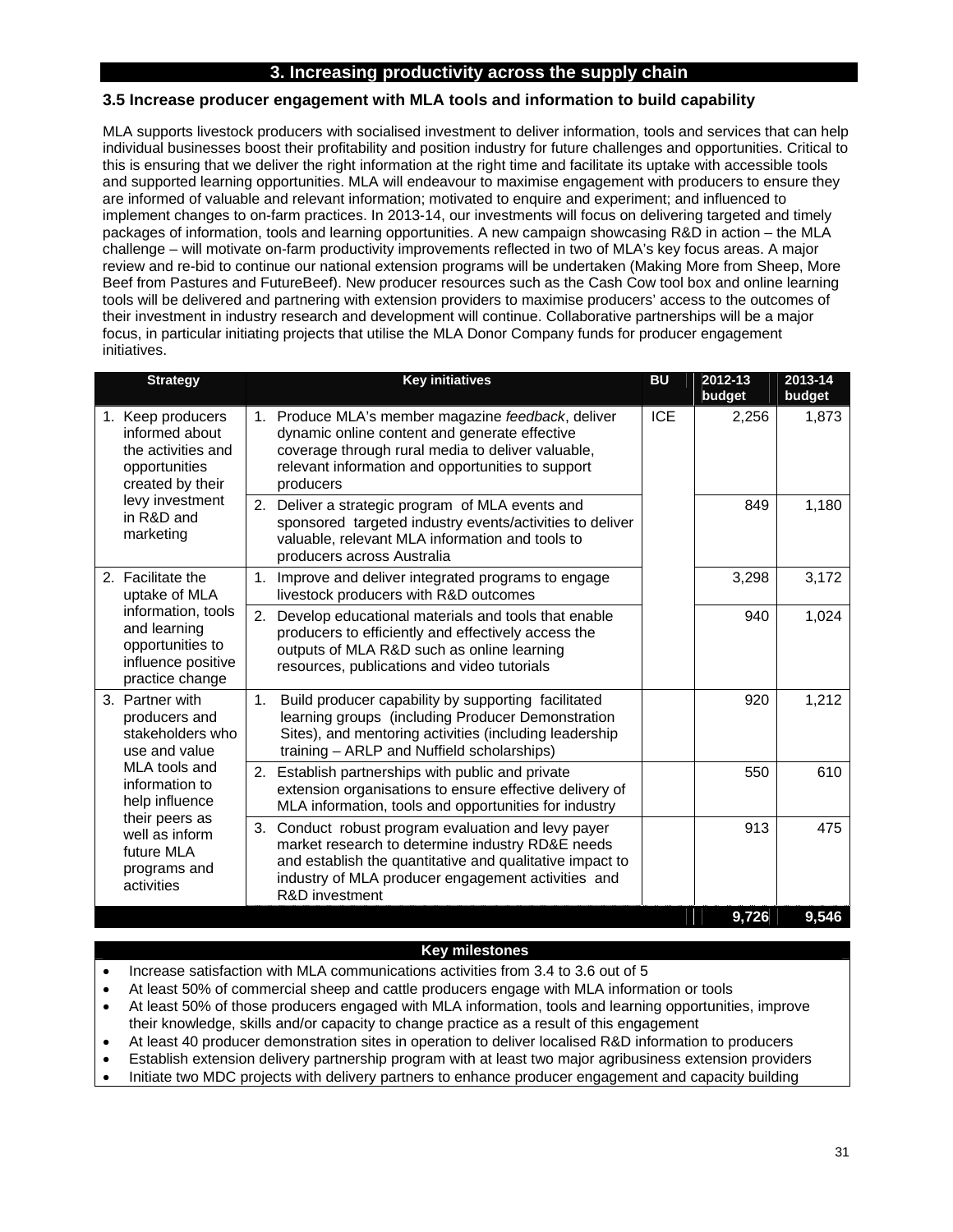## 3. Increasing productivity across the supply chain

### 3.5 Increase producer engagement with MLA tools and information to build capability

MLA supports livestock producers with socialised investment to deliver information, tools and services that can help individual businesses boost their profitability and position industry for future challenges and opportunities. Critical to this is ensuring that we deliver the right information at the right time and facilitate its uptake with accessible tools and supported learning opportunities. MLA will endeavour to maximise engagement with producers to ensure they are informed of valuable and relevant information; motivated to enquire and experiment; and influenced to implement changes to on-farm practices. In 2013-14, our investments will focus on delivering targeted and timely packages of information, tools and learning opportunities. A new campaign showcasing R&D in action – the MLA challenge – will motivate on-farm productivity improvements reflected in two of MLA's key focus areas. A major review and re-bid to continue our national extension programs will be undertaken (Making More from Sheep, More Beef from Pastures and FutureBeef). New producer resources such as the Cash Cow tool box and online learning tools will be delivered and partnering with extension providers to maximise producers' access to the outcomes of their investment in industry research and development will continue. Collaborative partnerships will be a major focus, in particular initiating projects that utilise the MLA Donor Company funds for producer engagement initiatives.

| Strategy | Key initiatives | BU | 2012-13 budget | 2013-14 budget |
|---|---|---|---|---|
| 1. Keep producers informed about the activities and opportunities created by their levy investment in R&D and marketing | 1. Produce MLA's member magazine *feedback*, deliver dynamic online content and generate effective coverage through rural media to deliver valuable, relevant information and opportunities to support producers | ICE | 2,256 | 1,873 |
| | 2. Deliver a strategic program of MLA events and sponsored targeted industry events/activities to deliver valuable, relevant MLA information and tools to producers across Australia | | 849 | 1,180 |
| 2. Facilitate the uptake of MLA information, tools and learning opportunities to influence positive practice change | 1. Improve and deliver integrated programs to engage livestock producers with R&D outcomes | | 3,298 | 3,172 |
| | 2. Develop educational materials and tools that enable producers to efficiently and effectively access the outputs of MLA R&D such as online learning resources, publications and video tutorials | | 940 | 1,024 |
| 3. Partner with producers and stakeholders who use and value MLA tools and information to help influence their peers as well as inform future MLA programs and activities | 1. Build producer capability by supporting facilitated learning groups (including Producer Demonstration Sites), and mentoring activities (including leadership training – ARLP and Nuffield scholarships) | | 920 | 1,212 |
| | 2. Establish partnerships with public and private extension organisations to ensure effective delivery of MLA information, tools and opportunities for industry | | 550 | 610 |
| | 3. Conduct robust program evaluation and levy payer market research to determine industry RD&E needs and establish the quantitative and qualitative impact to industry of MLA producer engagement activities and R&D investment | | 913 | 475 |
| | | | 9,726 | 9,546 |

**Key milestones**

- Increase satisfaction with MLA communications activities from 3.4 to 3.6 out of 5
- At least 50% of commercial sheep and cattle producers engage with MLA information or tools
- At least 50% of those producers engaged with MLA information, tools and learning opportunities, improve their knowledge, skills and/or capacity to change practice as a result of this engagement
- At least 40 producer demonstration sites in operation to deliver localised R&D information to producers
- Establish extension delivery partnership program with at least two major agribusiness extension providers
- Initiate two MDC projects with delivery partners to enhance producer engagement and capacity building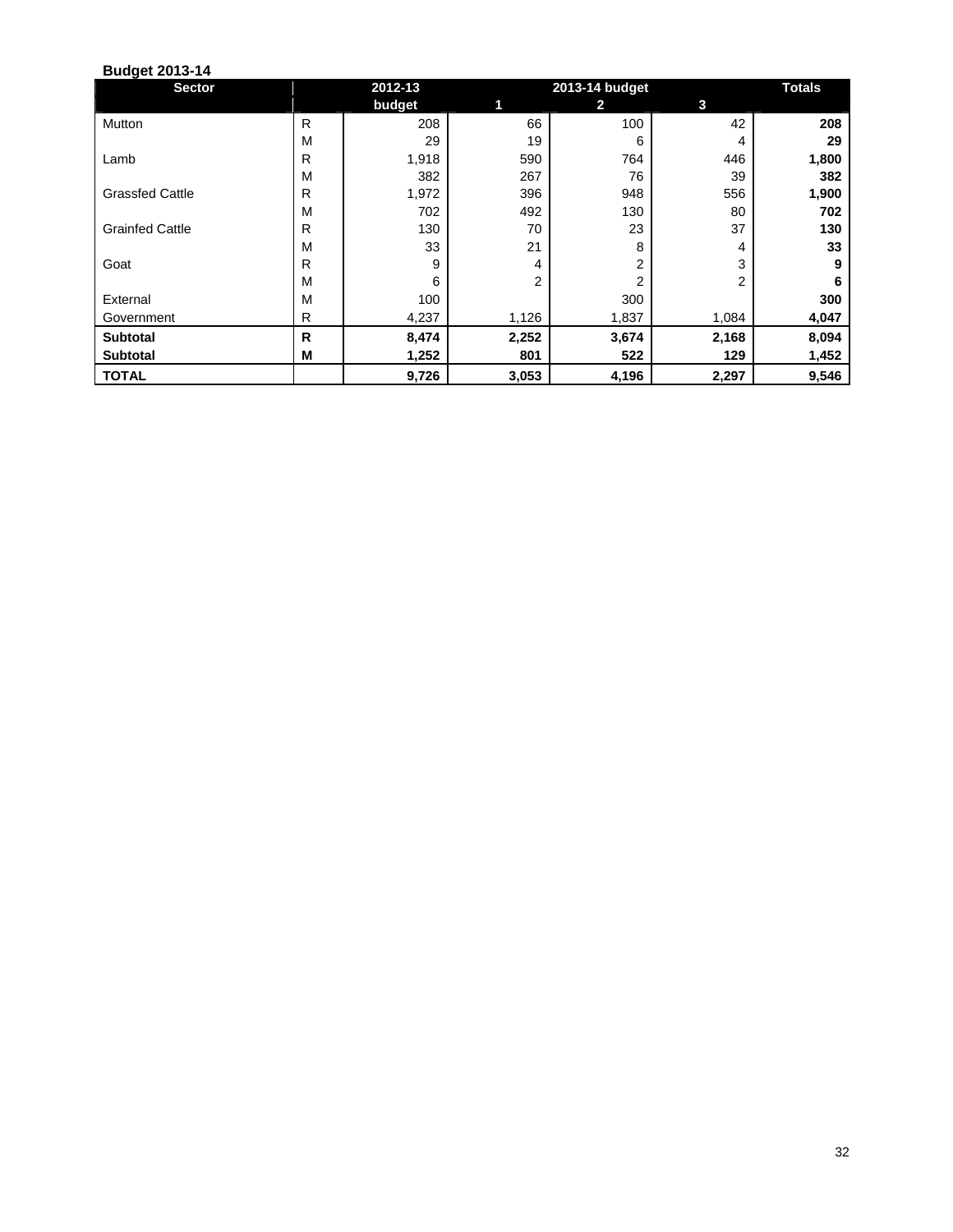**Budget 2013-14**

| Sector | | 2012-13 | 2013-14 budget | | | Totals |
|---|---|---|---|---|---|---|
| | | budget | 1 | 2 | 3 | |
| Mutton | R | 208 | 66 | 100 | 42 | **208** |
| | M | 29 | 19 | 6 | 4 | **29** |
| Lamb | R | 1,918 | 590 | 764 | 446 | **1,800** |
| | M | 382 | 267 | 76 | 39 | **382** |
| Grassfed Cattle | R | 1,972 | 396 | 948 | 556 | **1,900** |
| | M | 702 | 492 | 130 | 80 | **702** |
| Grainfed Cattle | R | 130 | 70 | 23 | 37 | **130** |
| | M | 33 | 21 | 8 | 4 | **33** |
| Goat | R | 9 | 4 | 2 | 3 | **9** |
| | M | 6 | 2 | 2 | 2 | **6** |
| External | M | 100 | | 300 | | **300** |
| Government | R | 4,237 | 1,126 | 1,837 | 1,084 | **4,047** |
| **Subtotal** | **R** | **8,474** | **2,252** | **3,674** | **2,168** | **8,094** |
| **Subtotal** | **M** | **1,252** | **801** | **522** | **129** | **1,452** |
| **TOTAL** | | **9,726** | **3,053** | **4,196** | **2,297** | **9,546** |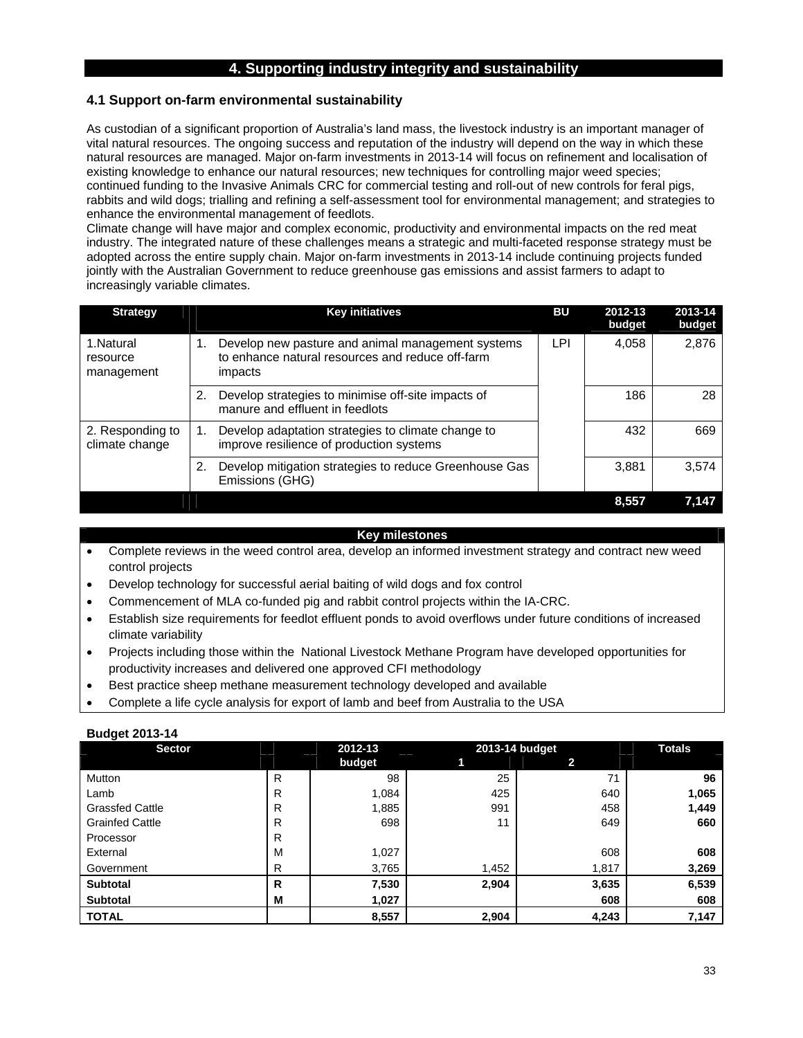# 4. Supporting industry integrity and sustainability

## 4.1 Support on-farm environmental sustainability

As custodian of a significant proportion of Australia's land mass, the livestock industry is an important manager of vital natural resources. The ongoing success and reputation of the industry will depend on the way in which these natural resources are managed. Major on-farm investments in 2013-14 will focus on refinement and localisation of existing knowledge to enhance our natural resources; new techniques for controlling major weed species; continued funding to the Invasive Animals CRC for commercial testing and roll-out of new controls for feral pigs, rabbits and wild dogs; trialling and refining a self-assessment tool for environmental management; and strategies to enhance the environmental management of feedlots.

Climate change will have major and complex economic, productivity and environmental impacts on the red meat industry. The integrated nature of these challenges means a strategic and multi-faceted response strategy must be adopted across the entire supply chain. Major on-farm investments in 2013-14 include continuing projects funded jointly with the Australian Government to reduce greenhouse gas emissions and assist farmers to adapt to increasingly variable climates.

| Strategy | Key initiatives | BU | 2012-13 budget | 2013-14 budget |
|---|---|---|---|---|
| 1.Natural resource management | 1. Develop new pasture and animal management systems to enhance natural resources and reduce off-farm impacts | LPI | 4,058 | 2,876 |
| | 2. Develop strategies to minimise off-site impacts of manure and effluent in feedlots | | 186 | 28 |
| 2. Responding to climate change | 1. Develop adaptation strategies to climate change to improve resilience of production systems | | 432 | 669 |
| | 2. Develop mitigation strategies to reduce Greenhouse Gas Emissions (GHG) | | 3,881 | 3,574 |
| | | | **8,557** | **7,147** |

**Key milestones**

- Complete reviews in the weed control area, develop an informed investment strategy and contract new weed control projects
- Develop technology for successful aerial baiting of wild dogs and fox control
- Commencement of MLA co-funded pig and rabbit control projects within the IA-CRC.
- Establish size requirements for feedlot effluent ponds to avoid overflows under future conditions of increased climate variability
- Projects including those within the National Livestock Methane Program have developed opportunities for productivity increases and delivered one approved CFI methodology
- Best practice sheep methane measurement technology developed and available
- Complete a life cycle analysis for export of lamb and beef from Australia to the USA

**Budget 2013-14**

| Sector | | 2012-13 budget | 2013-14 budget 1 | 2013-14 budget 2 | Totals |
|---|---|---|---|---|---|
| Mutton | R | 98 | 25 | 71 | **96** |
| Lamb | R | 1,084 | 425 | 640 | **1,065** |
| Grassfed Cattle | R | 1,885 | 991 | 458 | **1,449** |
| Grainfed Cattle | R | 698 | 11 | 649 | **660** |
| Processor | R | | | | |
| External | M | 1,027 | | 608 | **608** |
| Government | R | 3,765 | 1,452 | 1,817 | **3,269** |
| **Subtotal** | **R** | **7,530** | **2,904** | **3,635** | **6,539** |
| **Subtotal** | **M** | **1,027** | | **608** | **608** |
| **TOTAL** | | **8,557** | **2,904** | **4,243** | **7,147** |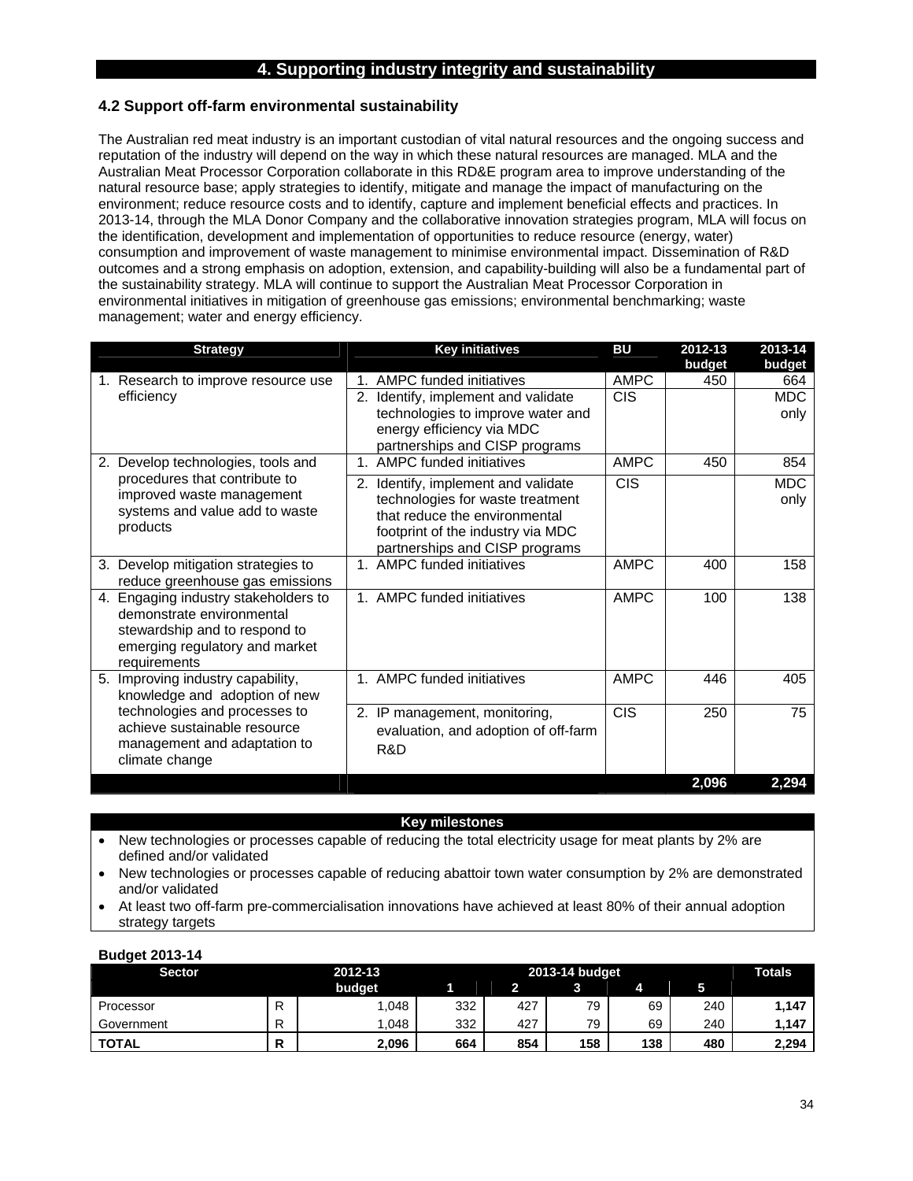# 4. Supporting industry integrity and sustainability

## 4.2 Support off-farm environmental sustainability

The Australian red meat industry is an important custodian of vital natural resources and the ongoing success and reputation of the industry will depend on the way in which these natural resources are managed. MLA and the Australian Meat Processor Corporation collaborate in this RD&E program area to improve understanding of the natural resource base; apply strategies to identify, mitigate and manage the impact of manufacturing on the environment; reduce resource costs and to identify, capture and implement beneficial effects and practices. In 2013-14, through the MLA Donor Company and the collaborative innovation strategies program, MLA will focus on the identification, development and implementation of opportunities to reduce resource (energy, water) consumption and improvement of waste management to minimise environmental impact. Dissemination of R&D outcomes and a strong emphasis on adoption, extension, and capability-building will also be a fundamental part of the sustainability strategy. MLA will continue to support the Australian Meat Processor Corporation in environmental initiatives in mitigation of greenhouse gas emissions; environmental benchmarking; waste management; water and energy efficiency.

| Strategy | Key initiatives | BU | 2012-13 budget | 2013-14 budget |
|---|---|---|---|---|
| 1. Research to improve resource use efficiency | 1. AMPC funded initiatives | AMPC | 450 | 664 |
| | 2. Identify, implement and validate technologies to improve water and energy efficiency via MDC partnerships and CISP programs | CIS | | MDC only |
| 2. Develop technologies, tools and procedures that contribute to improved waste management systems and value add to waste products | 1. AMPC funded initiatives | AMPC | 450 | 854 |
| | 2. Identify, implement and validate technologies for waste treatment that reduce the environmental footprint of the industry via MDC partnerships and CISP programs | CIS | | MDC only |
| 3. Develop mitigation strategies to reduce greenhouse gas emissions | 1. AMPC funded initiatives | AMPC | 400 | 158 |
| 4. Engaging industry stakeholders to demonstrate environmental stewardship and to respond to emerging regulatory and market requirements | 1. AMPC funded initiatives | AMPC | 100 | 138 |
| 5. Improving industry capability, knowledge and adoption of new technologies and processes to achieve sustainable resource management and adaptation to climate change | 1. AMPC funded initiatives | AMPC | 446 | 405 |
| | 2. IP management, monitoring, evaluation, and adoption of off-farm R&D | CIS | 250 | 75 |
| | | | **2,096** | **2,294** |

**Key milestones**

- New technologies or processes capable of reducing the total electricity usage for meat plants by 2% are defined and/or validated
- New technologies or processes capable of reducing abattoir town water consumption by 2% are demonstrated and/or validated
- At least two off-farm pre-commercialisation innovations have achieved at least 80% of their annual adoption strategy targets

**Budget 2013-14**

| Sector | | 2012-13 budget | 2013-14 budget 1 | 2 | 3 | 4 | 5 | Totals |
|---|---|---|---|---|---|---|---|---|
| Processor | R | 1,048 | 332 | 427 | 79 | 69 | 240 | **1,147** |
| Government | R | 1,048 | 332 | 427 | 79 | 69 | 240 | **1,147** |
| **TOTAL** | **R** | **2,096** | **664** | **854** | **158** | **138** | **480** | **2,294** |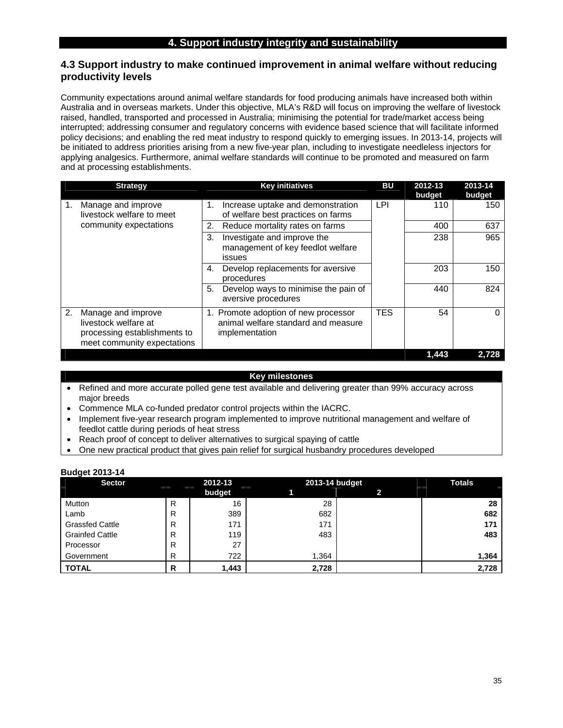## 4. Support industry integrity and sustainability

### 4.3 Support industry to make continued improvement in animal welfare without reducing productivity levels

Community expectations around animal welfare standards for food producing animals have increased both within Australia and in overseas markets. Under this objective, MLA's R&D will focus on improving the welfare of livestock raised, handled, transported and processed in Australia; minimising the potential for trade/market access being interrupted; addressing consumer and regulatory concerns with evidence based science that will facilitate informed policy decisions; and enabling the red meat industry to respond quickly to emerging issues. In 2013-14, projects will be initiated to address priorities arising from a new five-year plan, including to investigate needleless injectors for applying analgesics. Furthermore, animal welfare standards will continue to be promoted and measured on farm and at processing establishments.

| Strategy | Key initiatives | BU | 2012-13 budget | 2013-14 budget |
|---|---|---|---|---|
| 1. Manage and improve livestock welfare to meet community expectations | 1. Increase uptake and demonstration of welfare best practices on farms | LPI | 110 | 150 |
| | 2. Reduce mortality rates on farms | | 400 | 637 |
| | 3. Investigate and improve the management of key feedlot welfare issues | | 238 | 965 |
| | 4. Develop replacements for aversive procedures | | 203 | 150 |
| | 5. Develop ways to minimise the pain of aversive procedures | | 440 | 824 |
| 2. Manage and improve livestock welfare at processing establishments to meet community expectations | 1. Promote adoption of new processor animal welfare standard and measure implementation | TES | 54 | 0 |
| | | | **1,443** | **2,728** |

**Key milestones**

- Refined and more accurate polled gene test available and delivering greater than 99% accuracy across major breeds
- Commence MLA co-funded predator control projects within the IACRC.
- Implement five-year research program implemented to improve nutritional management and welfare of feedlot cattle during periods of heat stress
- Reach proof of concept to deliver alternatives to surgical spaying of cattle
- One new practical product that gives pain relief for surgical husbandry procedures developed

**Budget 2013-14**

| Sector | | 2012-13 budget | 2013-14 budget 1 | 2013-14 budget 2 | Totals |
|---|---|---|---|---|---|
| Mutton | R | 16 | 28 | | **28** |
| Lamb | R | 389 | 682 | | **682** |
| Grassfed Cattle | R | 171 | 171 | | **171** |
| Grainfed Cattle | R | 119 | 483 | | **483** |
| Processor | R | 27 | | | |
| Government | R | 722 | 1,364 | | **1,364** |
| **TOTAL** | **R** | **1,443** | **2,728** | | **2,728** |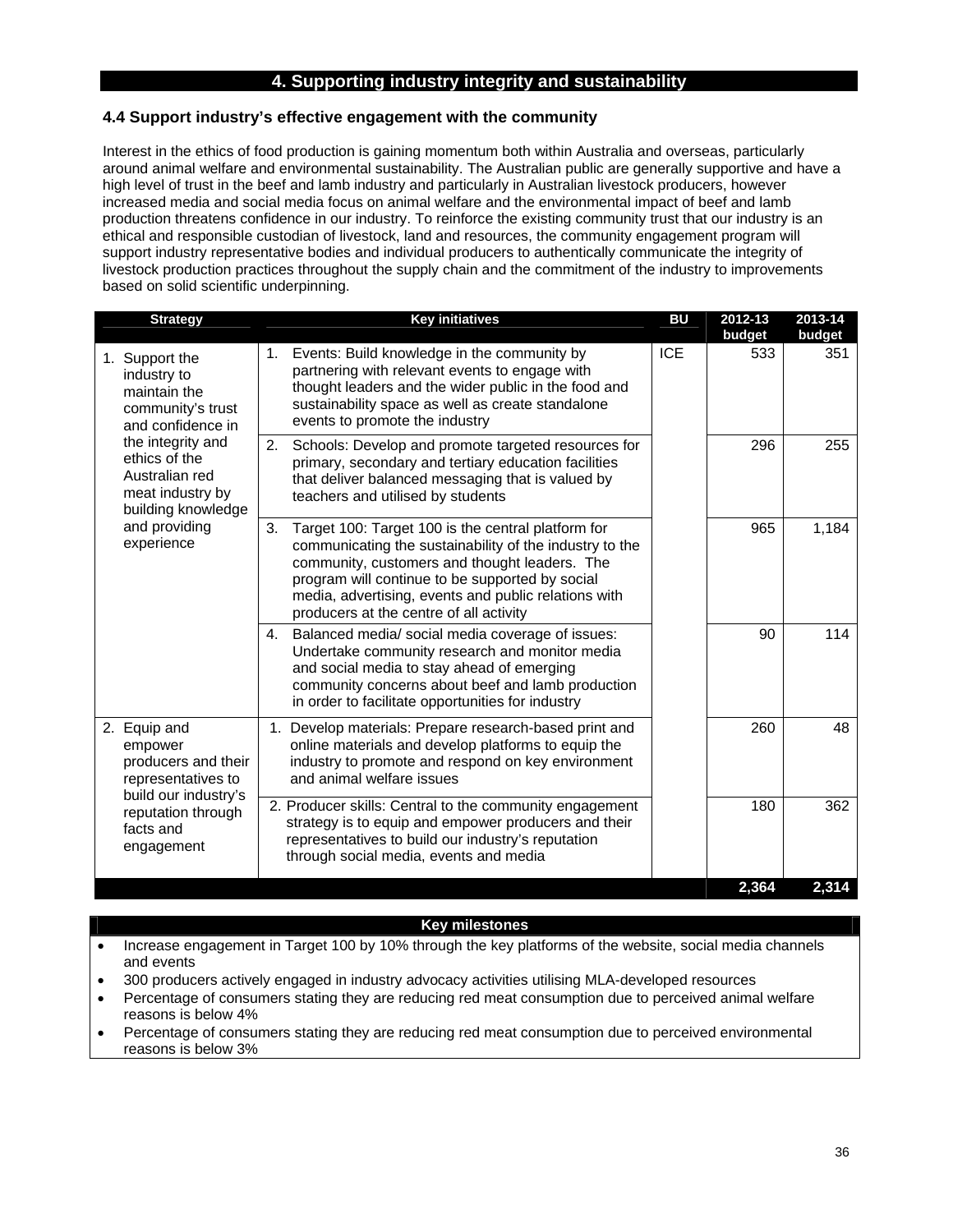## 4. Supporting industry integrity and sustainability

### 4.4 Support industry's effective engagement with the community

Interest in the ethics of food production is gaining momentum both within Australia and overseas, particularly around animal welfare and environmental sustainability. The Australian public are generally supportive and have a high level of trust in the beef and lamb industry and particularly in Australian livestock producers, however increased media and social media focus on animal welfare and the environmental impact of beef and lamb production threatens confidence in our industry. To reinforce the existing community trust that our industry is an ethical and responsible custodian of livestock, land and resources, the community engagement program will support industry representative bodies and individual producers to authentically communicate the integrity of livestock production practices throughout the supply chain and the commitment of the industry to improvements based on solid scientific underpinning.

| Strategy | Key initiatives | BU | 2012-13 budget | 2013-14 budget |
|---|---|---|---|---|
| 1. Support the industry to maintain the community's trust and confidence in the integrity and ethics of the Australian red meat industry by building knowledge and providing experience | 1. Events: Build knowledge in the community by partnering with relevant events to engage with thought leaders and the wider public in the food and sustainability space as well as create standalone events to promote the industry | ICE | 533 | 351 |
| | 2. Schools: Develop and promote targeted resources for primary, secondary and tertiary education facilities that deliver balanced messaging that is valued by teachers and utilised by students | | 296 | 255 |
| | 3. Target 100: Target 100 is the central platform for communicating the sustainability of the industry to the community, customers and thought leaders. The program will continue to be supported by social media, advertising, events and public relations with producers at the centre of all activity | | 965 | 1,184 |
| | 4. Balanced media/ social media coverage of issues: Undertake community research and monitor media and social media to stay ahead of emerging community concerns about beef and lamb production in order to facilitate opportunities for industry | | 90 | 114 |
| 2. Equip and empower producers and their representatives to build our industry's reputation through facts and engagement | 1. Develop materials: Prepare research-based print and online materials and develop platforms to equip the industry to promote and respond on key environment and animal welfare issues | | 260 | 48 |
| | 2. Producer skills: Central to the community engagement strategy is to equip and empower producers and their representatives to build our industry's reputation through social media, events and media | | 180 | 362 |
| | | | **2,364** | **2,314** |

**Key milestones**

- Increase engagement in Target 100 by 10% through the key platforms of the website, social media channels and events
- 300 producers actively engaged in industry advocacy activities utilising MLA-developed resources
- Percentage of consumers stating they are reducing red meat consumption due to perceived animal welfare reasons is below 4%
- Percentage of consumers stating they are reducing red meat consumption due to perceived environmental reasons is below 3%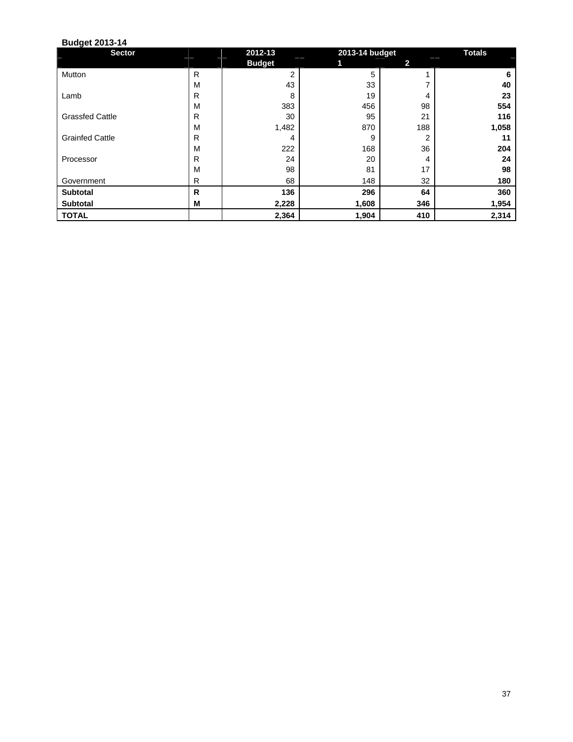**Budget 2013-14**

| Sector | | 2012-13 | 2013-14 budget | | Totals |
|---|---|---|---|---|---|
| | | Budget | 1 | 2 | |
| Mutton | R | 2 | 5 | 1 | **6** |
| | M | 43 | 33 | 7 | **40** |
| Lamb | R | 8 | 19 | 4 | **23** |
| | M | 383 | 456 | 98 | **554** |
| Grassfed Cattle | R | 30 | 95 | 21 | **116** |
| | M | 1,482 | 870 | 188 | **1,058** |
| Grainfed Cattle | R | 4 | 9 | 2 | **11** |
| | M | 222 | 168 | 36 | **204** |
| Processor | R | 24 | 20 | 4 | **24** |
| | M | 98 | 81 | 17 | **98** |
| Government | R | 68 | 148 | 32 | **180** |
| **Subtotal** | **R** | **136** | **296** | **64** | **360** |
| **Subtotal** | **M** | **2,228** | **1,608** | **346** | **1,954** |
| **TOTAL** | | **2,364** | **1,904** | **410** | **2,314** |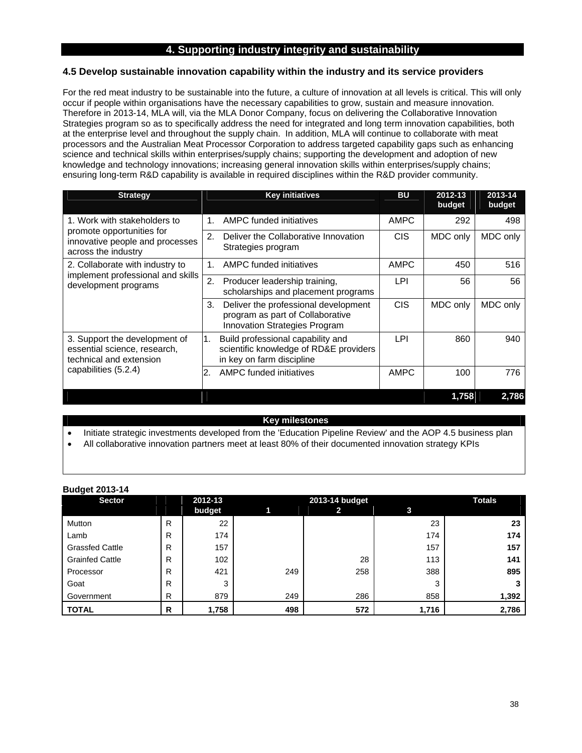## 4. Supporting industry integrity and sustainability

### 4.5 Develop sustainable innovation capability within the industry and its service providers

For the red meat industry to be sustainable into the future, a culture of innovation at all levels is critical. This will only occur if people within organisations have the necessary capabilities to grow, sustain and measure innovation. Therefore in 2013-14, MLA will, via the MLA Donor Company, focus on delivering the Collaborative Innovation Strategies program so as to specifically address the need for integrated and long term innovation capabilities, both at the enterprise level and throughout the supply chain. In addition, MLA will continue to collaborate with meat processors and the Australian Meat Processor Corporation to address targeted capability gaps such as enhancing science and technical skills within enterprises/supply chains; supporting the development and adoption of new knowledge and technology innovations; increasing general innovation skills within enterprises/supply chains; ensuring long-term R&D capability is available in required disciplines within the R&D provider community.

| Strategy | Key initiatives | BU | 2012-13 budget | 2013-14 budget |
|---|---|---|---|---|
| 1. Work with stakeholders to promote opportunities for innovative people and processes across the industry | 1. AMPC funded initiatives | AMPC | 292 | 498 |
| | 2. Deliver the Collaborative Innovation Strategies program | CIS | MDC only | MDC only |
| 2. Collaborate with industry to implement professional and skills development programs | 1. AMPC funded initiatives | AMPC | 450 | 516 |
| | 2. Producer leadership training, scholarships and placement programs | LPI | 56 | 56 |
| | 3. Deliver the professional development program as part of Collaborative Innovation Strategies Program | CIS | MDC only | MDC only |
| 3. Support the development of essential science, research, technical and extension capabilities (5.2.4) | 1. Build professional capability and scientific knowledge of RD&E providers in key on farm discipline | LPI | 860 | 940 |
| | 2. AMPC funded initiatives | AMPC | 100 | 776 |
| | | | 1,758 | 2,786 |

**Key milestones**

- Initiate strategic investments developed from the 'Education Pipeline Review' and the AOP 4.5 business plan
- All collaborative innovation partners meet at least 80% of their documented innovation strategy KPIs

**Budget 2013-14**

| Sector | | 2012-13 budget | 2013-14 budget 1 | 2 | 3 | Totals |
|---|---|---|---|---|---|---|
| Mutton | R | 22 | | | 23 | **23** |
| Lamb | R | 174 | | | 174 | **174** |
| Grassfed Cattle | R | 157 | | | 157 | **157** |
| Grainfed Cattle | R | 102 | | 28 | 113 | **141** |
| Processor | R | 421 | 249 | 258 | 388 | **895** |
| Goat | R | 3 | | | 3 | **3** |
| Government | R | 879 | 249 | 286 | 858 | **1,392** |
| **TOTAL** | **R** | **1,758** | **498** | **572** | **1,716** | **2,786** |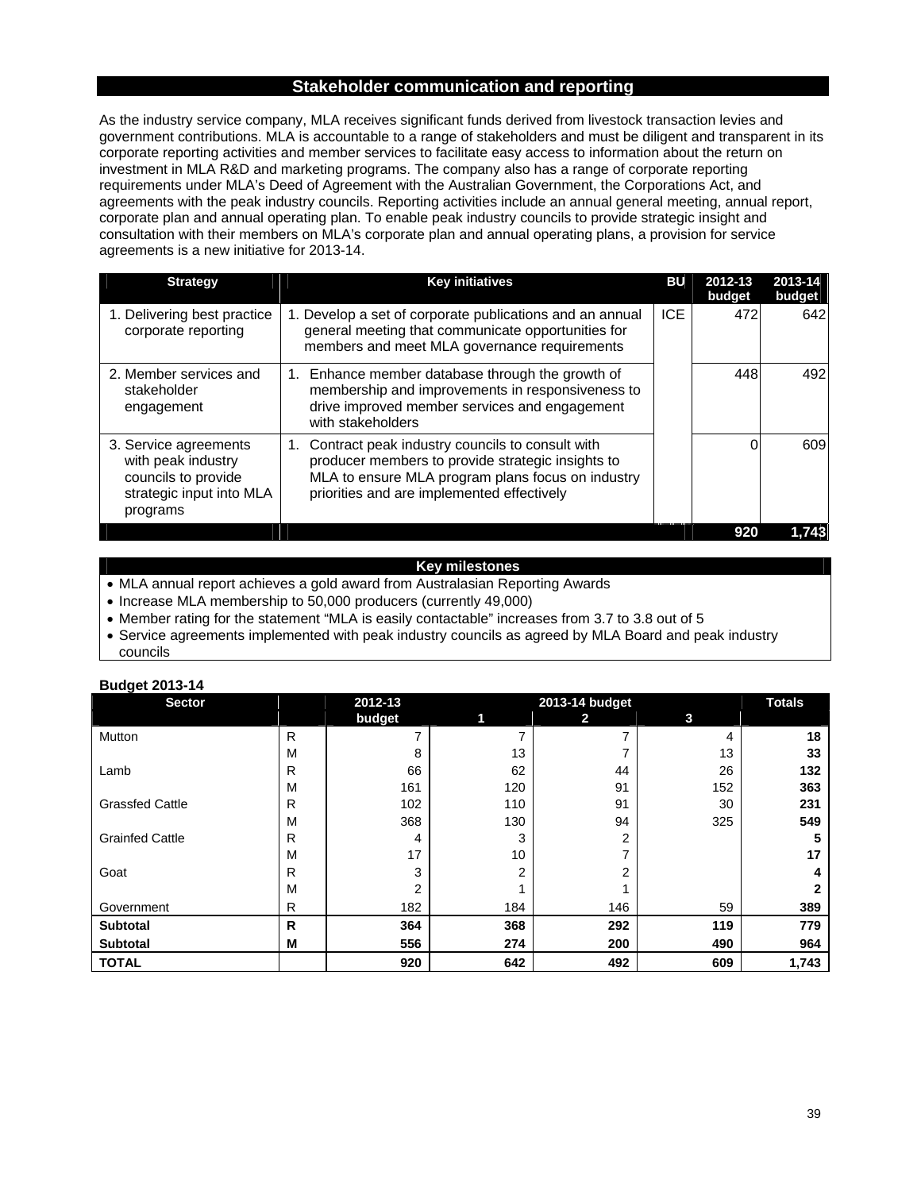## Stakeholder communication and reporting

As the industry service company, MLA receives significant funds derived from livestock transaction levies and government contributions. MLA is accountable to a range of stakeholders and must be diligent and transparent in its corporate reporting activities and member services to facilitate easy access to information about the return on investment in MLA R&D and marketing programs. The company also has a range of corporate reporting requirements under MLA's Deed of Agreement with the Australian Government, the Corporations Act, and agreements with the peak industry councils. Reporting activities include an annual general meeting, annual report, corporate plan and annual operating plan. To enable peak industry councils to provide strategic insight and consultation with their members on MLA's corporate plan and annual operating plans, a provision for service agreements is a new initiative for 2013-14.

| Strategy | Key initiatives | BU | 2012-13 budget | 2013-14 budget |
|---|---|---|---|---|
| 1. Delivering best practice corporate reporting | 1. Develop a set of corporate publications and an annual general meeting that communicate opportunities for members and meet MLA governance requirements | ICE | 472 | 642 |
| 2. Member services and stakeholder engagement | 1. Enhance member database through the growth of membership and improvements in responsiveness to drive improved member services and engagement with stakeholders | | 448 | 492 |
| 3. Service agreements with peak industry councils to provide strategic input into MLA programs | 1. Contract peak industry councils to consult with producer members to provide strategic insights to MLA to ensure MLA program plans focus on industry priorities and are implemented effectively | | 0 | 609 |
| | | | **920** | **1,743** |

### Key milestones

- MLA annual report achieves a gold award from Australasian Reporting Awards
- Increase MLA membership to 50,000 producers (currently 49,000)
- Member rating for the statement "MLA is easily contactable" increases from 3.7 to 3.8 out of 5
- Service agreements implemented with peak industry councils as agreed by MLA Board and peak industry councils

**Budget 2013-14**

| Sector | | 2012-13 budget | 2013-14 budget 1 | 2 | 3 | Totals |
|---|---|---|---|---|---|---|
| Mutton | R | 7 | 7 | 7 | 4 | **18** |
| | M | 8 | 13 | 7 | 13 | **33** |
| Lamb | R | 66 | 62 | 44 | 26 | **132** |
| | M | 161 | 120 | 91 | 152 | **363** |
| Grassfed Cattle | R | 102 | 110 | 91 | 30 | **231** |
| | M | 368 | 130 | 94 | 325 | **549** |
| Grainfed Cattle | R | 4 | 3 | 2 | | **5** |
| | M | 17 | 10 | 7 | | **17** |
| Goat | R | 3 | 2 | 2 | | **4** |
| | M | 2 | 1 | 1 | | **2** |
| Government | R | 182 | 184 | 146 | 59 | **389** |
| **Subtotal** | **R** | **364** | **368** | **292** | **119** | **779** |
| **Subtotal** | **M** | **556** | **274** | **200** | **490** | **964** |
| **TOTAL** | | **920** | **642** | **492** | **609** | **1,743** |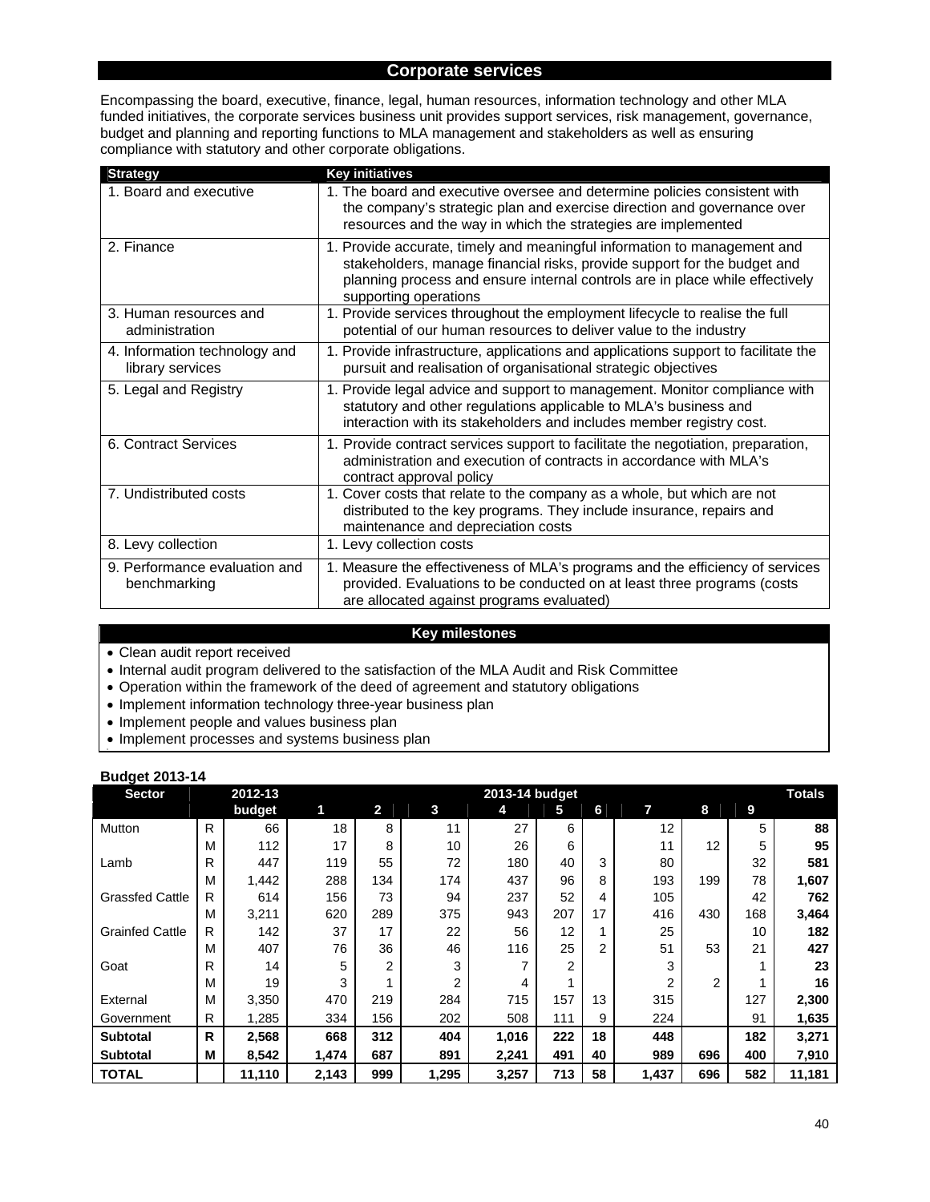## Corporate services

Encompassing the board, executive, finance, legal, human resources, information technology and other MLA funded initiatives, the corporate services business unit provides support services, risk management, governance, budget and planning and reporting functions to MLA management and stakeholders as well as ensuring compliance with statutory and other corporate obligations.

| Strategy | Key initiatives |
|---|---|
| 1. Board and executive | 1. The board and executive oversee and determine policies consistent with the company's strategic plan and exercise direction and governance over resources and the way in which the strategies are implemented |
| 2. Finance | 1. Provide accurate, timely and meaningful information to management and stakeholders, manage financial risks, provide support for the budget and planning process and ensure internal controls are in place while effectively supporting operations |
| 3. Human resources and administration | 1. Provide services throughout the employment lifecycle to realise the full potential of our human resources to deliver value to the industry |
| 4. Information technology and library services | 1. Provide infrastructure, applications and applications support to facilitate the pursuit and realisation of organisational strategic objectives |
| 5. Legal and Registry | 1. Provide legal advice and support to management. Monitor compliance with statutory and other regulations applicable to MLA's business and interaction with its stakeholders and includes member registry cost. |
| 6. Contract Services | 1. Provide contract services support to facilitate the negotiation, preparation, administration and execution of contracts in accordance with MLA's contract approval policy |
| 7. Undistributed costs | 1. Cover costs that relate to the company as a whole, but which are not distributed to the key programs. They include insurance, repairs and maintenance and depreciation costs |
| 8. Levy collection | 1. Levy collection costs |
| 9. Performance evaluation and benchmarking | 1. Measure the effectiveness of MLA's programs and the efficiency of services provided. Evaluations to be conducted on at least three programs (costs are allocated against programs evaluated) |

### Key milestones

- Clean audit report received
- Internal audit program delivered to the satisfaction of the MLA Audit and Risk Committee
- Operation within the framework of the deed of agreement and statutory obligations
- Implement information technology three-year business plan
- Implement people and values business plan
- Implement processes and systems business plan

**Budget 2013-14**

| Sector | | 2012-13 budget | 2013-14 budget 1 | 2 | 3 | 4 | 5 | 6 | 7 | 8 | 9 | Totals |
|---|---|---|---|---|---|---|---|---|---|---|---|---|
| Mutton | R | 66 | 18 | 8 | 11 | 27 | 6 | | 12 | | 5 | **88** |
| | M | 112 | 17 | 8 | 10 | 26 | 6 | | 11 | 12 | 5 | **95** |
| Lamb | R | 447 | 119 | 55 | 72 | 180 | 40 | 3 | 80 | | 32 | **581** |
| | M | 1,442 | 288 | 134 | 174 | 437 | 96 | 8 | 193 | 199 | 78 | **1,607** |
| Grassfed Cattle | R | 614 | 156 | 73 | 94 | 237 | 52 | 4 | 105 | | 42 | **762** |
| | M | 3,211 | 620 | 289 | 375 | 943 | 207 | 17 | 416 | 430 | 168 | **3,464** |
| Grainfed Cattle | R | 142 | 37 | 17 | 22 | 56 | 12 | 1 | 25 | | 10 | **182** |
| | M | 407 | 76 | 36 | 46 | 116 | 25 | 2 | 51 | 53 | 21 | **427** |
| Goat | R | 14 | 5 | 2 | 3 | 7 | 2 | | 3 | | 1 | **23** |
| | M | 19 | 3 | 1 | 2 | 4 | 1 | | 2 | 2 | 1 | **16** |
| External | M | 3,350 | 470 | 219 | 284 | 715 | 157 | 13 | 315 | | 127 | **2,300** |
| Government | R | 1,285 | 334 | 156 | 202 | 508 | 111 | 9 | 224 | | 91 | **1,635** |
| **Subtotal** | **R** | **2,568** | **668** | **312** | **404** | **1,016** | **222** | **18** | **448** | | **182** | **3,271** |
| **Subtotal** | **M** | **8,542** | **1,474** | **687** | **891** | **2,241** | **491** | **40** | **989** | **696** | **400** | **7,910** |
| **TOTAL** | | **11,110** | **2,143** | **999** | **1,295** | **3,257** | **713** | **58** | **1,437** | **696** | **582** | **11,181** |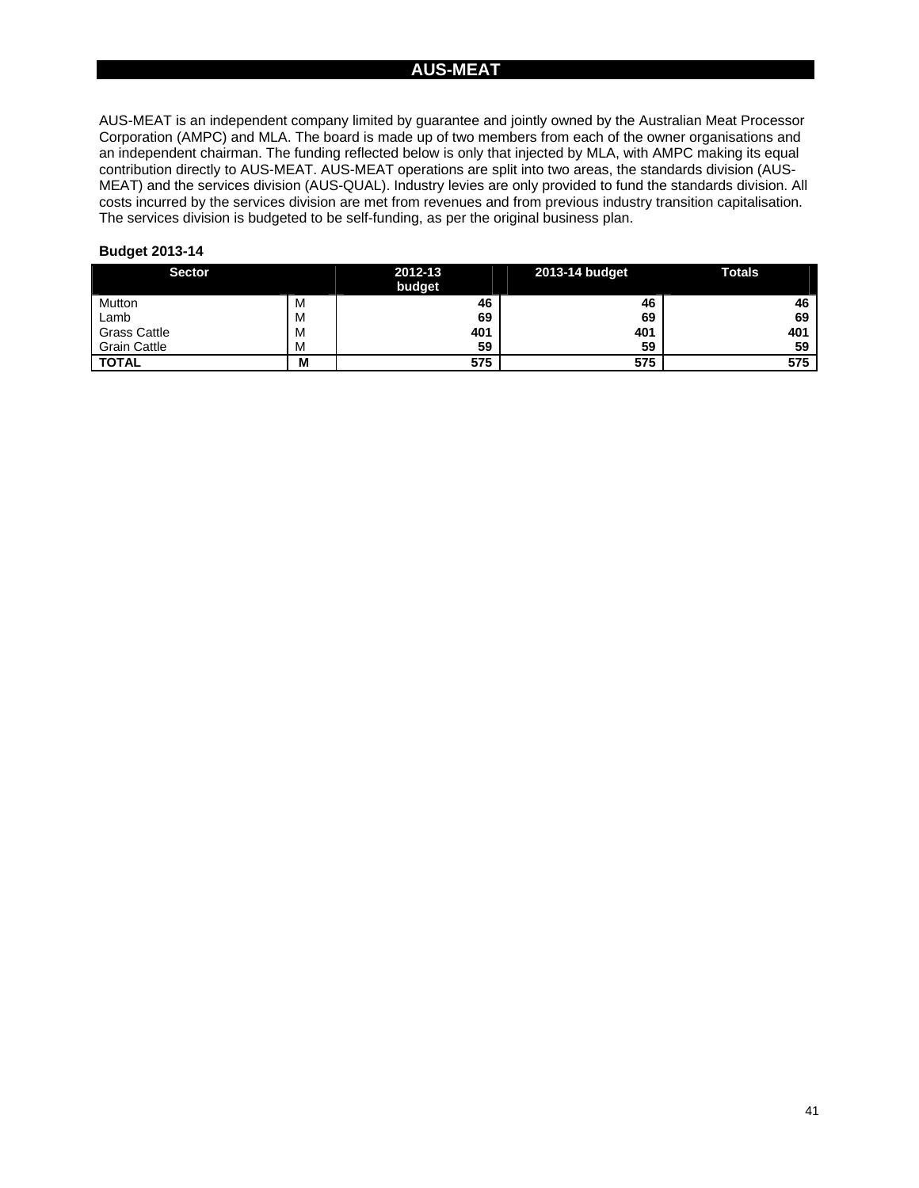# AUS-MEAT

AUS-MEAT is an independent company limited by guarantee and jointly owned by the Australian Meat Processor Corporation (AMPC) and MLA. The board is made up of two members from each of the owner organisations and an independent chairman. The funding reflected below is only that injected by MLA, with AMPC making its equal contribution directly to AUS-MEAT. AUS-MEAT operations are split into two areas, the standards division (AUS-MEAT) and the services division (AUS-QUAL). Industry levies are only provided to fund the standards division. All costs incurred by the services division are met from revenues and from previous industry transition capitalisation. The services division is budgeted to be self-funding, as per the original business plan.

**Budget 2013-14**

| Sector | | 2012-13 budget | 2013-14 budget | Totals |
|---|---|---|---|---|
| Mutton | M | **46** | **46** | **46** |
| Lamb | M | **69** | **69** | **69** |
| Grass Cattle | M | **401** | **401** | **401** |
| Grain Cattle | M | **59** | **59** | **59** |
| **TOTAL** | **M** | **575** | **575** | **575** |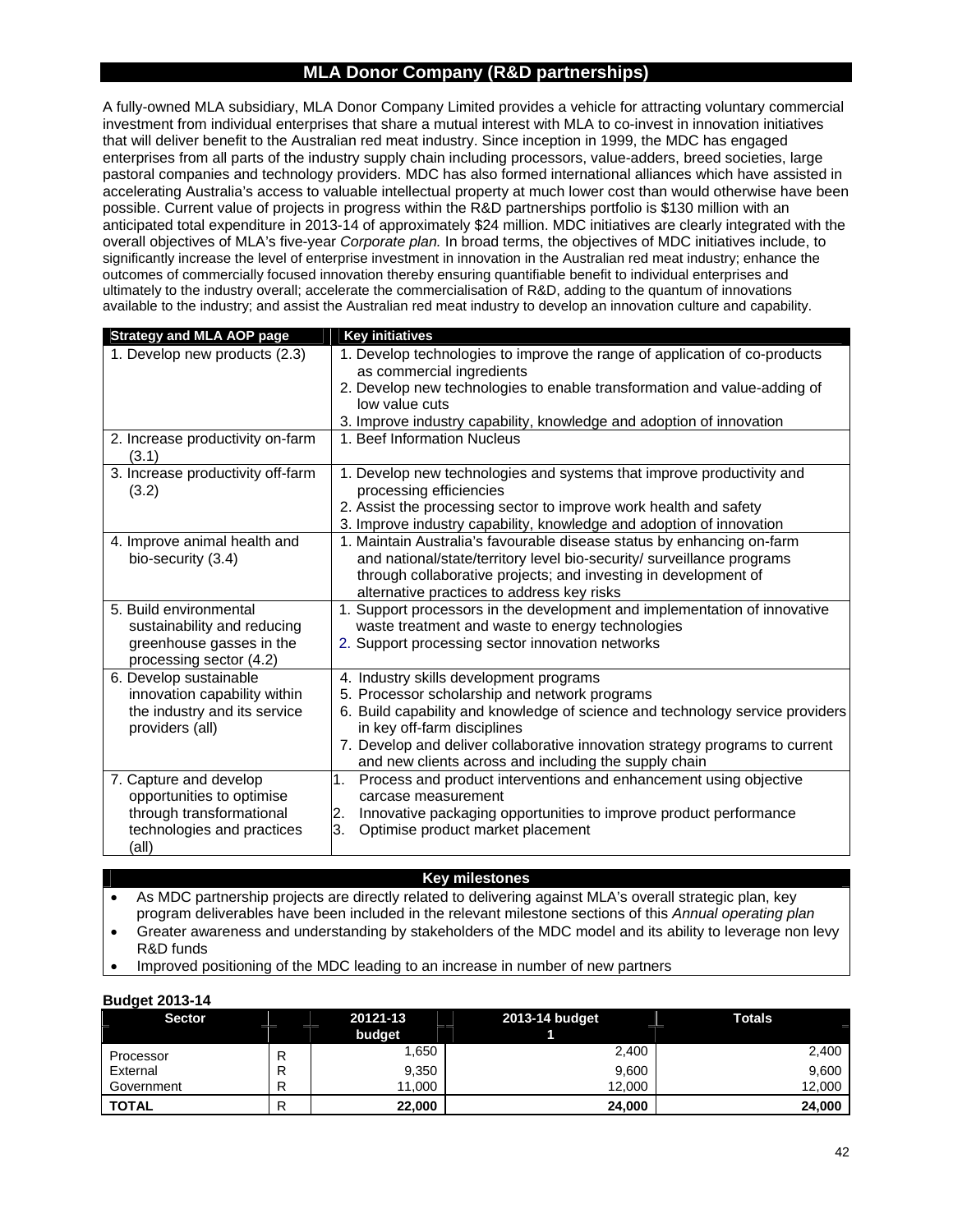## MLA Donor Company (R&D partnerships)

A fully-owned MLA subsidiary, MLA Donor Company Limited provides a vehicle for attracting voluntary commercial investment from individual enterprises that share a mutual interest with MLA to co-invest in innovation initiatives that will deliver benefit to the Australian red meat industry. Since inception in 1999, the MDC has engaged enterprises from all parts of the industry supply chain including processors, value-adders, breed societies, large pastoral companies and technology providers. MDC has also formed international alliances which have assisted in accelerating Australia's access to valuable intellectual property at much lower cost than would otherwise have been possible. Current value of projects in progress within the R&D partnerships portfolio is $130 million with an anticipated total expenditure in 2013-14 of approximately $24 million. MDC initiatives are clearly integrated with the overall objectives of MLA's five-year *Corporate plan.* In broad terms, the objectives of MDC initiatives include, to significantly increase the level of enterprise investment in innovation in the Australian red meat industry; enhance the outcomes of commercially focused innovation thereby ensuring quantifiable benefit to individual enterprises and ultimately to the industry overall; accelerate the commercialisation of R&D, adding to the quantum of innovations available to the industry; and assist the Australian red meat industry to develop an innovation culture and capability.

| Strategy and MLA AOP page | Key initiatives |
|---|---|
| 1. Develop new products (2.3) | 1. Develop technologies to improve the range of application of co-products as commercial ingredients<br>2. Develop new technologies to enable transformation and value-adding of low value cuts<br>3. Improve industry capability, knowledge and adoption of innovation |
| 2. Increase productivity on-farm (3.1) | 1. Beef Information Nucleus |
| 3. Increase productivity off-farm (3.2) | 1. Develop new technologies and systems that improve productivity and processing efficiencies<br>2. Assist the processing sector to improve work health and safety<br>3. Improve industry capability, knowledge and adoption of innovation |
| 4. Improve animal health and bio-security (3.4) | 1. Maintain Australia's favourable disease status by enhancing on-farm and national/state/territory level bio-security/ surveillance programs through collaborative projects; and investing in development of alternative practices to address key risks |
| 5. Build environmental sustainability and reducing greenhouse gasses in the processing sector (4.2) | 1. Support processors in the development and implementation of innovative waste treatment and waste to energy technologies<br>2. Support processing sector innovation networks |
| 6. Develop sustainable innovation capability within the industry and its service providers (all) | 4. Industry skills development programs<br>5. Processor scholarship and network programs<br>6. Build capability and knowledge of science and technology service providers in key off-farm disciplines<br>7. Develop and deliver collaborative innovation strategy programs to current and new clients across and including the supply chain |
| 7. Capture and develop opportunities to optimise through transformational technologies and practices (all) | 1. Process and product interventions and enhancement using objective carcase measurement<br>2. Innovative packaging opportunities to improve product performance<br>3. Optimise product market placement |

**Key milestones**

- As MDC partnership projects are directly related to delivering against MLA's overall strategic plan, key program deliverables have been included in the relevant milestone sections of this *Annual operating plan*
- Greater awareness and understanding by stakeholders of the MDC model and its ability to leverage non levy R&D funds
- Improved positioning of the MDC leading to an increase in number of new partners

**Budget 2013-14**

| Sector | | 20121-13 budget | 2013-14 budget 1 | Totals |
|---|---|---|---|---|
| Processor | R | 1,650 | 2,400 | 2,400 |
| External | R | 9,350 | 9,600 | 9,600 |
| Government | R | 11,000 | 12,000 | 12,000 |
| **TOTAL** | R | **22,000** | **24,000** | **24,000** |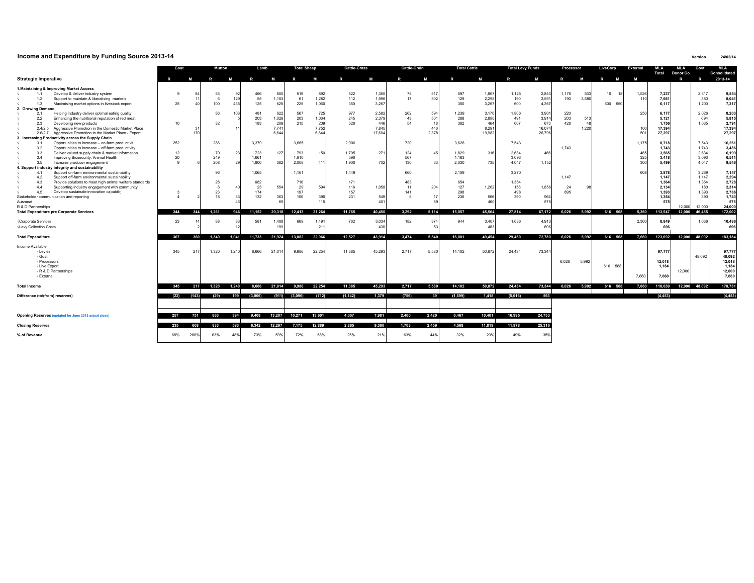## Income and Expenditure by Funding Source 2013-14

Version 24/02/14

| Strategic Imperative | Goat | | Mutton | | Lamb | | Total Sheep | | Cattle-Grass | | Cattle-Grain | | Total Cattle | | Total Levy Funds | | Processor | | LiveCorp | | External | MLA Total | MLA Donor Co | Govt | MLA Consolidated |
|---|---|---|---|---|---|---|---|---|---|---|---|---|---|---|---|---|---|---|---|---|---|---|---|---|---|
| | R | M | R | M | R | M | R | M | R | M | R | M | R | M | R | M | R | M | R | M | M | | R | R | 2013-14 |
| **1.Maintaining & Improving Market Access** | | | | | | | | | | | | | | | | | | | | | | | | | |
| √ 1.1 Develop & deliver industry system | 9 | 84 | 53 | 92 | 466 | 800 | 519 | 892 | 522 | 1,350 | 75 | 517 | 597 | 1,867 | 1,125 | 2,843 | 1,176 | 533 | 16 | 18 | 1,526 | 7,237 | | 2,317 | 9,554 |
| √ 1.2 Support to maintain & liberalising markets | | 11 | 6 | 129 | 55 | 1,153 | 61 | 1,282 | 112 | 1,996 | 17 | 302 | 129 | 2,298 | 190 | 3,591 | 190 | 3,580 | | | 110 | 7,661 | | 380 | 8,041 |
| √ 1.3 Maximising market options in livestock export | 25 | 40 | 100 | 435 | 125 | 625 | 225 | 1,060 | 350 | 3,267 | | | 350 | 3,267 | 600 | 4,367 | | | 600 | 550 | | 6,117 | | 1,200 | 7,317 |
| **2. Growing Demand** | | | | | | | | | | | | | | | | | | | | | | | | | |
| √ 2.1 Helping industry deliver optimal eating quality | | | 86 | 103 | 481 | 622 | 567 | 725 | 977 | 2,582 | 262 | 594 | 1,239 | 3,176 | 1,806 | 3,901 | 220 | | | | 250 | 6,177 | | 2,026 | 8,203 |
| √ 2.2 Enhancing the nutritional reputation of red meat | | | | 5 | 203 | 1,029 | 203 | 1,034 | 245 | 2,379 | 43 | 501 | 288 | 2,880 | 491 | 3,914 | 203 | 513 | | | | 5,121 | | 694 | 5,815 |
| √ 2.3 Developing new products | 10 | | 32 | | 183 | 209 | 215 | 209 | 328 | 446 | 54 | 18 | 382 | 464 | 607 | 673 | 428 | 48 | | | | 1,756 | | 1,035 | 2,791 |
| √ 2.4/2.5 Aggressive Promotion in the Domestic Market Place | | 31 | | 11 | | 7,741 | | 7,752 | | 7,845 | | 446 | | 8,291 | | 16,074 | | 1,220 | | | 100 | 17,394 | | | 17,394 |
| √ 2.6/2.7 Aggressive Promotion in the Market Place - Export | | 170 | | | | 6,644 | | 6,644 | | 17,604 | | 2,378 | | 19,982 | | 26,796 | | | | | 501 | 27,297 | | | 27,297 |
| **3. Increasing Productivity across the Supply Chain** | | | | | | | | | | | | | | | | | | | | | | | | | |
| √ 3.1 Opportunities to increase – on-farm productivit | 252 | | 286 | | 3,379 | | 3,665 | | 2,906 | | 720 | | 3,626 | | 7,543 | | | | | | 1,175 | 8,718 | | 7,543 | 16,261 |
| √ 3.2 Opportunities to increase – off-farm productivity | | | | | | | | | | | | | | | | | 1,743 | | | | | 1,743 | | 1,743 | 3,486 |
| √ 3.3 Deliver valued supply chain & market information | 12 | | 70 | 23 | 723 | 127 | 793 | 150 | 1,705 | 271 | 124 | 45 | 1,829 | 316 | 2,634 | 466 | | | | | 465 | 3,565 | | 2,634 | 6,199 |
| √ 3.4 Improving Biosecurity, Animal Health | 20 | | 249 | | 1,661 | | 1,910 | | 596 | | 567 | | 1,163 | | 3,093 | | | | | | 325 | 3,418 | | 3,093 | 6,511 |
| √ 3.5 Increase producer engagement | 9 | 6 | 208 | 29 | 1,800 | 382 | 2,008 | 411 | 1,900 | 702 | 130 | 33 | 2,030 | 735 | 4,047 | 1,152 | | | | | 300 | 5,499 | | 4,047 | 9,546 |
| **4. Support industry integrity and sustainability** | | | | | | | | | | | | | | | | | | | | | | | | | |
| √ 4.1 Support on-farm environmental sustainability | | | 96 | | 1,065 | | 1,161 | | 1,449 | | 660 | | 2,109 | | 3,270 | | | | | | 608 | 3,878 | | 3,269 | 7,147 |
| √ 4.2 Support off-farm environmental sustainability | | | | | | | | | | | | | | | | | 1,147 | | | | | 1,147 | | 1,147 | 2,294 |
| √ 4.3 Provide solutions to meet high animal welfare standards | | | 28 | | 682 | | 710 | | 171 | | 483 | | 654 | | 1,364 | | | | | | | 1,364 | | 1,364 | 2,728 |
| √ 4.4 Supporting industry engagement with community | | | 6 | 40 | 23 | 554 | 29 | 594 | 116 | 1,058 | 11 | 204 | 127 | 1,262 | 156 | 1,856 | 24 | 98 | | | | 2,134 | | 180 | 2,314 |
| √ 4.5 Develop sustainale innovation capabilit | 3 | | 23 | | 174 | | 197 | | 157 | | 141 | | 298 | | 498 | | 895 | | | | | 1,393 | | 1,393 | 2,786 |
| Stakeholder communication and reporting | 4 | 2 | 18 | 33 | 132 | 363 | 150 | 396 | 231 | 549 | 5 | 17 | 236 | 566 | 390 | 964 | | | | | | 1,354 | | 390 | 1,743 |
| Ausmeat | | | | 46 | | 69 | | 115 | | 401 | | 59 | | 460 | | 575 | | | | | | 575 | | | 575 |
| R & D Partnerships | | | | | | | | | | | | | | | | | | | | | | | 12,000 | 12,000 | 24,000 |
| **Total Expenditure pre Corporate Services** | 344 | 344 | 1,261 | 946 | 11,152 | 20,318 | 12,413 | 21,264 | 11,765 | 40,450 | 3,292 | 5,114 | 15,057 | 45,564 | 27,814 | 67,172 | 6,026 | 5,992 | 616 | 568 | 5,360 | 113,547 | 12,000 | 46,455 | 172,002 |
| √Corporate Services | 23 | 14 | 88 | 83 | 581 | 1,408 | 669 | 1,491 | 762 | 3,034 | 182 | 374 | 944 | 3,407 | 1,636 | 4,913 | | | | | 2,300 | 8,849 | | 1,636 | 10,486 |
| √Levy Collection Costs | | 2 | | 12 | | 199 | | 211 | | 430 | | 53 | | 483 | | 696 | | | | | | 696 | | | 696 |
| **Total Expenditure** | 367 | 360 | 1,349 | 1,041 | 11,733 | 21,924 | 13,082 | 22,966 | 12,527 | 43,914 | 3,474 | 5,540 | 16,001 | 49,454 | 29,450 | 72,780 | 6,026 | 5,992 | 616 | 568 | 7,660 | 123,092 | 12,000 | 48,092 | 183,184 |
| Income Available: | | | | | | | | | | | | | | | | | | | | | | | | | |
| - Levies | 345 | 217 | 1,320 | 1,240 | 8,666 | 21,014 | 9,986 | 22,254 | 11,385 | 45,293 | 2,717 | 5,580 | 14,102 | 50,872 | 24,434 | 73,344 | | | | | | 97,777 | | | 97,777 |
| - Govt | | | | | | | | | | | | | | | | | | | | | | | | 48,092 | 48,092 |
| - Processors | | | | | | | | | | | | | | | | | 6,026 | 5,992 | | | | 12,018 | | | 12,018 |
| - Live Export | | | | | | | | | | | | | | | | | | | 616 | 568 | | 1,184 | | | 1,184 |
| - R & D Partnerships | | | | | | | | | | | | | | | | | | | | | | | 12,000 | | 12,000 |
| - External | | | | | | | | | | | | | | | | | | | | | 7,660 | 7,660 | | | 7,660 |
| **Total Income** | 345 | 217 | 1,320 | 1,240 | 8,666 | 21,014 | 9,986 | 22,254 | 11,385 | 45,293 | 2,717 | 5,580 | 14,102 | 50,872 | 24,434 | 73,344 | 6,026 | 5,992 | 616 | 568 | 7,660 | 118,639 | 12,000 | 48,092 | 178,731 |
| **Difference (to/(from) reserves)** | (22) | (143) | (29) | 199 | (3,066) | (911) | (3,096) | (712) | (1,142) | 1,379 | (756) | 39 | (1,899) | 1,418 | (5,016) | 563 | | | | | | (4,453) | | | (4,453) |
| **Opening Reserves** (updated for June 2013 actual close) | 257 | 751 | 863 | 394 | 9,408 | 13,207 | 10,271 | 13,601 | 4,007 | 7,981 | 2,460 | 2,420 | 6,467 | 10,401 | 16,995 | 24,753 | | | | | | | | | |
| **Closing Reserves** | 235 | 608 | 833 | 593 | 6,342 | 12,297 | 7,175 | 12,889 | 2,865 | 9,360 | 1,703 | 2,459 | 4,568 | 11,819 | 11,978 | 25,316 | | | | | | | | | |
| **% of Revenue** | 68% | 280% | 63% | 48% | 73% | 59% | 72% | 58% | 25% | 21% | 63% | 44% | 32% | 23% | 49% | 35% | | | | | | | | | |